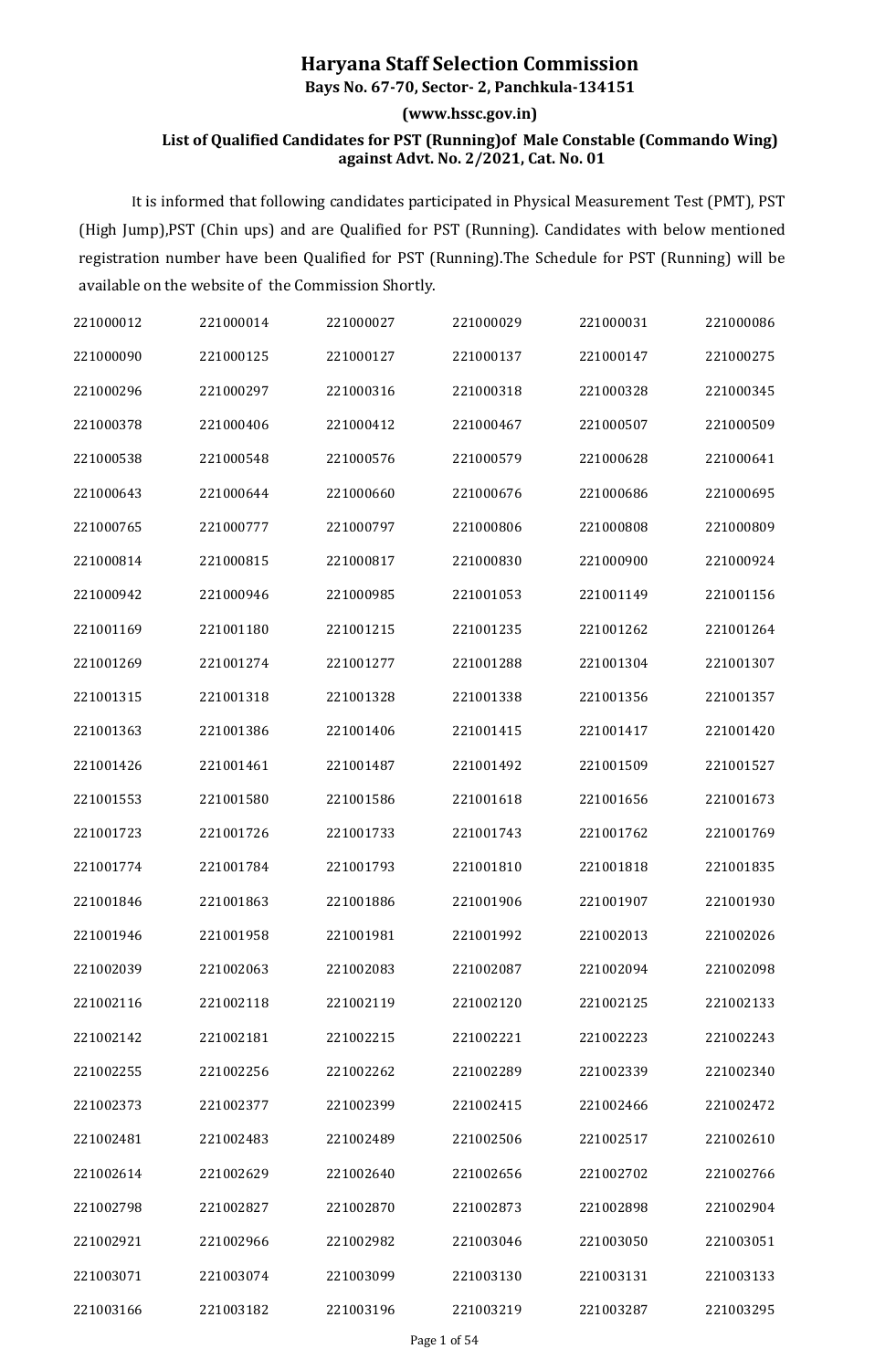# Haryana Staff Selection Commission

**Bays No. 67-70, Sector- 2, Panchkula-134151**

**(www.hssc.gov.in)**

**List of Qualified Candidates for PST (Running)of Male Constable (Commando Wing) against Advt. No. 2/2021, Cat. No. 01**

It is informed that following candidates participated in Physical Measurement Test (PMT), PST (High Jump),PST (Chin ups) and are Qualified for PST (Running). Candidates with below mentioned registration number have been Qualified for PST (Running).The Schedule for PST (Running) will be available on the website of the Commission Shortly.

| | | | | | |
|---|---|---|---|---|---|
| 221000012 | 221000014 | 221000027 | 221000029 | 221000031 | 221000086 |
| 221000090 | 221000125 | 221000127 | 221000137 | 221000147 | 221000275 |
| 221000296 | 221000297 | 221000316 | 221000318 | 221000328 | 221000345 |
| 221000378 | 221000406 | 221000412 | 221000467 | 221000507 | 221000509 |
| 221000538 | 221000548 | 221000576 | 221000579 | 221000628 | 221000641 |
| 221000643 | 221000644 | 221000660 | 221000676 | 221000686 | 221000695 |
| 221000765 | 221000777 | 221000797 | 221000806 | 221000808 | 221000809 |
| 221000814 | 221000815 | 221000817 | 221000830 | 221000900 | 221000924 |
| 221000942 | 221000946 | 221000985 | 221001053 | 221001149 | 221001156 |
| 221001169 | 221001180 | 221001215 | 221001235 | 221001262 | 221001264 |
| 221001269 | 221001274 | 221001277 | 221001288 | 221001304 | 221001307 |
| 221001315 | 221001318 | 221001328 | 221001338 | 221001356 | 221001357 |
| 221001363 | 221001386 | 221001406 | 221001415 | 221001417 | 221001420 |
| 221001426 | 221001461 | 221001487 | 221001492 | 221001509 | 221001527 |
| 221001553 | 221001580 | 221001586 | 221001618 | 221001656 | 221001673 |
| 221001723 | 221001726 | 221001733 | 221001743 | 221001762 | 221001769 |
| 221001774 | 221001784 | 221001793 | 221001810 | 221001818 | 221001835 |
| 221001846 | 221001863 | 221001886 | 221001906 | 221001907 | 221001930 |
| 221001946 | 221001958 | 221001981 | 221001992 | 221002013 | 221002026 |
| 221002039 | 221002063 | 221002083 | 221002087 | 221002094 | 221002098 |
| 221002116 | 221002118 | 221002119 | 221002120 | 221002125 | 221002133 |
| 221002142 | 221002181 | 221002215 | 221002221 | 221002223 | 221002243 |
| 221002255 | 221002256 | 221002262 | 221002289 | 221002339 | 221002340 |
| 221002373 | 221002377 | 221002399 | 221002415 | 221002466 | 221002472 |
| 221002481 | 221002483 | 221002489 | 221002506 | 221002517 | 221002610 |
| 221002614 | 221002629 | 221002640 | 221002656 | 221002702 | 221002766 |
| 221002798 | 221002827 | 221002870 | 221002873 | 221002898 | 221002904 |
| 221002921 | 221002966 | 221002982 | 221003046 | 221003050 | 221003051 |
| 221003071 | 221003074 | 221003099 | 221003130 | 221003131 | 221003133 |
| 221003166 | 221003182 | 221003196 | 221003219 | 221003287 | 221003295 |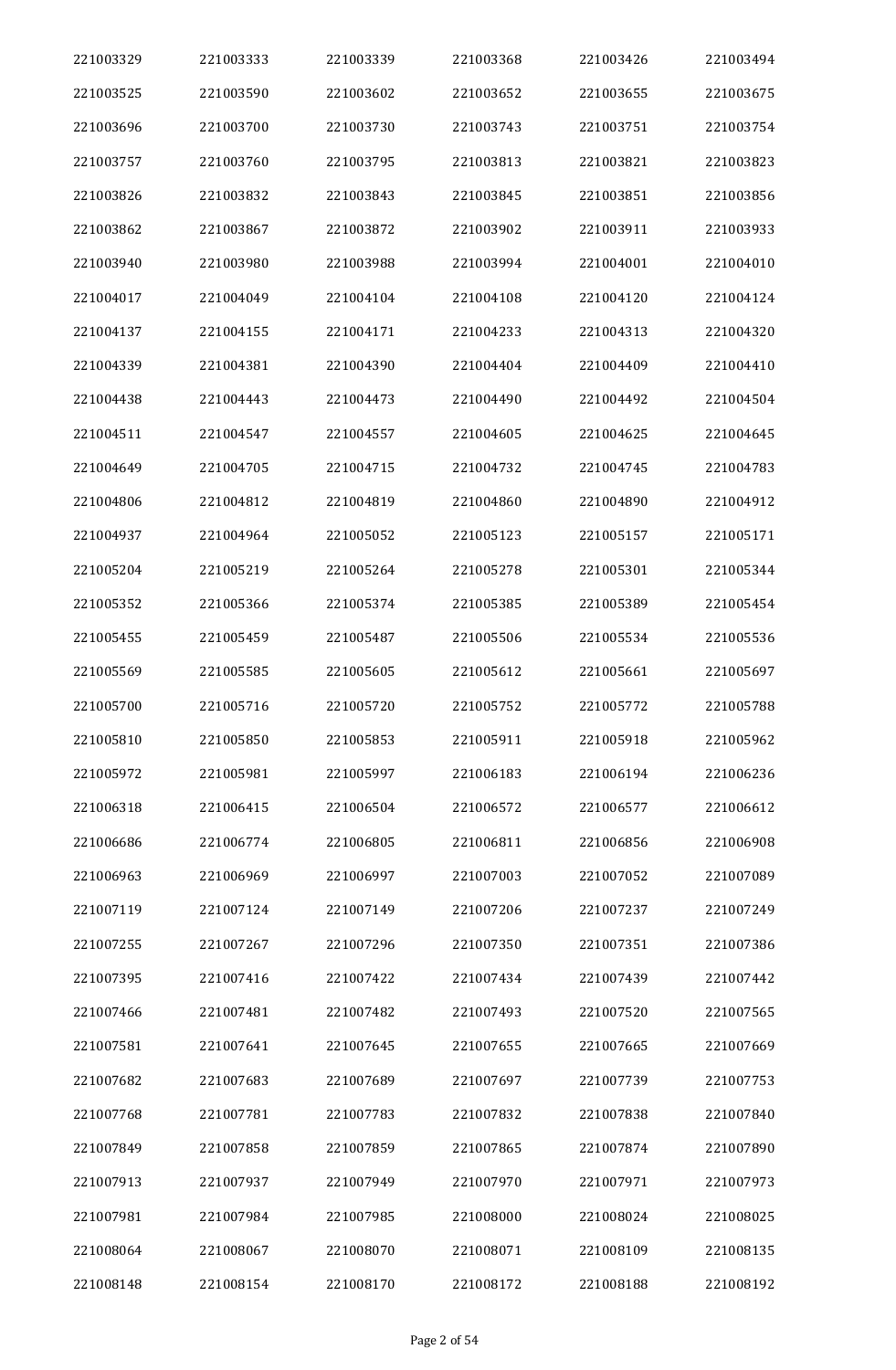| 221003329 | 221003333 | 221003339 | 221003368 | 221003426 | 221003494 |
|---|---|---|---|---|---|
| 221003525 | 221003590 | 221003602 | 221003652 | 221003655 | 221003675 |
| 221003696 | 221003700 | 221003730 | 221003743 | 221003751 | 221003754 |
| 221003757 | 221003760 | 221003795 | 221003813 | 221003821 | 221003823 |
| 221003826 | 221003832 | 221003843 | 221003845 | 221003851 | 221003856 |
| 221003862 | 221003867 | 221003872 | 221003902 | 221003911 | 221003933 |
| 221003940 | 221003980 | 221003988 | 221003994 | 221004001 | 221004010 |
| 221004017 | 221004049 | 221004104 | 221004108 | 221004120 | 221004124 |
| 221004137 | 221004155 | 221004171 | 221004233 | 221004313 | 221004320 |
| 221004339 | 221004381 | 221004390 | 221004404 | 221004409 | 221004410 |
| 221004438 | 221004443 | 221004473 | 221004490 | 221004492 | 221004504 |
| 221004511 | 221004547 | 221004557 | 221004605 | 221004625 | 221004645 |
| 221004649 | 221004705 | 221004715 | 221004732 | 221004745 | 221004783 |
| 221004806 | 221004812 | 221004819 | 221004860 | 221004890 | 221004912 |
| 221004937 | 221004964 | 221005052 | 221005123 | 221005157 | 221005171 |
| 221005204 | 221005219 | 221005264 | 221005278 | 221005301 | 221005344 |
| 221005352 | 221005366 | 221005374 | 221005385 | 221005389 | 221005454 |
| 221005455 | 221005459 | 221005487 | 221005506 | 221005534 | 221005536 |
| 221005569 | 221005585 | 221005605 | 221005612 | 221005661 | 221005697 |
| 221005700 | 221005716 | 221005720 | 221005752 | 221005772 | 221005788 |
| 221005810 | 221005850 | 221005853 | 221005911 | 221005918 | 221005962 |
| 221005972 | 221005981 | 221005997 | 221006183 | 221006194 | 221006236 |
| 221006318 | 221006415 | 221006504 | 221006572 | 221006577 | 221006612 |
| 221006686 | 221006774 | 221006805 | 221006811 | 221006856 | 221006908 |
| 221006963 | 221006969 | 221006997 | 221007003 | 221007052 | 221007089 |
| 221007119 | 221007124 | 221007149 | 221007206 | 221007237 | 221007249 |
| 221007255 | 221007267 | 221007296 | 221007350 | 221007351 | 221007386 |
| 221007395 | 221007416 | 221007422 | 221007434 | 221007439 | 221007442 |
| 221007466 | 221007481 | 221007482 | 221007493 | 221007520 | 221007565 |
| 221007581 | 221007641 | 221007645 | 221007655 | 221007665 | 221007669 |
| 221007682 | 221007683 | 221007689 | 221007697 | 221007739 | 221007753 |
| 221007768 | 221007781 | 221007783 | 221007832 | 221007838 | 221007840 |
| 221007849 | 221007858 | 221007859 | 221007865 | 221007874 | 221007890 |
| 221007913 | 221007937 | 221007949 | 221007970 | 221007971 | 221007973 |
| 221007981 | 221007984 | 221007985 | 221008000 | 221008024 | 221008025 |
| 221008064 | 221008067 | 221008070 | 221008071 | 221008109 | 221008135 |
| 221008148 | 221008154 | 221008170 | 221008172 | 221008188 | 221008192 |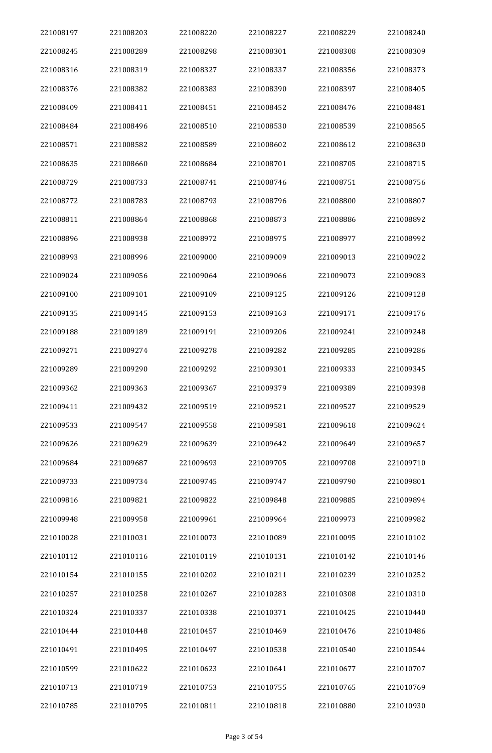| 221008197 | 221008203 | 221008220 | 221008227 | 221008229 | 221008240 |
|---|---|---|---|---|---|
| 221008245 | 221008289 | 221008298 | 221008301 | 221008308 | 221008309 |
| 221008316 | 221008319 | 221008327 | 221008337 | 221008356 | 221008373 |
| 221008376 | 221008382 | 221008383 | 221008390 | 221008397 | 221008405 |
| 221008409 | 221008411 | 221008451 | 221008452 | 221008476 | 221008481 |
| 221008484 | 221008496 | 221008510 | 221008530 | 221008539 | 221008565 |
| 221008571 | 221008582 | 221008589 | 221008602 | 221008612 | 221008630 |
| 221008635 | 221008660 | 221008684 | 221008701 | 221008705 | 221008715 |
| 221008729 | 221008733 | 221008741 | 221008746 | 221008751 | 221008756 |
| 221008772 | 221008783 | 221008793 | 221008796 | 221008800 | 221008807 |
| 221008811 | 221008864 | 221008868 | 221008873 | 221008886 | 221008892 |
| 221008896 | 221008938 | 221008972 | 221008975 | 221008977 | 221008992 |
| 221008993 | 221008996 | 221009000 | 221009009 | 221009013 | 221009022 |
| 221009024 | 221009056 | 221009064 | 221009066 | 221009073 | 221009083 |
| 221009100 | 221009101 | 221009109 | 221009125 | 221009126 | 221009128 |
| 221009135 | 221009145 | 221009153 | 221009163 | 221009171 | 221009176 |
| 221009188 | 221009189 | 221009191 | 221009206 | 221009241 | 221009248 |
| 221009271 | 221009274 | 221009278 | 221009282 | 221009285 | 221009286 |
| 221009289 | 221009290 | 221009292 | 221009301 | 221009333 | 221009345 |
| 221009362 | 221009363 | 221009367 | 221009379 | 221009389 | 221009398 |
| 221009411 | 221009432 | 221009519 | 221009521 | 221009527 | 221009529 |
| 221009533 | 221009547 | 221009558 | 221009581 | 221009618 | 221009624 |
| 221009626 | 221009629 | 221009639 | 221009642 | 221009649 | 221009657 |
| 221009684 | 221009687 | 221009693 | 221009705 | 221009708 | 221009710 |
| 221009733 | 221009734 | 221009745 | 221009747 | 221009790 | 221009801 |
| 221009816 | 221009821 | 221009822 | 221009848 | 221009885 | 221009894 |
| 221009948 | 221009958 | 221009961 | 221009964 | 221009973 | 221009982 |
| 221010028 | 221010031 | 221010073 | 221010089 | 221010095 | 221010102 |
| 221010112 | 221010116 | 221010119 | 221010131 | 221010142 | 221010146 |
| 221010154 | 221010155 | 221010202 | 221010211 | 221010239 | 221010252 |
| 221010257 | 221010258 | 221010267 | 221010283 | 221010308 | 221010310 |
| 221010324 | 221010337 | 221010338 | 221010371 | 221010425 | 221010440 |
| 221010444 | 221010448 | 221010457 | 221010469 | 221010476 | 221010486 |
| 221010491 | 221010495 | 221010497 | 221010538 | 221010540 | 221010544 |
| 221010599 | 221010622 | 221010623 | 221010641 | 221010677 | 221010707 |
| 221010713 | 221010719 | 221010753 | 221010755 | 221010765 | 221010769 |
| 221010785 | 221010795 | 221010811 | 221010818 | 221010880 | 221010930 |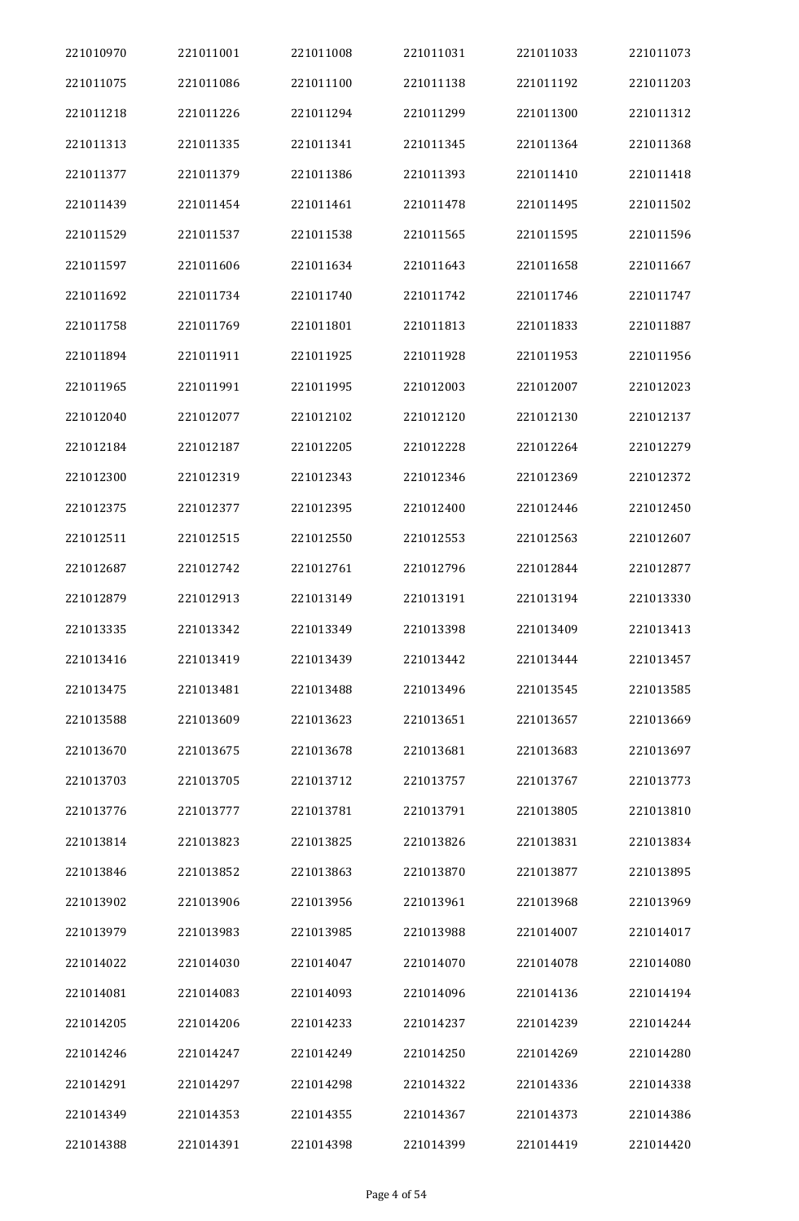| 221010970 | 221011001 | 221011008 | 221011031 | 221011033 | 221011073 |
|---|---|---|---|---|---|
| 221011075 | 221011086 | 221011100 | 221011138 | 221011192 | 221011203 |
| 221011218 | 221011226 | 221011294 | 221011299 | 221011300 | 221011312 |
| 221011313 | 221011335 | 221011341 | 221011345 | 221011364 | 221011368 |
| 221011377 | 221011379 | 221011386 | 221011393 | 221011410 | 221011418 |
| 221011439 | 221011454 | 221011461 | 221011478 | 221011495 | 221011502 |
| 221011529 | 221011537 | 221011538 | 221011565 | 221011595 | 221011596 |
| 221011597 | 221011606 | 221011634 | 221011643 | 221011658 | 221011667 |
| 221011692 | 221011734 | 221011740 | 221011742 | 221011746 | 221011747 |
| 221011758 | 221011769 | 221011801 | 221011813 | 221011833 | 221011887 |
| 221011894 | 221011911 | 221011925 | 221011928 | 221011953 | 221011956 |
| 221011965 | 221011991 | 221011995 | 221012003 | 221012007 | 221012023 |
| 221012040 | 221012077 | 221012102 | 221012120 | 221012130 | 221012137 |
| 221012184 | 221012187 | 221012205 | 221012228 | 221012264 | 221012279 |
| 221012300 | 221012319 | 221012343 | 221012346 | 221012369 | 221012372 |
| 221012375 | 221012377 | 221012395 | 221012400 | 221012446 | 221012450 |
| 221012511 | 221012515 | 221012550 | 221012553 | 221012563 | 221012607 |
| 221012687 | 221012742 | 221012761 | 221012796 | 221012844 | 221012877 |
| 221012879 | 221012913 | 221013149 | 221013191 | 221013194 | 221013330 |
| 221013335 | 221013342 | 221013349 | 221013398 | 221013409 | 221013413 |
| 221013416 | 221013419 | 221013439 | 221013442 | 221013444 | 221013457 |
| 221013475 | 221013481 | 221013488 | 221013496 | 221013545 | 221013585 |
| 221013588 | 221013609 | 221013623 | 221013651 | 221013657 | 221013669 |
| 221013670 | 221013675 | 221013678 | 221013681 | 221013683 | 221013697 |
| 221013703 | 221013705 | 221013712 | 221013757 | 221013767 | 221013773 |
| 221013776 | 221013777 | 221013781 | 221013791 | 221013805 | 221013810 |
| 221013814 | 221013823 | 221013825 | 221013826 | 221013831 | 221013834 |
| 221013846 | 221013852 | 221013863 | 221013870 | 221013877 | 221013895 |
| 221013902 | 221013906 | 221013956 | 221013961 | 221013968 | 221013969 |
| 221013979 | 221013983 | 221013985 | 221013988 | 221014007 | 221014017 |
| 221014022 | 221014030 | 221014047 | 221014070 | 221014078 | 221014080 |
| 221014081 | 221014083 | 221014093 | 221014096 | 221014136 | 221014194 |
| 221014205 | 221014206 | 221014233 | 221014237 | 221014239 | 221014244 |
| 221014246 | 221014247 | 221014249 | 221014250 | 221014269 | 221014280 |
| 221014291 | 221014297 | 221014298 | 221014322 | 221014336 | 221014338 |
| 221014349 | 221014353 | 221014355 | 221014367 | 221014373 | 221014386 |
| 221014388 | 221014391 | 221014398 | 221014399 | 221014419 | 221014420 |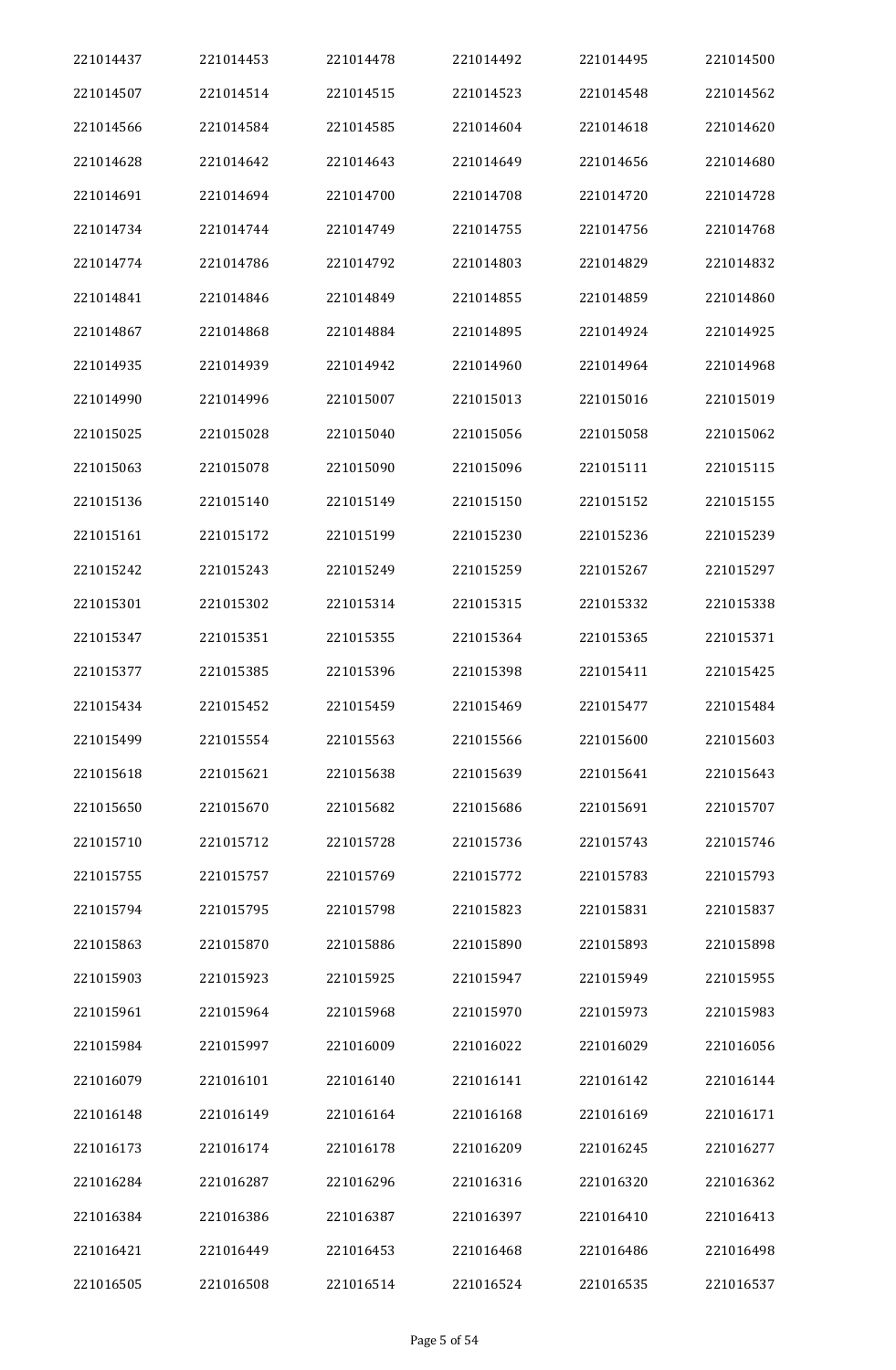| | | | | | |
|---|---|---|---|---|---|
| 221014437 | 221014453 | 221014478 | 221014492 | 221014495 | 221014500 |
| 221014507 | 221014514 | 221014515 | 221014523 | 221014548 | 221014562 |
| 221014566 | 221014584 | 221014585 | 221014604 | 221014618 | 221014620 |
| 221014628 | 221014642 | 221014643 | 221014649 | 221014656 | 221014680 |
| 221014691 | 221014694 | 221014700 | 221014708 | 221014720 | 221014728 |
| 221014734 | 221014744 | 221014749 | 221014755 | 221014756 | 221014768 |
| 221014774 | 221014786 | 221014792 | 221014803 | 221014829 | 221014832 |
| 221014841 | 221014846 | 221014849 | 221014855 | 221014859 | 221014860 |
| 221014867 | 221014868 | 221014884 | 221014895 | 221014924 | 221014925 |
| 221014935 | 221014939 | 221014942 | 221014960 | 221014964 | 221014968 |
| 221014990 | 221014996 | 221015007 | 221015013 | 221015016 | 221015019 |
| 221015025 | 221015028 | 221015040 | 221015056 | 221015058 | 221015062 |
| 221015063 | 221015078 | 221015090 | 221015096 | 221015111 | 221015115 |
| 221015136 | 221015140 | 221015149 | 221015150 | 221015152 | 221015155 |
| 221015161 | 221015172 | 221015199 | 221015230 | 221015236 | 221015239 |
| 221015242 | 221015243 | 221015249 | 221015259 | 221015267 | 221015297 |
| 221015301 | 221015302 | 221015314 | 221015315 | 221015332 | 221015338 |
| 221015347 | 221015351 | 221015355 | 221015364 | 221015365 | 221015371 |
| 221015377 | 221015385 | 221015396 | 221015398 | 221015411 | 221015425 |
| 221015434 | 221015452 | 221015459 | 221015469 | 221015477 | 221015484 |
| 221015499 | 221015554 | 221015563 | 221015566 | 221015600 | 221015603 |
| 221015618 | 221015621 | 221015638 | 221015639 | 221015641 | 221015643 |
| 221015650 | 221015670 | 221015682 | 221015686 | 221015691 | 221015707 |
| 221015710 | 221015712 | 221015728 | 221015736 | 221015743 | 221015746 |
| 221015755 | 221015757 | 221015769 | 221015772 | 221015783 | 221015793 |
| 221015794 | 221015795 | 221015798 | 221015823 | 221015831 | 221015837 |
| 221015863 | 221015870 | 221015886 | 221015890 | 221015893 | 221015898 |
| 221015903 | 221015923 | 221015925 | 221015947 | 221015949 | 221015955 |
| 221015961 | 221015964 | 221015968 | 221015970 | 221015973 | 221015983 |
| 221015984 | 221015997 | 221016009 | 221016022 | 221016029 | 221016056 |
| 221016079 | 221016101 | 221016140 | 221016141 | 221016142 | 221016144 |
| 221016148 | 221016149 | 221016164 | 221016168 | 221016169 | 221016171 |
| 221016173 | 221016174 | 221016178 | 221016209 | 221016245 | 221016277 |
| 221016284 | 221016287 | 221016296 | 221016316 | 221016320 | 221016362 |
| 221016384 | 221016386 | 221016387 | 221016397 | 221016410 | 221016413 |
| 221016421 | 221016449 | 221016453 | 221016468 | 221016486 | 221016498 |
| 221016505 | 221016508 | 221016514 | 221016524 | 221016535 | 221016537 |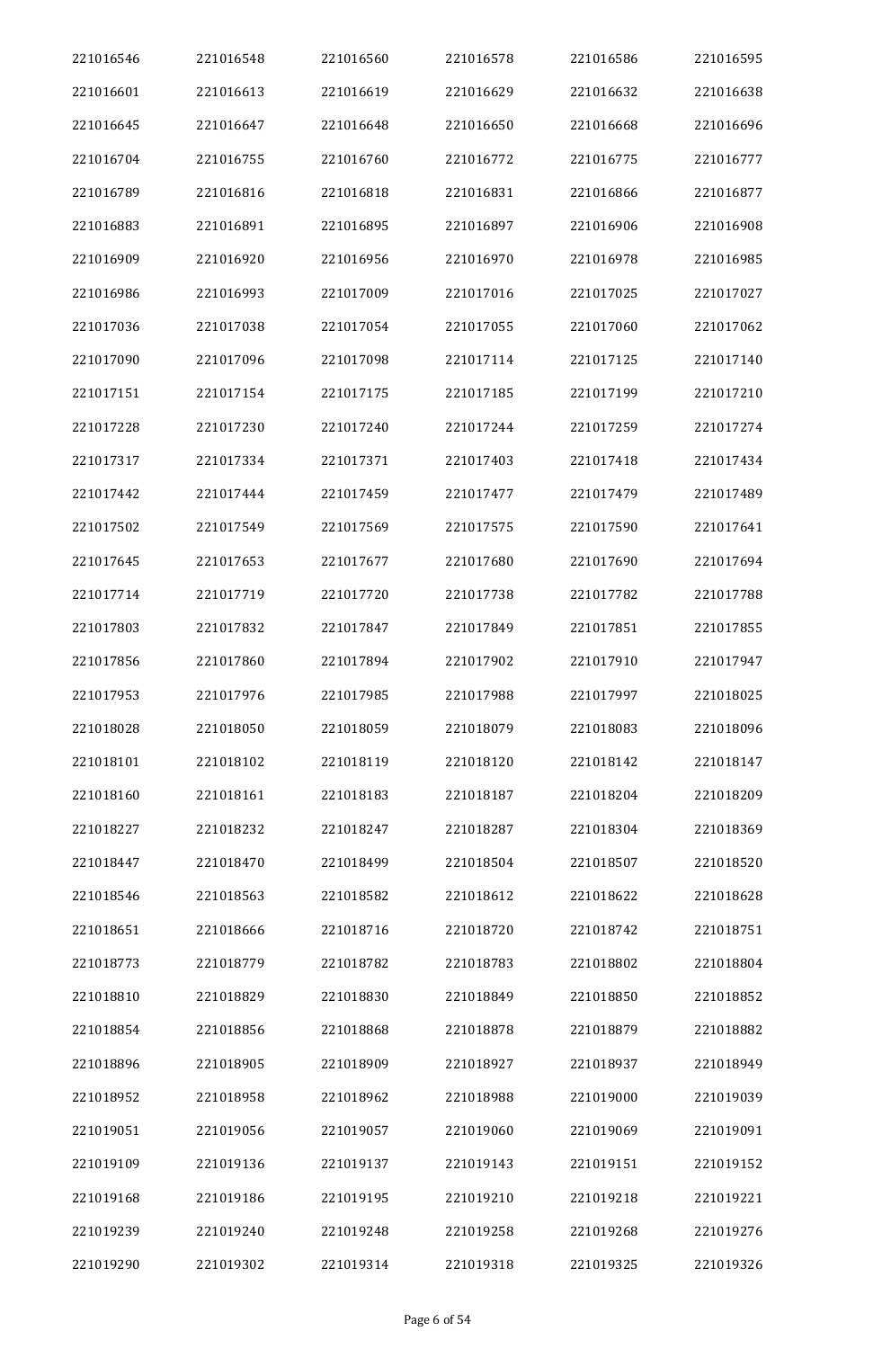| 221016546 | 221016548 | 221016560 | 221016578 | 221016586 | 221016595 |
|---|---|---|---|---|---|
| 221016601 | 221016613 | 221016619 | 221016629 | 221016632 | 221016638 |
| 221016645 | 221016647 | 221016648 | 221016650 | 221016668 | 221016696 |
| 221016704 | 221016755 | 221016760 | 221016772 | 221016775 | 221016777 |
| 221016789 | 221016816 | 221016818 | 221016831 | 221016866 | 221016877 |
| 221016883 | 221016891 | 221016895 | 221016897 | 221016906 | 221016908 |
| 221016909 | 221016920 | 221016956 | 221016970 | 221016978 | 221016985 |
| 221016986 | 221016993 | 221017009 | 221017016 | 221017025 | 221017027 |
| 221017036 | 221017038 | 221017054 | 221017055 | 221017060 | 221017062 |
| 221017090 | 221017096 | 221017098 | 221017114 | 221017125 | 221017140 |
| 221017151 | 221017154 | 221017175 | 221017185 | 221017199 | 221017210 |
| 221017228 | 221017230 | 221017240 | 221017244 | 221017259 | 221017274 |
| 221017317 | 221017334 | 221017371 | 221017403 | 221017418 | 221017434 |
| 221017442 | 221017444 | 221017459 | 221017477 | 221017479 | 221017489 |
| 221017502 | 221017549 | 221017569 | 221017575 | 221017590 | 221017641 |
| 221017645 | 221017653 | 221017677 | 221017680 | 221017690 | 221017694 |
| 221017714 | 221017719 | 221017720 | 221017738 | 221017782 | 221017788 |
| 221017803 | 221017832 | 221017847 | 221017849 | 221017851 | 221017855 |
| 221017856 | 221017860 | 221017894 | 221017902 | 221017910 | 221017947 |
| 221017953 | 221017976 | 221017985 | 221017988 | 221017997 | 221018025 |
| 221018028 | 221018050 | 221018059 | 221018079 | 221018083 | 221018096 |
| 221018101 | 221018102 | 221018119 | 221018120 | 221018142 | 221018147 |
| 221018160 | 221018161 | 221018183 | 221018187 | 221018204 | 221018209 |
| 221018227 | 221018232 | 221018247 | 221018287 | 221018304 | 221018369 |
| 221018447 | 221018470 | 221018499 | 221018504 | 221018507 | 221018520 |
| 221018546 | 221018563 | 221018582 | 221018612 | 221018622 | 221018628 |
| 221018651 | 221018666 | 221018716 | 221018720 | 221018742 | 221018751 |
| 221018773 | 221018779 | 221018782 | 221018783 | 221018802 | 221018804 |
| 221018810 | 221018829 | 221018830 | 221018849 | 221018850 | 221018852 |
| 221018854 | 221018856 | 221018868 | 221018878 | 221018879 | 221018882 |
| 221018896 | 221018905 | 221018909 | 221018927 | 221018937 | 221018949 |
| 221018952 | 221018958 | 221018962 | 221018988 | 221019000 | 221019039 |
| 221019051 | 221019056 | 221019057 | 221019060 | 221019069 | 221019091 |
| 221019109 | 221019136 | 221019137 | 221019143 | 221019151 | 221019152 |
| 221019168 | 221019186 | 221019195 | 221019210 | 221019218 | 221019221 |
| 221019239 | 221019240 | 221019248 | 221019258 | 221019268 | 221019276 |
| 221019290 | 221019302 | 221019314 | 221019318 | 221019325 | 221019326 |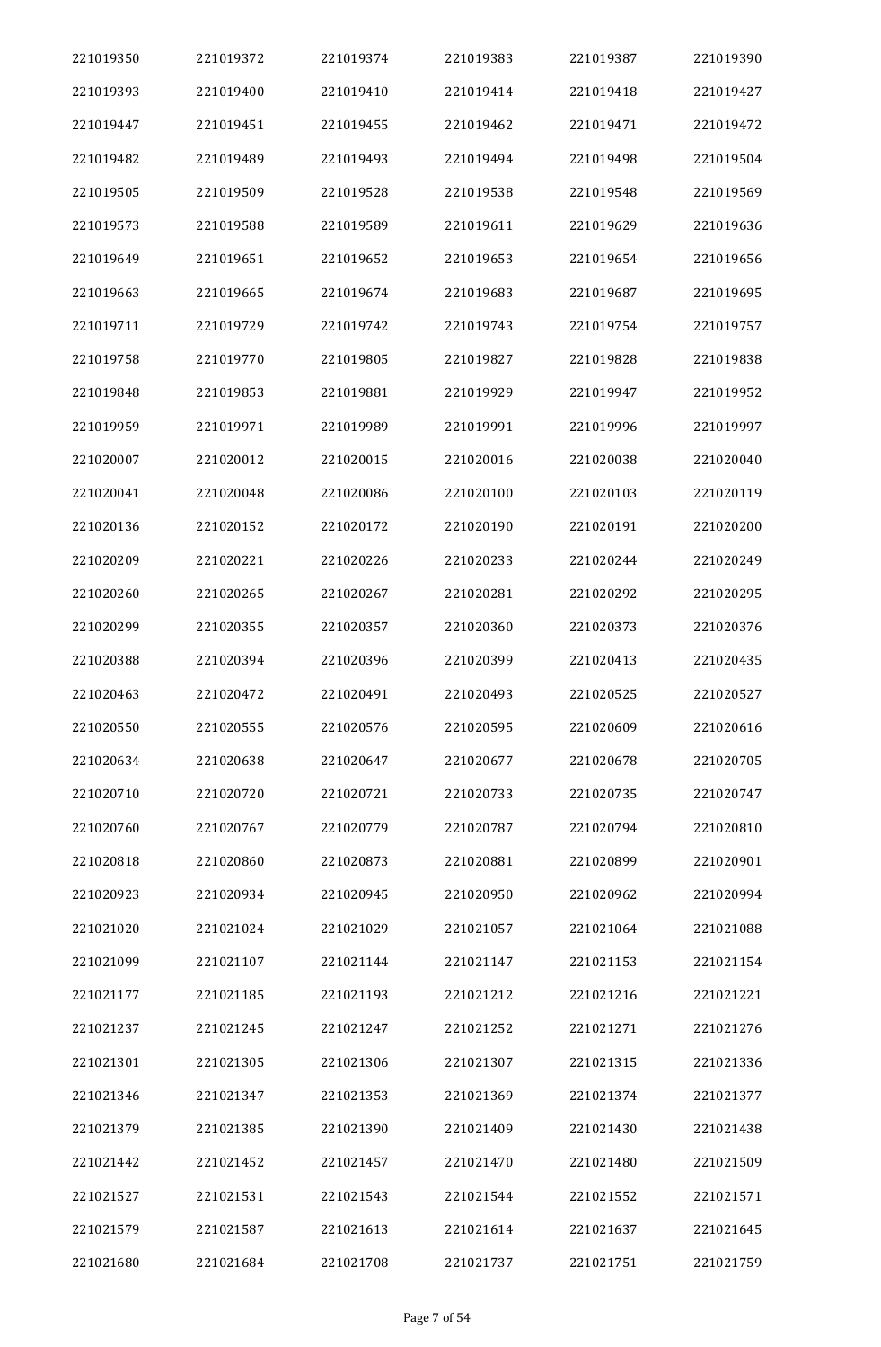| 221019350 | 221019372 | 221019374 | 221019383 | 221019387 | 221019390 |
|---|---|---|---|---|---|
| 221019393 | 221019400 | 221019410 | 221019414 | 221019418 | 221019427 |
| 221019447 | 221019451 | 221019455 | 221019462 | 221019471 | 221019472 |
| 221019482 | 221019489 | 221019493 | 221019494 | 221019498 | 221019504 |
| 221019505 | 221019509 | 221019528 | 221019538 | 221019548 | 221019569 |
| 221019573 | 221019588 | 221019589 | 221019611 | 221019629 | 221019636 |
| 221019649 | 221019651 | 221019652 | 221019653 | 221019654 | 221019656 |
| 221019663 | 221019665 | 221019674 | 221019683 | 221019687 | 221019695 |
| 221019711 | 221019729 | 221019742 | 221019743 | 221019754 | 221019757 |
| 221019758 | 221019770 | 221019805 | 221019827 | 221019828 | 221019838 |
| 221019848 | 221019853 | 221019881 | 221019929 | 221019947 | 221019952 |
| 221019959 | 221019971 | 221019989 | 221019991 | 221019996 | 221019997 |
| 221020007 | 221020012 | 221020015 | 221020016 | 221020038 | 221020040 |
| 221020041 | 221020048 | 221020086 | 221020100 | 221020103 | 221020119 |
| 221020136 | 221020152 | 221020172 | 221020190 | 221020191 | 221020200 |
| 221020209 | 221020221 | 221020226 | 221020233 | 221020244 | 221020249 |
| 221020260 | 221020265 | 221020267 | 221020281 | 221020292 | 221020295 |
| 221020299 | 221020355 | 221020357 | 221020360 | 221020373 | 221020376 |
| 221020388 | 221020394 | 221020396 | 221020399 | 221020413 | 221020435 |
| 221020463 | 221020472 | 221020491 | 221020493 | 221020525 | 221020527 |
| 221020550 | 221020555 | 221020576 | 221020595 | 221020609 | 221020616 |
| 221020634 | 221020638 | 221020647 | 221020677 | 221020678 | 221020705 |
| 221020710 | 221020720 | 221020721 | 221020733 | 221020735 | 221020747 |
| 221020760 | 221020767 | 221020779 | 221020787 | 221020794 | 221020810 |
| 221020818 | 221020860 | 221020873 | 221020881 | 221020899 | 221020901 |
| 221020923 | 221020934 | 221020945 | 221020950 | 221020962 | 221020994 |
| 221021020 | 221021024 | 221021029 | 221021057 | 221021064 | 221021088 |
| 221021099 | 221021107 | 221021144 | 221021147 | 221021153 | 221021154 |
| 221021177 | 221021185 | 221021193 | 221021212 | 221021216 | 221021221 |
| 221021237 | 221021245 | 221021247 | 221021252 | 221021271 | 221021276 |
| 221021301 | 221021305 | 221021306 | 221021307 | 221021315 | 221021336 |
| 221021346 | 221021347 | 221021353 | 221021369 | 221021374 | 221021377 |
| 221021379 | 221021385 | 221021390 | 221021409 | 221021430 | 221021438 |
| 221021442 | 221021452 | 221021457 | 221021470 | 221021480 | 221021509 |
| 221021527 | 221021531 | 221021543 | 221021544 | 221021552 | 221021571 |
| 221021579 | 221021587 | 221021613 | 221021614 | 221021637 | 221021645 |
| 221021680 | 221021684 | 221021708 | 221021737 | 221021751 | 221021759 |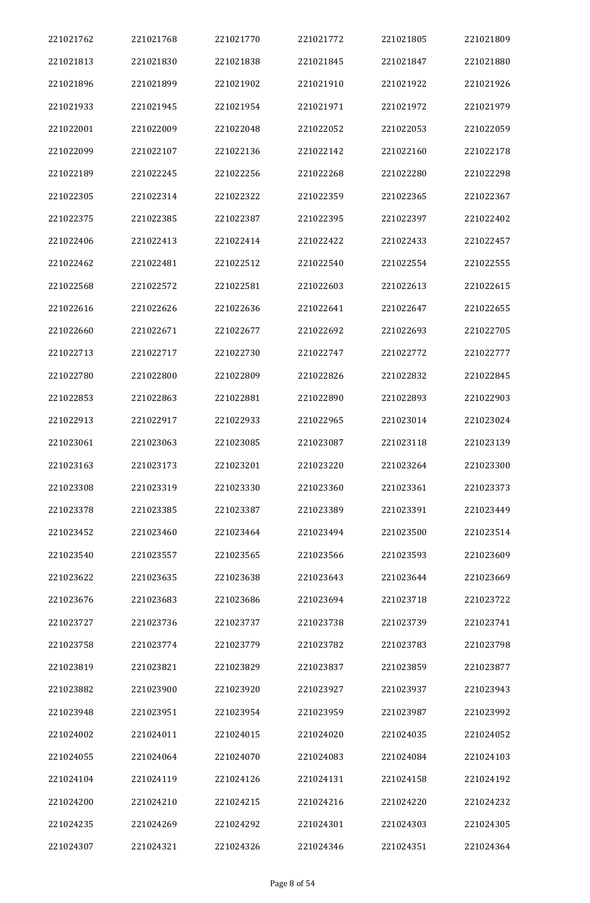| 221021762 | 221021768 | 221021770 | 221021772 | 221021805 | 221021809 |
|---|---|---|---|---|---|
| 221021813 | 221021830 | 221021838 | 221021845 | 221021847 | 221021880 |
| 221021896 | 221021899 | 221021902 | 221021910 | 221021922 | 221021926 |
| 221021933 | 221021945 | 221021954 | 221021971 | 221021972 | 221021979 |
| 221022001 | 221022009 | 221022048 | 221022052 | 221022053 | 221022059 |
| 221022099 | 221022107 | 221022136 | 221022142 | 221022160 | 221022178 |
| 221022189 | 221022245 | 221022256 | 221022268 | 221022280 | 221022298 |
| 221022305 | 221022314 | 221022322 | 221022359 | 221022365 | 221022367 |
| 221022375 | 221022385 | 221022387 | 221022395 | 221022397 | 221022402 |
| 221022406 | 221022413 | 221022414 | 221022422 | 221022433 | 221022457 |
| 221022462 | 221022481 | 221022512 | 221022540 | 221022554 | 221022555 |
| 221022568 | 221022572 | 221022581 | 221022603 | 221022613 | 221022615 |
| 221022616 | 221022626 | 221022636 | 221022641 | 221022647 | 221022655 |
| 221022660 | 221022671 | 221022677 | 221022692 | 221022693 | 221022705 |
| 221022713 | 221022717 | 221022730 | 221022747 | 221022772 | 221022777 |
| 221022780 | 221022800 | 221022809 | 221022826 | 221022832 | 221022845 |
| 221022853 | 221022863 | 221022881 | 221022890 | 221022893 | 221022903 |
| 221022913 | 221022917 | 221022933 | 221022965 | 221023014 | 221023024 |
| 221023061 | 221023063 | 221023085 | 221023087 | 221023118 | 221023139 |
| 221023163 | 221023173 | 221023201 | 221023220 | 221023264 | 221023300 |
| 221023308 | 221023319 | 221023330 | 221023360 | 221023361 | 221023373 |
| 221023378 | 221023385 | 221023387 | 221023389 | 221023391 | 221023449 |
| 221023452 | 221023460 | 221023464 | 221023494 | 221023500 | 221023514 |
| 221023540 | 221023557 | 221023565 | 221023566 | 221023593 | 221023609 |
| 221023622 | 221023635 | 221023638 | 221023643 | 221023644 | 221023669 |
| 221023676 | 221023683 | 221023686 | 221023694 | 221023718 | 221023722 |
| 221023727 | 221023736 | 221023737 | 221023738 | 221023739 | 221023741 |
| 221023758 | 221023774 | 221023779 | 221023782 | 221023783 | 221023798 |
| 221023819 | 221023821 | 221023829 | 221023837 | 221023859 | 221023877 |
| 221023882 | 221023900 | 221023920 | 221023927 | 221023937 | 221023943 |
| 221023948 | 221023951 | 221023954 | 221023959 | 221023987 | 221023992 |
| 221024002 | 221024011 | 221024015 | 221024020 | 221024035 | 221024052 |
| 221024055 | 221024064 | 221024070 | 221024083 | 221024084 | 221024103 |
| 221024104 | 221024119 | 221024126 | 221024131 | 221024158 | 221024192 |
| 221024200 | 221024210 | 221024215 | 221024216 | 221024220 | 221024232 |
| 221024235 | 221024269 | 221024292 | 221024301 | 221024303 | 221024305 |
| 221024307 | 221024321 | 221024326 | 221024346 | 221024351 | 221024364 |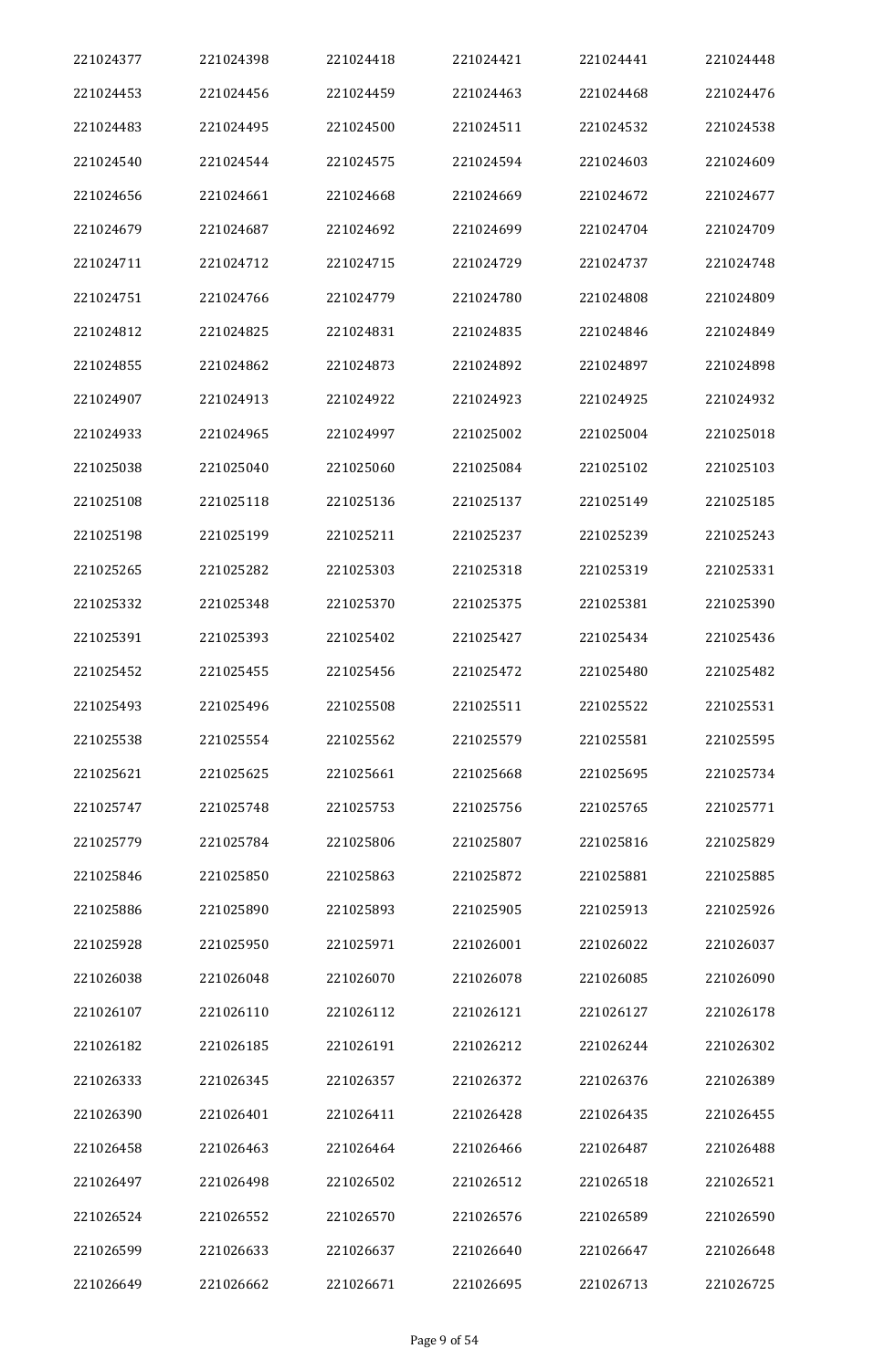| | | | | | |
|---|---|---|---|---|---|
| 221024377 | 221024398 | 221024418 | 221024421 | 221024441 | 221024448 |
| 221024453 | 221024456 | 221024459 | 221024463 | 221024468 | 221024476 |
| 221024483 | 221024495 | 221024500 | 221024511 | 221024532 | 221024538 |
| 221024540 | 221024544 | 221024575 | 221024594 | 221024603 | 221024609 |
| 221024656 | 221024661 | 221024668 | 221024669 | 221024672 | 221024677 |
| 221024679 | 221024687 | 221024692 | 221024699 | 221024704 | 221024709 |
| 221024711 | 221024712 | 221024715 | 221024729 | 221024737 | 221024748 |
| 221024751 | 221024766 | 221024779 | 221024780 | 221024808 | 221024809 |
| 221024812 | 221024825 | 221024831 | 221024835 | 221024846 | 221024849 |
| 221024855 | 221024862 | 221024873 | 221024892 | 221024897 | 221024898 |
| 221024907 | 221024913 | 221024922 | 221024923 | 221024925 | 221024932 |
| 221024933 | 221024965 | 221024997 | 221025002 | 221025004 | 221025018 |
| 221025038 | 221025040 | 221025060 | 221025084 | 221025102 | 221025103 |
| 221025108 | 221025118 | 221025136 | 221025137 | 221025149 | 221025185 |
| 221025198 | 221025199 | 221025211 | 221025237 | 221025239 | 221025243 |
| 221025265 | 221025282 | 221025303 | 221025318 | 221025319 | 221025331 |
| 221025332 | 221025348 | 221025370 | 221025375 | 221025381 | 221025390 |
| 221025391 | 221025393 | 221025402 | 221025427 | 221025434 | 221025436 |
| 221025452 | 221025455 | 221025456 | 221025472 | 221025480 | 221025482 |
| 221025493 | 221025496 | 221025508 | 221025511 | 221025522 | 221025531 |
| 221025538 | 221025554 | 221025562 | 221025579 | 221025581 | 221025595 |
| 221025621 | 221025625 | 221025661 | 221025668 | 221025695 | 221025734 |
| 221025747 | 221025748 | 221025753 | 221025756 | 221025765 | 221025771 |
| 221025779 | 221025784 | 221025806 | 221025807 | 221025816 | 221025829 |
| 221025846 | 221025850 | 221025863 | 221025872 | 221025881 | 221025885 |
| 221025886 | 221025890 | 221025893 | 221025905 | 221025913 | 221025926 |
| 221025928 | 221025950 | 221025971 | 221026001 | 221026022 | 221026037 |
| 221026038 | 221026048 | 221026070 | 221026078 | 221026085 | 221026090 |
| 221026107 | 221026110 | 221026112 | 221026121 | 221026127 | 221026178 |
| 221026182 | 221026185 | 221026191 | 221026212 | 221026244 | 221026302 |
| 221026333 | 221026345 | 221026357 | 221026372 | 221026376 | 221026389 |
| 221026390 | 221026401 | 221026411 | 221026428 | 221026435 | 221026455 |
| 221026458 | 221026463 | 221026464 | 221026466 | 221026487 | 221026488 |
| 221026497 | 221026498 | 221026502 | 221026512 | 221026518 | 221026521 |
| 221026524 | 221026552 | 221026570 | 221026576 | 221026589 | 221026590 |
| 221026599 | 221026633 | 221026637 | 221026640 | 221026647 | 221026648 |
| 221026649 | 221026662 | 221026671 | 221026695 | 221026713 | 221026725 |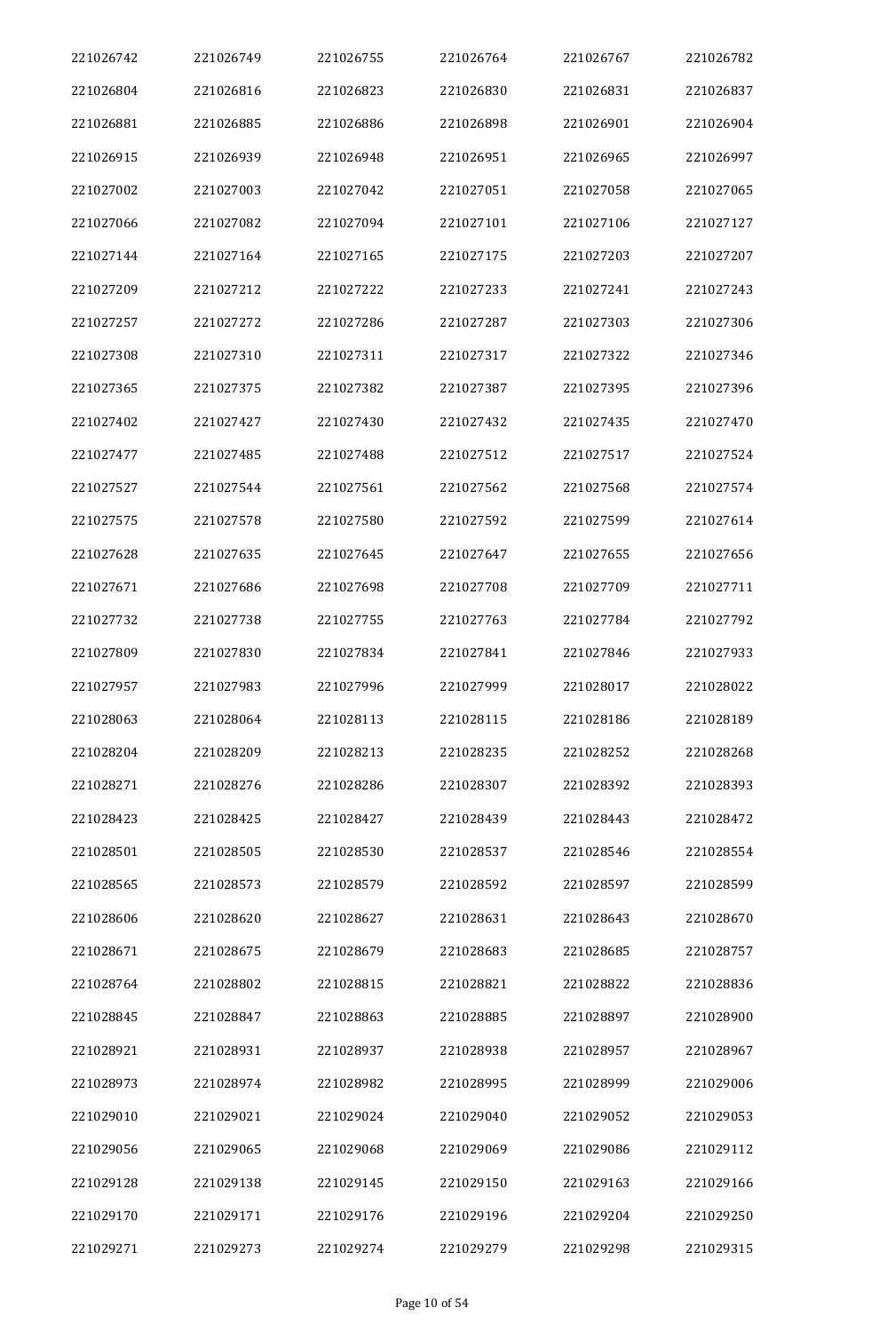| 221026742 | 221026749 | 221026755 | 221026764 | 221026767 | 221026782 |
|---|---|---|---|---|---|
| 221026804 | 221026816 | 221026823 | 221026830 | 221026831 | 221026837 |
| 221026881 | 221026885 | 221026886 | 221026898 | 221026901 | 221026904 |
| 221026915 | 221026939 | 221026948 | 221026951 | 221026965 | 221026997 |
| 221027002 | 221027003 | 221027042 | 221027051 | 221027058 | 221027065 |
| 221027066 | 221027082 | 221027094 | 221027101 | 221027106 | 221027127 |
| 221027144 | 221027164 | 221027165 | 221027175 | 221027203 | 221027207 |
| 221027209 | 221027212 | 221027222 | 221027233 | 221027241 | 221027243 |
| 221027257 | 221027272 | 221027286 | 221027287 | 221027303 | 221027306 |
| 221027308 | 221027310 | 221027311 | 221027317 | 221027322 | 221027346 |
| 221027365 | 221027375 | 221027382 | 221027387 | 221027395 | 221027396 |
| 221027402 | 221027427 | 221027430 | 221027432 | 221027435 | 221027470 |
| 221027477 | 221027485 | 221027488 | 221027512 | 221027517 | 221027524 |
| 221027527 | 221027544 | 221027561 | 221027562 | 221027568 | 221027574 |
| 221027575 | 221027578 | 221027580 | 221027592 | 221027599 | 221027614 |
| 221027628 | 221027635 | 221027645 | 221027647 | 221027655 | 221027656 |
| 221027671 | 221027686 | 221027698 | 221027708 | 221027709 | 221027711 |
| 221027732 | 221027738 | 221027755 | 221027763 | 221027784 | 221027792 |
| 221027809 | 221027830 | 221027834 | 221027841 | 221027846 | 221027933 |
| 221027957 | 221027983 | 221027996 | 221027999 | 221028017 | 221028022 |
| 221028063 | 221028064 | 221028113 | 221028115 | 221028186 | 221028189 |
| 221028204 | 221028209 | 221028213 | 221028235 | 221028252 | 221028268 |
| 221028271 | 221028276 | 221028286 | 221028307 | 221028392 | 221028393 |
| 221028423 | 221028425 | 221028427 | 221028439 | 221028443 | 221028472 |
| 221028501 | 221028505 | 221028530 | 221028537 | 221028546 | 221028554 |
| 221028565 | 221028573 | 221028579 | 221028592 | 221028597 | 221028599 |
| 221028606 | 221028620 | 221028627 | 221028631 | 221028643 | 221028670 |
| 221028671 | 221028675 | 221028679 | 221028683 | 221028685 | 221028757 |
| 221028764 | 221028802 | 221028815 | 221028821 | 221028822 | 221028836 |
| 221028845 | 221028847 | 221028863 | 221028885 | 221028897 | 221028900 |
| 221028921 | 221028931 | 221028937 | 221028938 | 221028957 | 221028967 |
| 221028973 | 221028974 | 221028982 | 221028995 | 221028999 | 221029006 |
| 221029010 | 221029021 | 221029024 | 221029040 | 221029052 | 221029053 |
| 221029056 | 221029065 | 221029068 | 221029069 | 221029086 | 221029112 |
| 221029128 | 221029138 | 221029145 | 221029150 | 221029163 | 221029166 |
| 221029170 | 221029171 | 221029176 | 221029196 | 221029204 | 221029250 |
| 221029271 | 221029273 | 221029274 | 221029279 | 221029298 | 221029315 |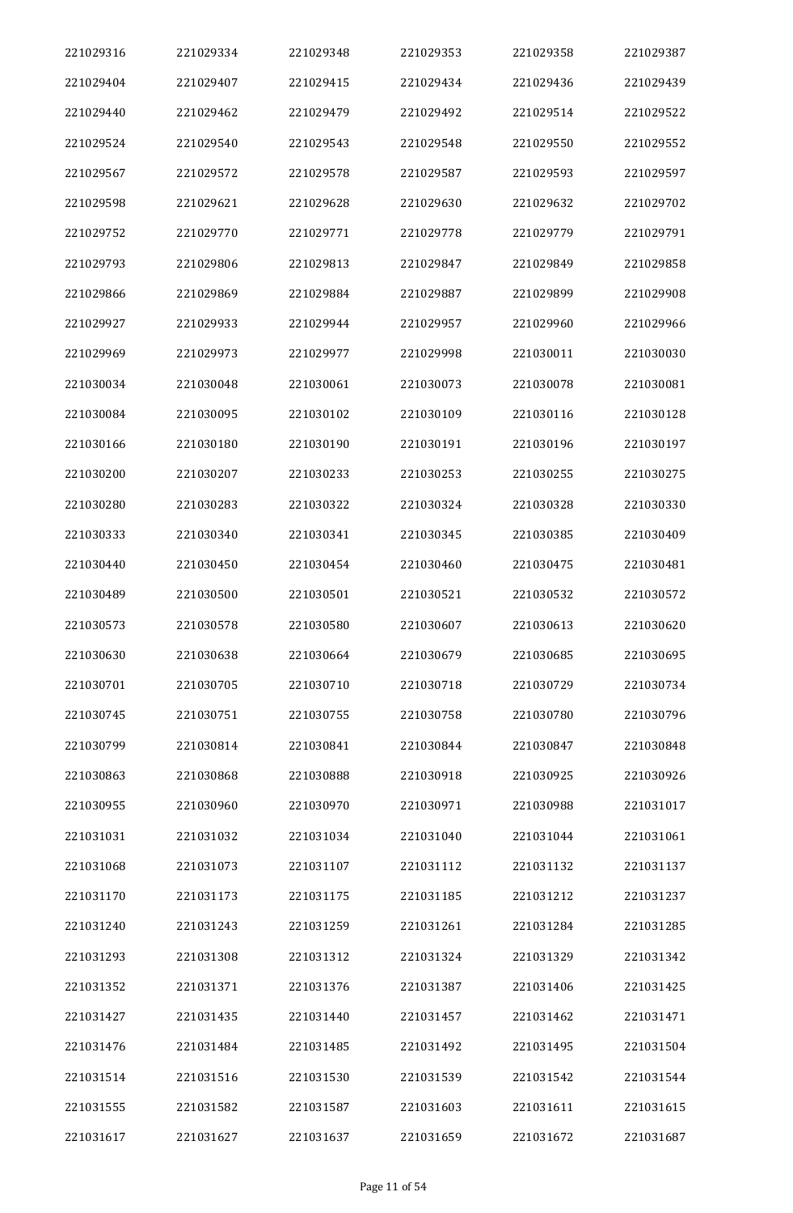| 221029316 | 221029334 | 221029348 | 221029353 | 221029358 | 221029387 |
|---|---|---|---|---|---|
| 221029404 | 221029407 | 221029415 | 221029434 | 221029436 | 221029439 |
| 221029440 | 221029462 | 221029479 | 221029492 | 221029514 | 221029522 |
| 221029524 | 221029540 | 221029543 | 221029548 | 221029550 | 221029552 |
| 221029567 | 221029572 | 221029578 | 221029587 | 221029593 | 221029597 |
| 221029598 | 221029621 | 221029628 | 221029630 | 221029632 | 221029702 |
| 221029752 | 221029770 | 221029771 | 221029778 | 221029779 | 221029791 |
| 221029793 | 221029806 | 221029813 | 221029847 | 221029849 | 221029858 |
| 221029866 | 221029869 | 221029884 | 221029887 | 221029899 | 221029908 |
| 221029927 | 221029933 | 221029944 | 221029957 | 221029960 | 221029966 |
| 221029969 | 221029973 | 221029977 | 221029998 | 221030011 | 221030030 |
| 221030034 | 221030048 | 221030061 | 221030073 | 221030078 | 221030081 |
| 221030084 | 221030095 | 221030102 | 221030109 | 221030116 | 221030128 |
| 221030166 | 221030180 | 221030190 | 221030191 | 221030196 | 221030197 |
| 221030200 | 221030207 | 221030233 | 221030253 | 221030255 | 221030275 |
| 221030280 | 221030283 | 221030322 | 221030324 | 221030328 | 221030330 |
| 221030333 | 221030340 | 221030341 | 221030345 | 221030385 | 221030409 |
| 221030440 | 221030450 | 221030454 | 221030460 | 221030475 | 221030481 |
| 221030489 | 221030500 | 221030501 | 221030521 | 221030532 | 221030572 |
| 221030573 | 221030578 | 221030580 | 221030607 | 221030613 | 221030620 |
| 221030630 | 221030638 | 221030664 | 221030679 | 221030685 | 221030695 |
| 221030701 | 221030705 | 221030710 | 221030718 | 221030729 | 221030734 |
| 221030745 | 221030751 | 221030755 | 221030758 | 221030780 | 221030796 |
| 221030799 | 221030814 | 221030841 | 221030844 | 221030847 | 221030848 |
| 221030863 | 221030868 | 221030888 | 221030918 | 221030925 | 221030926 |
| 221030955 | 221030960 | 221030970 | 221030971 | 221030988 | 221031017 |
| 221031031 | 221031032 | 221031034 | 221031040 | 221031044 | 221031061 |
| 221031068 | 221031073 | 221031107 | 221031112 | 221031132 | 221031137 |
| 221031170 | 221031173 | 221031175 | 221031185 | 221031212 | 221031237 |
| 221031240 | 221031243 | 221031259 | 221031261 | 221031284 | 221031285 |
| 221031293 | 221031308 | 221031312 | 221031324 | 221031329 | 221031342 |
| 221031352 | 221031371 | 221031376 | 221031387 | 221031406 | 221031425 |
| 221031427 | 221031435 | 221031440 | 221031457 | 221031462 | 221031471 |
| 221031476 | 221031484 | 221031485 | 221031492 | 221031495 | 221031504 |
| 221031514 | 221031516 | 221031530 | 221031539 | 221031542 | 221031544 |
| 221031555 | 221031582 | 221031587 | 221031603 | 221031611 | 221031615 |
| 221031617 | 221031627 | 221031637 | 221031659 | 221031672 | 221031687 |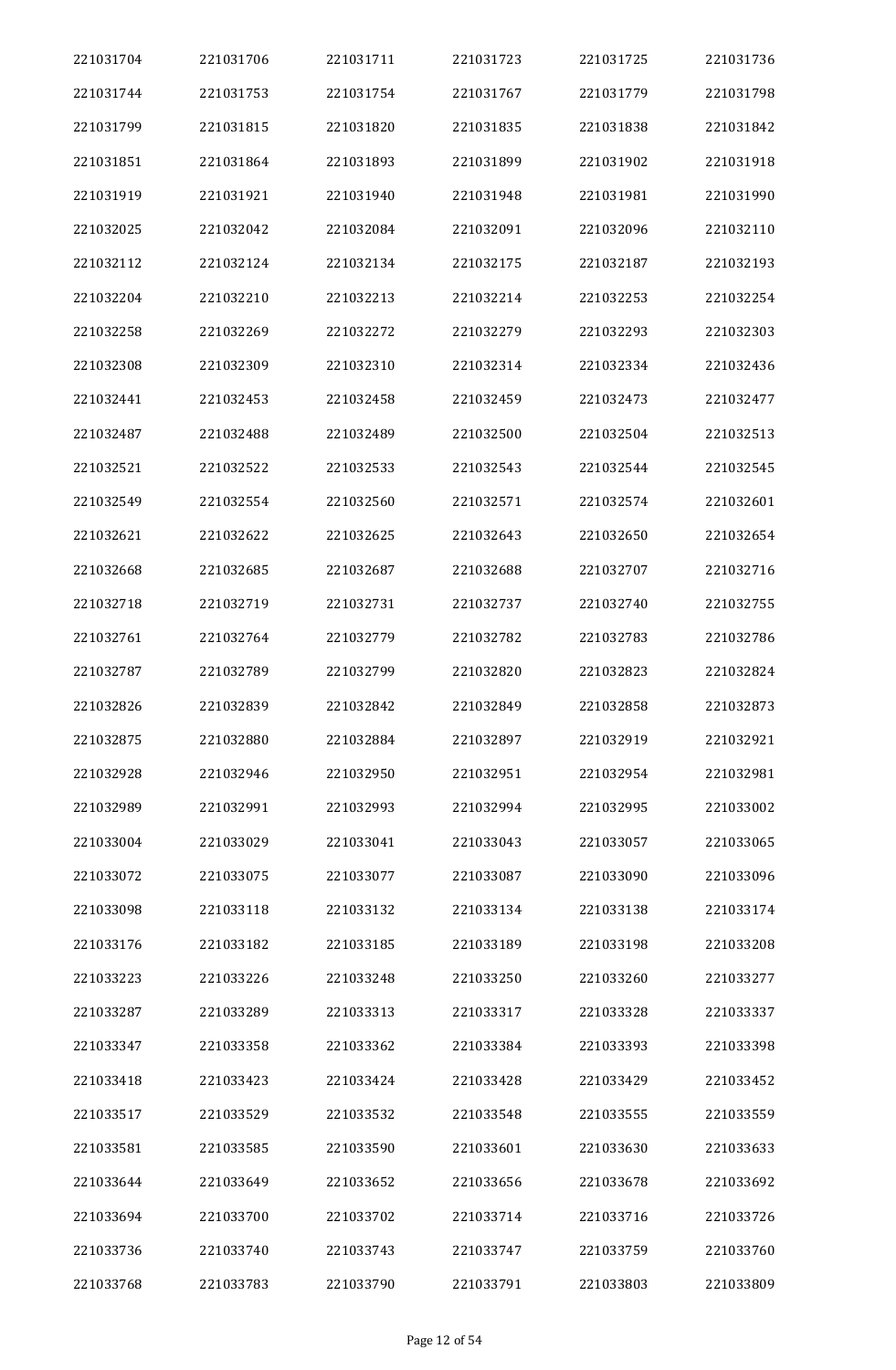| 221031704 | 221031706 | 221031711 | 221031723 | 221031725 | 221031736 |
|---|---|---|---|---|---|
| 221031744 | 221031753 | 221031754 | 221031767 | 221031779 | 221031798 |
| 221031799 | 221031815 | 221031820 | 221031835 | 221031838 | 221031842 |
| 221031851 | 221031864 | 221031893 | 221031899 | 221031902 | 221031918 |
| 221031919 | 221031921 | 221031940 | 221031948 | 221031981 | 221031990 |
| 221032025 | 221032042 | 221032084 | 221032091 | 221032096 | 221032110 |
| 221032112 | 221032124 | 221032134 | 221032175 | 221032187 | 221032193 |
| 221032204 | 221032210 | 221032213 | 221032214 | 221032253 | 221032254 |
| 221032258 | 221032269 | 221032272 | 221032279 | 221032293 | 221032303 |
| 221032308 | 221032309 | 221032310 | 221032314 | 221032334 | 221032436 |
| 221032441 | 221032453 | 221032458 | 221032459 | 221032473 | 221032477 |
| 221032487 | 221032488 | 221032489 | 221032500 | 221032504 | 221032513 |
| 221032521 | 221032522 | 221032533 | 221032543 | 221032544 | 221032545 |
| 221032549 | 221032554 | 221032560 | 221032571 | 221032574 | 221032601 |
| 221032621 | 221032622 | 221032625 | 221032643 | 221032650 | 221032654 |
| 221032668 | 221032685 | 221032687 | 221032688 | 221032707 | 221032716 |
| 221032718 | 221032719 | 221032731 | 221032737 | 221032740 | 221032755 |
| 221032761 | 221032764 | 221032779 | 221032782 | 221032783 | 221032786 |
| 221032787 | 221032789 | 221032799 | 221032820 | 221032823 | 221032824 |
| 221032826 | 221032839 | 221032842 | 221032849 | 221032858 | 221032873 |
| 221032875 | 221032880 | 221032884 | 221032897 | 221032919 | 221032921 |
| 221032928 | 221032946 | 221032950 | 221032951 | 221032954 | 221032981 |
| 221032989 | 221032991 | 221032993 | 221032994 | 221032995 | 221033002 |
| 221033004 | 221033029 | 221033041 | 221033043 | 221033057 | 221033065 |
| 221033072 | 221033075 | 221033077 | 221033087 | 221033090 | 221033096 |
| 221033098 | 221033118 | 221033132 | 221033134 | 221033138 | 221033174 |
| 221033176 | 221033182 | 221033185 | 221033189 | 221033198 | 221033208 |
| 221033223 | 221033226 | 221033248 | 221033250 | 221033260 | 221033277 |
| 221033287 | 221033289 | 221033313 | 221033317 | 221033328 | 221033337 |
| 221033347 | 221033358 | 221033362 | 221033384 | 221033393 | 221033398 |
| 221033418 | 221033423 | 221033424 | 221033428 | 221033429 | 221033452 |
| 221033517 | 221033529 | 221033532 | 221033548 | 221033555 | 221033559 |
| 221033581 | 221033585 | 221033590 | 221033601 | 221033630 | 221033633 |
| 221033644 | 221033649 | 221033652 | 221033656 | 221033678 | 221033692 |
| 221033694 | 221033700 | 221033702 | 221033714 | 221033716 | 221033726 |
| 221033736 | 221033740 | 221033743 | 221033747 | 221033759 | 221033760 |
| 221033768 | 221033783 | 221033790 | 221033791 | 221033803 | 221033809 |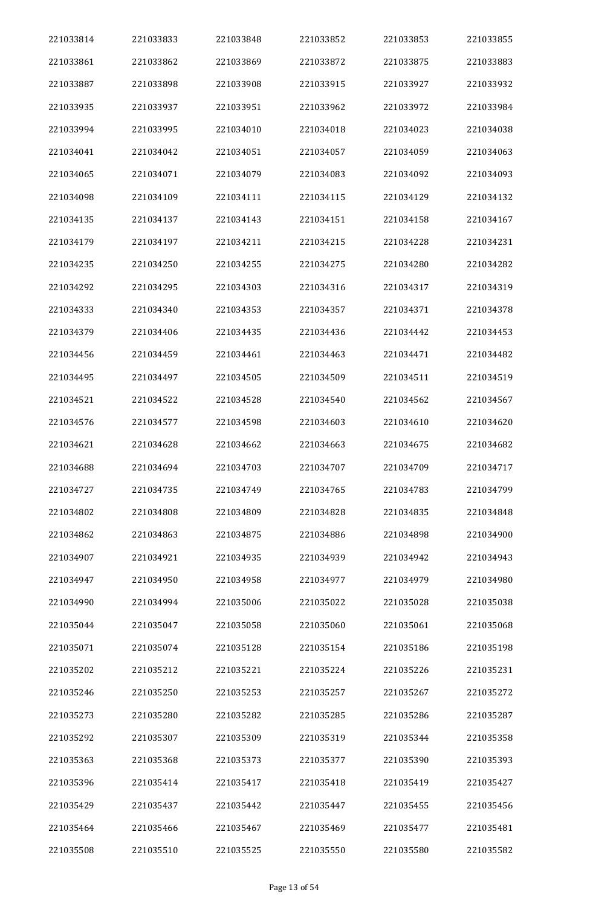| | | | | | |
|---|---|---|---|---|---|
| 221033814 | 221033833 | 221033848 | 221033852 | 221033853 | 221033855 |
| 221033861 | 221033862 | 221033869 | 221033872 | 221033875 | 221033883 |
| 221033887 | 221033898 | 221033908 | 221033915 | 221033927 | 221033932 |
| 221033935 | 221033937 | 221033951 | 221033962 | 221033972 | 221033984 |
| 221033994 | 221033995 | 221034010 | 221034018 | 221034023 | 221034038 |
| 221034041 | 221034042 | 221034051 | 221034057 | 221034059 | 221034063 |
| 221034065 | 221034071 | 221034079 | 221034083 | 221034092 | 221034093 |
| 221034098 | 221034109 | 221034111 | 221034115 | 221034129 | 221034132 |
| 221034135 | 221034137 | 221034143 | 221034151 | 221034158 | 221034167 |
| 221034179 | 221034197 | 221034211 | 221034215 | 221034228 | 221034231 |
| 221034235 | 221034250 | 221034255 | 221034275 | 221034280 | 221034282 |
| 221034292 | 221034295 | 221034303 | 221034316 | 221034317 | 221034319 |
| 221034333 | 221034340 | 221034353 | 221034357 | 221034371 | 221034378 |
| 221034379 | 221034406 | 221034435 | 221034436 | 221034442 | 221034453 |
| 221034456 | 221034459 | 221034461 | 221034463 | 221034471 | 221034482 |
| 221034495 | 221034497 | 221034505 | 221034509 | 221034511 | 221034519 |
| 221034521 | 221034522 | 221034528 | 221034540 | 221034562 | 221034567 |
| 221034576 | 221034577 | 221034598 | 221034603 | 221034610 | 221034620 |
| 221034621 | 221034628 | 221034662 | 221034663 | 221034675 | 221034682 |
| 221034688 | 221034694 | 221034703 | 221034707 | 221034709 | 221034717 |
| 221034727 | 221034735 | 221034749 | 221034765 | 221034783 | 221034799 |
| 221034802 | 221034808 | 221034809 | 221034828 | 221034835 | 221034848 |
| 221034862 | 221034863 | 221034875 | 221034886 | 221034898 | 221034900 |
| 221034907 | 221034921 | 221034935 | 221034939 | 221034942 | 221034943 |
| 221034947 | 221034950 | 221034958 | 221034977 | 221034979 | 221034980 |
| 221034990 | 221034994 | 221035006 | 221035022 | 221035028 | 221035038 |
| 221035044 | 221035047 | 221035058 | 221035060 | 221035061 | 221035068 |
| 221035071 | 221035074 | 221035128 | 221035154 | 221035186 | 221035198 |
| 221035202 | 221035212 | 221035221 | 221035224 | 221035226 | 221035231 |
| 221035246 | 221035250 | 221035253 | 221035257 | 221035267 | 221035272 |
| 221035273 | 221035280 | 221035282 | 221035285 | 221035286 | 221035287 |
| 221035292 | 221035307 | 221035309 | 221035319 | 221035344 | 221035358 |
| 221035363 | 221035368 | 221035373 | 221035377 | 221035390 | 221035393 |
| 221035396 | 221035414 | 221035417 | 221035418 | 221035419 | 221035427 |
| 221035429 | 221035437 | 221035442 | 221035447 | 221035455 | 221035456 |
| 221035464 | 221035466 | 221035467 | 221035469 | 221035477 | 221035481 |
| 221035508 | 221035510 | 221035525 | 221035550 | 221035580 | 221035582 |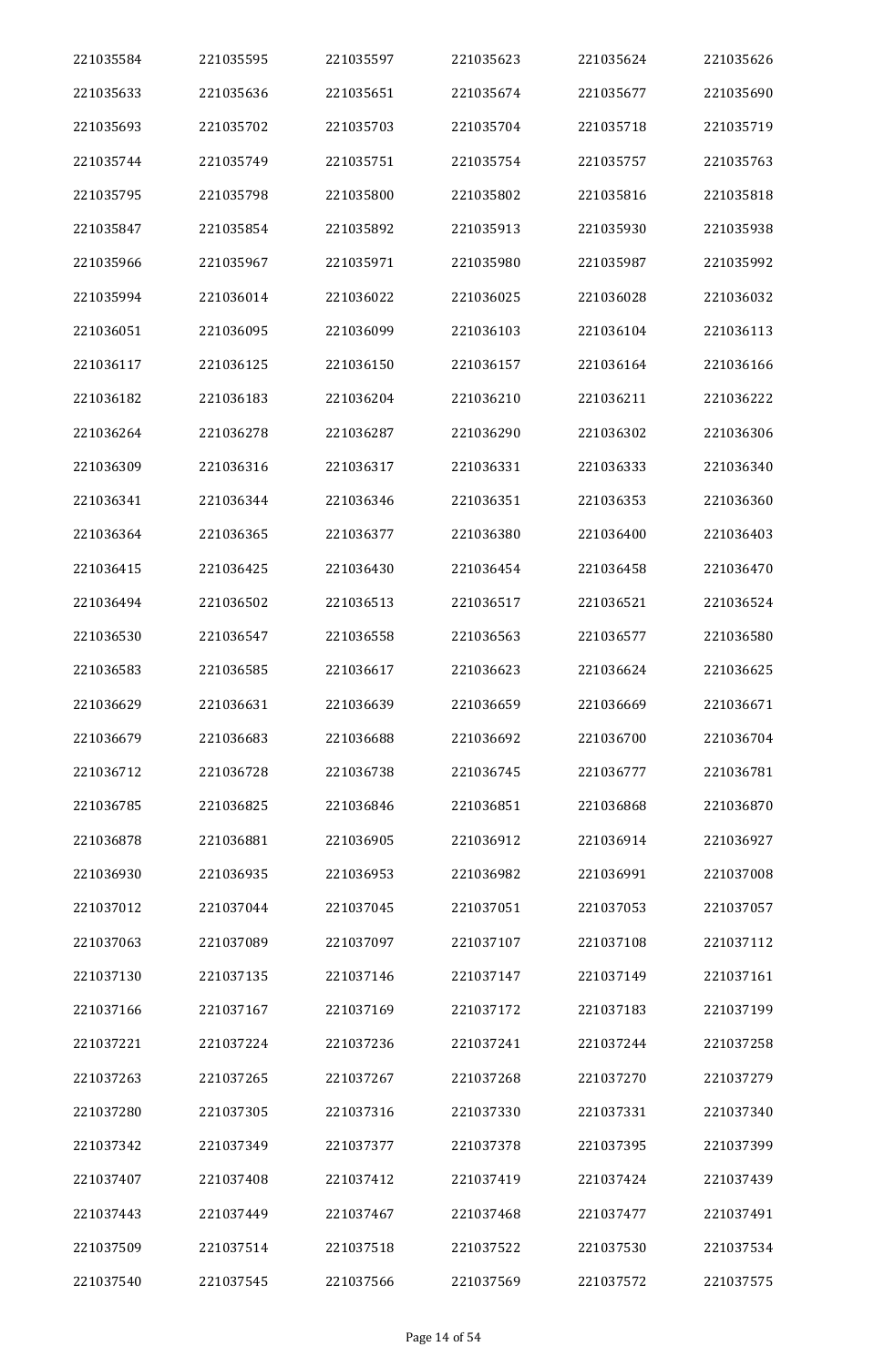| 221035584 | 221035595 | 221035597 | 221035623 | 221035624 | 221035626 |
|---|---|---|---|---|---|
| 221035633 | 221035636 | 221035651 | 221035674 | 221035677 | 221035690 |
| 221035693 | 221035702 | 221035703 | 221035704 | 221035718 | 221035719 |
| 221035744 | 221035749 | 221035751 | 221035754 | 221035757 | 221035763 |
| 221035795 | 221035798 | 221035800 | 221035802 | 221035816 | 221035818 |
| 221035847 | 221035854 | 221035892 | 221035913 | 221035930 | 221035938 |
| 221035966 | 221035967 | 221035971 | 221035980 | 221035987 | 221035992 |
| 221035994 | 221036014 | 221036022 | 221036025 | 221036028 | 221036032 |
| 221036051 | 221036095 | 221036099 | 221036103 | 221036104 | 221036113 |
| 221036117 | 221036125 | 221036150 | 221036157 | 221036164 | 221036166 |
| 221036182 | 221036183 | 221036204 | 221036210 | 221036211 | 221036222 |
| 221036264 | 221036278 | 221036287 | 221036290 | 221036302 | 221036306 |
| 221036309 | 221036316 | 221036317 | 221036331 | 221036333 | 221036340 |
| 221036341 | 221036344 | 221036346 | 221036351 | 221036353 | 221036360 |
| 221036364 | 221036365 | 221036377 | 221036380 | 221036400 | 221036403 |
| 221036415 | 221036425 | 221036430 | 221036454 | 221036458 | 221036470 |
| 221036494 | 221036502 | 221036513 | 221036517 | 221036521 | 221036524 |
| 221036530 | 221036547 | 221036558 | 221036563 | 221036577 | 221036580 |
| 221036583 | 221036585 | 221036617 | 221036623 | 221036624 | 221036625 |
| 221036629 | 221036631 | 221036639 | 221036659 | 221036669 | 221036671 |
| 221036679 | 221036683 | 221036688 | 221036692 | 221036700 | 221036704 |
| 221036712 | 221036728 | 221036738 | 221036745 | 221036777 | 221036781 |
| 221036785 | 221036825 | 221036846 | 221036851 | 221036868 | 221036870 |
| 221036878 | 221036881 | 221036905 | 221036912 | 221036914 | 221036927 |
| 221036930 | 221036935 | 221036953 | 221036982 | 221036991 | 221037008 |
| 221037012 | 221037044 | 221037045 | 221037051 | 221037053 | 221037057 |
| 221037063 | 221037089 | 221037097 | 221037107 | 221037108 | 221037112 |
| 221037130 | 221037135 | 221037146 | 221037147 | 221037149 | 221037161 |
| 221037166 | 221037167 | 221037169 | 221037172 | 221037183 | 221037199 |
| 221037221 | 221037224 | 221037236 | 221037241 | 221037244 | 221037258 |
| 221037263 | 221037265 | 221037267 | 221037268 | 221037270 | 221037279 |
| 221037280 | 221037305 | 221037316 | 221037330 | 221037331 | 221037340 |
| 221037342 | 221037349 | 221037377 | 221037378 | 221037395 | 221037399 |
| 221037407 | 221037408 | 221037412 | 221037419 | 221037424 | 221037439 |
| 221037443 | 221037449 | 221037467 | 221037468 | 221037477 | 221037491 |
| 221037509 | 221037514 | 221037518 | 221037522 | 221037530 | 221037534 |
| 221037540 | 221037545 | 221037566 | 221037569 | 221037572 | 221037575 |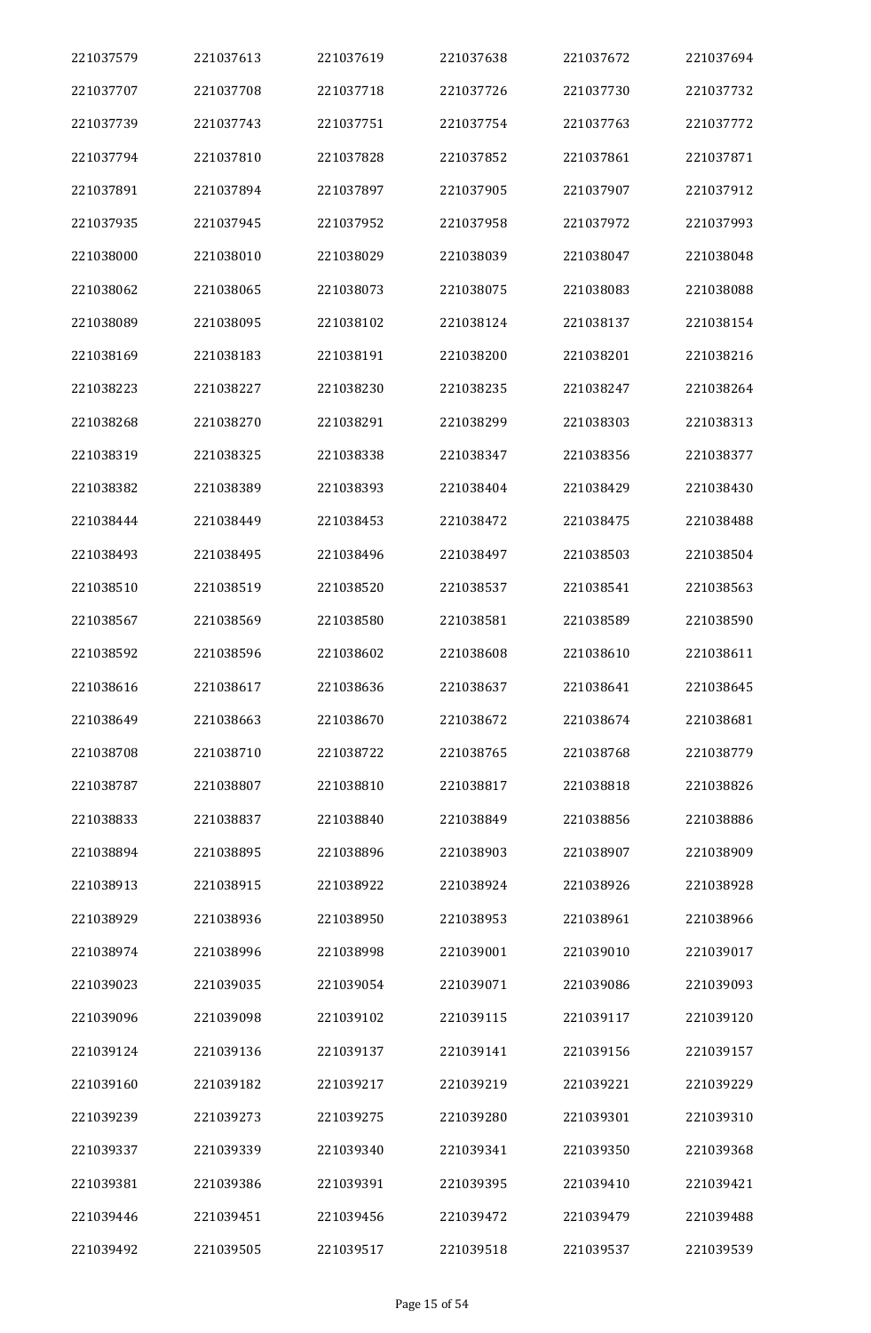| 221037579 | 221037613 | 221037619 | 221037638 | 221037672 | 221037694 |
|---|---|---|---|---|---|
| 221037707 | 221037708 | 221037718 | 221037726 | 221037730 | 221037732 |
| 221037739 | 221037743 | 221037751 | 221037754 | 221037763 | 221037772 |
| 221037794 | 221037810 | 221037828 | 221037852 | 221037861 | 221037871 |
| 221037891 | 221037894 | 221037897 | 221037905 | 221037907 | 221037912 |
| 221037935 | 221037945 | 221037952 | 221037958 | 221037972 | 221037993 |
| 221038000 | 221038010 | 221038029 | 221038039 | 221038047 | 221038048 |
| 221038062 | 221038065 | 221038073 | 221038075 | 221038083 | 221038088 |
| 221038089 | 221038095 | 221038102 | 221038124 | 221038137 | 221038154 |
| 221038169 | 221038183 | 221038191 | 221038200 | 221038201 | 221038216 |
| 221038223 | 221038227 | 221038230 | 221038235 | 221038247 | 221038264 |
| 221038268 | 221038270 | 221038291 | 221038299 | 221038303 | 221038313 |
| 221038319 | 221038325 | 221038338 | 221038347 | 221038356 | 221038377 |
| 221038382 | 221038389 | 221038393 | 221038404 | 221038429 | 221038430 |
| 221038444 | 221038449 | 221038453 | 221038472 | 221038475 | 221038488 |
| 221038493 | 221038495 | 221038496 | 221038497 | 221038503 | 221038504 |
| 221038510 | 221038519 | 221038520 | 221038537 | 221038541 | 221038563 |
| 221038567 | 221038569 | 221038580 | 221038581 | 221038589 | 221038590 |
| 221038592 | 221038596 | 221038602 | 221038608 | 221038610 | 221038611 |
| 221038616 | 221038617 | 221038636 | 221038637 | 221038641 | 221038645 |
| 221038649 | 221038663 | 221038670 | 221038672 | 221038674 | 221038681 |
| 221038708 | 221038710 | 221038722 | 221038765 | 221038768 | 221038779 |
| 221038787 | 221038807 | 221038810 | 221038817 | 221038818 | 221038826 |
| 221038833 | 221038837 | 221038840 | 221038849 | 221038856 | 221038886 |
| 221038894 | 221038895 | 221038896 | 221038903 | 221038907 | 221038909 |
| 221038913 | 221038915 | 221038922 | 221038924 | 221038926 | 221038928 |
| 221038929 | 221038936 | 221038950 | 221038953 | 221038961 | 221038966 |
| 221038974 | 221038996 | 221038998 | 221039001 | 221039010 | 221039017 |
| 221039023 | 221039035 | 221039054 | 221039071 | 221039086 | 221039093 |
| 221039096 | 221039098 | 221039102 | 221039115 | 221039117 | 221039120 |
| 221039124 | 221039136 | 221039137 | 221039141 | 221039156 | 221039157 |
| 221039160 | 221039182 | 221039217 | 221039219 | 221039221 | 221039229 |
| 221039239 | 221039273 | 221039275 | 221039280 | 221039301 | 221039310 |
| 221039337 | 221039339 | 221039340 | 221039341 | 221039350 | 221039368 |
| 221039381 | 221039386 | 221039391 | 221039395 | 221039410 | 221039421 |
| 221039446 | 221039451 | 221039456 | 221039472 | 221039479 | 221039488 |
| 221039492 | 221039505 | 221039517 | 221039518 | 221039537 | 221039539 |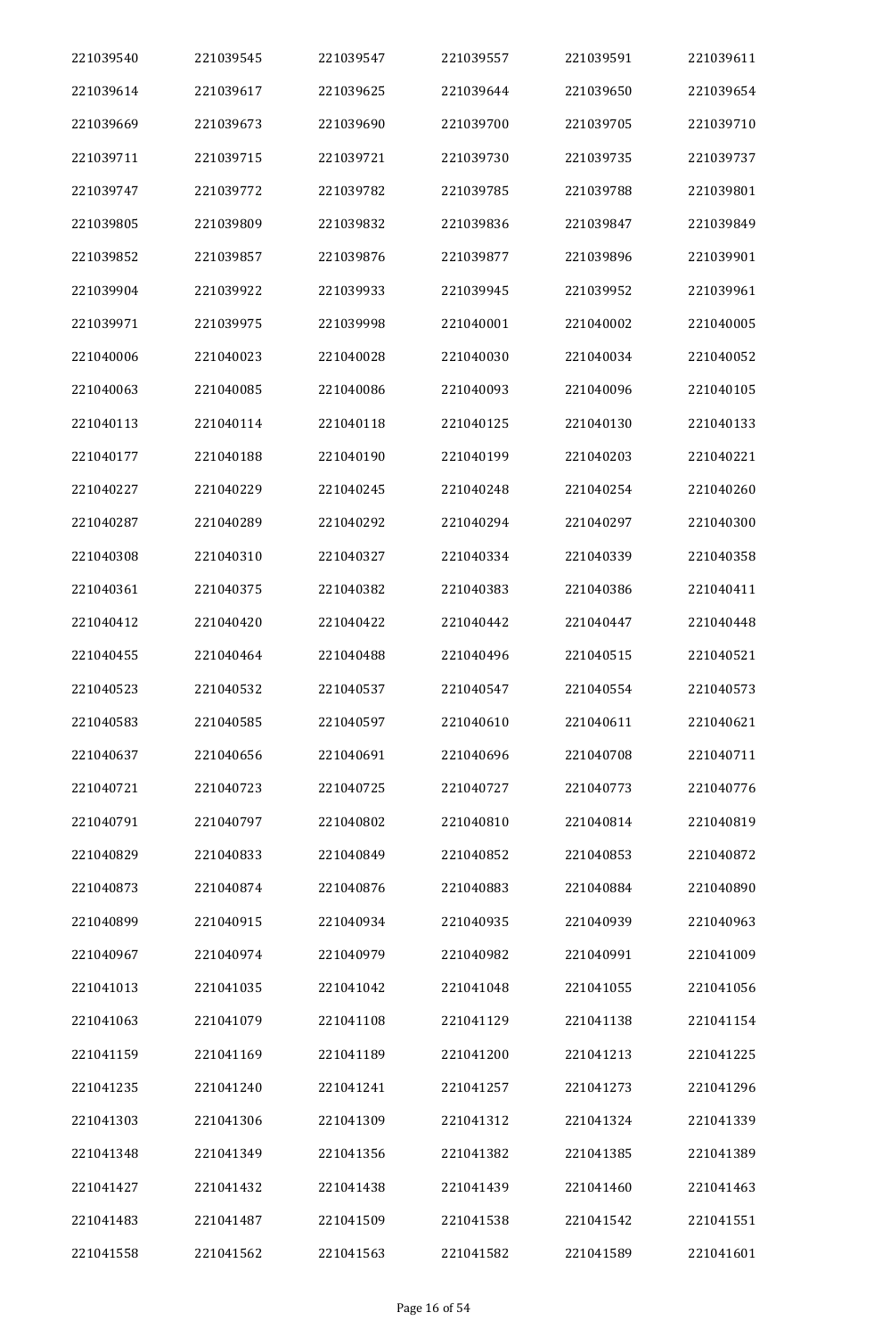| 221039540 | 221039545 | 221039547 | 221039557 | 221039591 | 221039611 |
|---|---|---|---|---|---|
| 221039614 | 221039617 | 221039625 | 221039644 | 221039650 | 221039654 |
| 221039669 | 221039673 | 221039690 | 221039700 | 221039705 | 221039710 |
| 221039711 | 221039715 | 221039721 | 221039730 | 221039735 | 221039737 |
| 221039747 | 221039772 | 221039782 | 221039785 | 221039788 | 221039801 |
| 221039805 | 221039809 | 221039832 | 221039836 | 221039847 | 221039849 |
| 221039852 | 221039857 | 221039876 | 221039877 | 221039896 | 221039901 |
| 221039904 | 221039922 | 221039933 | 221039945 | 221039952 | 221039961 |
| 221039971 | 221039975 | 221039998 | 221040001 | 221040002 | 221040005 |
| 221040006 | 221040023 | 221040028 | 221040030 | 221040034 | 221040052 |
| 221040063 | 221040085 | 221040086 | 221040093 | 221040096 | 221040105 |
| 221040113 | 221040114 | 221040118 | 221040125 | 221040130 | 221040133 |
| 221040177 | 221040188 | 221040190 | 221040199 | 221040203 | 221040221 |
| 221040227 | 221040229 | 221040245 | 221040248 | 221040254 | 221040260 |
| 221040287 | 221040289 | 221040292 | 221040294 | 221040297 | 221040300 |
| 221040308 | 221040310 | 221040327 | 221040334 | 221040339 | 221040358 |
| 221040361 | 221040375 | 221040382 | 221040383 | 221040386 | 221040411 |
| 221040412 | 221040420 | 221040422 | 221040442 | 221040447 | 221040448 |
| 221040455 | 221040464 | 221040488 | 221040496 | 221040515 | 221040521 |
| 221040523 | 221040532 | 221040537 | 221040547 | 221040554 | 221040573 |
| 221040583 | 221040585 | 221040597 | 221040610 | 221040611 | 221040621 |
| 221040637 | 221040656 | 221040691 | 221040696 | 221040708 | 221040711 |
| 221040721 | 221040723 | 221040725 | 221040727 | 221040773 | 221040776 |
| 221040791 | 221040797 | 221040802 | 221040810 | 221040814 | 221040819 |
| 221040829 | 221040833 | 221040849 | 221040852 | 221040853 | 221040872 |
| 221040873 | 221040874 | 221040876 | 221040883 | 221040884 | 221040890 |
| 221040899 | 221040915 | 221040934 | 221040935 | 221040939 | 221040963 |
| 221040967 | 221040974 | 221040979 | 221040982 | 221040991 | 221041009 |
| 221041013 | 221041035 | 221041042 | 221041048 | 221041055 | 221041056 |
| 221041063 | 221041079 | 221041108 | 221041129 | 221041138 | 221041154 |
| 221041159 | 221041169 | 221041189 | 221041200 | 221041213 | 221041225 |
| 221041235 | 221041240 | 221041241 | 221041257 | 221041273 | 221041296 |
| 221041303 | 221041306 | 221041309 | 221041312 | 221041324 | 221041339 |
| 221041348 | 221041349 | 221041356 | 221041382 | 221041385 | 221041389 |
| 221041427 | 221041432 | 221041438 | 221041439 | 221041460 | 221041463 |
| 221041483 | 221041487 | 221041509 | 221041538 | 221041542 | 221041551 |
| 221041558 | 221041562 | 221041563 | 221041582 | 221041589 | 221041601 |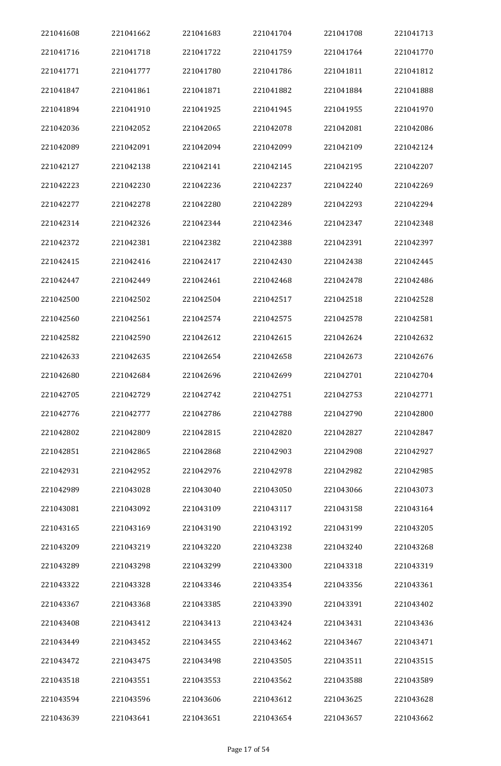| 221041608 | 221041662 | 221041683 | 221041704 | 221041708 | 221041713 |
|---|---|---|---|---|---|
| 221041716 | 221041718 | 221041722 | 221041759 | 221041764 | 221041770 |
| 221041771 | 221041777 | 221041780 | 221041786 | 221041811 | 221041812 |
| 221041847 | 221041861 | 221041871 | 221041882 | 221041884 | 221041888 |
| 221041894 | 221041910 | 221041925 | 221041945 | 221041955 | 221041970 |
| 221042036 | 221042052 | 221042065 | 221042078 | 221042081 | 221042086 |
| 221042089 | 221042091 | 221042094 | 221042099 | 221042109 | 221042124 |
| 221042127 | 221042138 | 221042141 | 221042145 | 221042195 | 221042207 |
| 221042223 | 221042230 | 221042236 | 221042237 | 221042240 | 221042269 |
| 221042277 | 221042278 | 221042280 | 221042289 | 221042293 | 221042294 |
| 221042314 | 221042326 | 221042344 | 221042346 | 221042347 | 221042348 |
| 221042372 | 221042381 | 221042382 | 221042388 | 221042391 | 221042397 |
| 221042415 | 221042416 | 221042417 | 221042430 | 221042438 | 221042445 |
| 221042447 | 221042449 | 221042461 | 221042468 | 221042478 | 221042486 |
| 221042500 | 221042502 | 221042504 | 221042517 | 221042518 | 221042528 |
| 221042560 | 221042561 | 221042574 | 221042575 | 221042578 | 221042581 |
| 221042582 | 221042590 | 221042612 | 221042615 | 221042624 | 221042632 |
| 221042633 | 221042635 | 221042654 | 221042658 | 221042673 | 221042676 |
| 221042680 | 221042684 | 221042696 | 221042699 | 221042701 | 221042704 |
| 221042705 | 221042729 | 221042742 | 221042751 | 221042753 | 221042771 |
| 221042776 | 221042777 | 221042786 | 221042788 | 221042790 | 221042800 |
| 221042802 | 221042809 | 221042815 | 221042820 | 221042827 | 221042847 |
| 221042851 | 221042865 | 221042868 | 221042903 | 221042908 | 221042927 |
| 221042931 | 221042952 | 221042976 | 221042978 | 221042982 | 221042985 |
| 221042989 | 221043028 | 221043040 | 221043050 | 221043066 | 221043073 |
| 221043081 | 221043092 | 221043109 | 221043117 | 221043158 | 221043164 |
| 221043165 | 221043169 | 221043190 | 221043192 | 221043199 | 221043205 |
| 221043209 | 221043219 | 221043220 | 221043238 | 221043240 | 221043268 |
| 221043289 | 221043298 | 221043299 | 221043300 | 221043318 | 221043319 |
| 221043322 | 221043328 | 221043346 | 221043354 | 221043356 | 221043361 |
| 221043367 | 221043368 | 221043385 | 221043390 | 221043391 | 221043402 |
| 221043408 | 221043412 | 221043413 | 221043424 | 221043431 | 221043436 |
| 221043449 | 221043452 | 221043455 | 221043462 | 221043467 | 221043471 |
| 221043472 | 221043475 | 221043498 | 221043505 | 221043511 | 221043515 |
| 221043518 | 221043551 | 221043553 | 221043562 | 221043588 | 221043589 |
| 221043594 | 221043596 | 221043606 | 221043612 | 221043625 | 221043628 |
| 221043639 | 221043641 | 221043651 | 221043654 | 221043657 | 221043662 |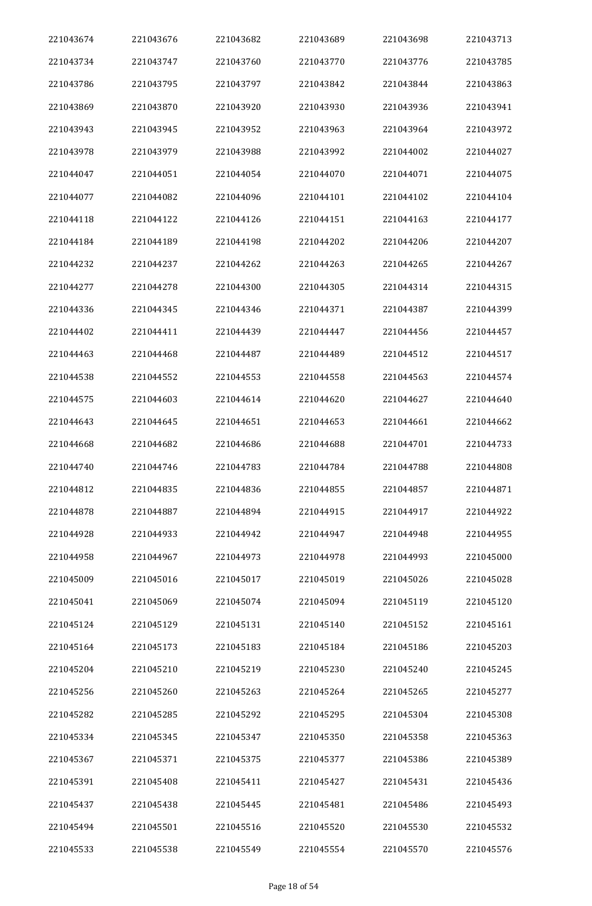| 221043674 | 221043676 | 221043682 | 221043689 | 221043698 | 221043713 |
|---|---|---|---|---|---|
| 221043734 | 221043747 | 221043760 | 221043770 | 221043776 | 221043785 |
| 221043786 | 221043795 | 221043797 | 221043842 | 221043844 | 221043863 |
| 221043869 | 221043870 | 221043920 | 221043930 | 221043936 | 221043941 |
| 221043943 | 221043945 | 221043952 | 221043963 | 221043964 | 221043972 |
| 221043978 | 221043979 | 221043988 | 221043992 | 221044002 | 221044027 |
| 221044047 | 221044051 | 221044054 | 221044070 | 221044071 | 221044075 |
| 221044077 | 221044082 | 221044096 | 221044101 | 221044102 | 221044104 |
| 221044118 | 221044122 | 221044126 | 221044151 | 221044163 | 221044177 |
| 221044184 | 221044189 | 221044198 | 221044202 | 221044206 | 221044207 |
| 221044232 | 221044237 | 221044262 | 221044263 | 221044265 | 221044267 |
| 221044277 | 221044278 | 221044300 | 221044305 | 221044314 | 221044315 |
| 221044336 | 221044345 | 221044346 | 221044371 | 221044387 | 221044399 |
| 221044402 | 221044411 | 221044439 | 221044447 | 221044456 | 221044457 |
| 221044463 | 221044468 | 221044487 | 221044489 | 221044512 | 221044517 |
| 221044538 | 221044552 | 221044553 | 221044558 | 221044563 | 221044574 |
| 221044575 | 221044603 | 221044614 | 221044620 | 221044627 | 221044640 |
| 221044643 | 221044645 | 221044651 | 221044653 | 221044661 | 221044662 |
| 221044668 | 221044682 | 221044686 | 221044688 | 221044701 | 221044733 |
| 221044740 | 221044746 | 221044783 | 221044784 | 221044788 | 221044808 |
| 221044812 | 221044835 | 221044836 | 221044855 | 221044857 | 221044871 |
| 221044878 | 221044887 | 221044894 | 221044915 | 221044917 | 221044922 |
| 221044928 | 221044933 | 221044942 | 221044947 | 221044948 | 221044955 |
| 221044958 | 221044967 | 221044973 | 221044978 | 221044993 | 221045000 |
| 221045009 | 221045016 | 221045017 | 221045019 | 221045026 | 221045028 |
| 221045041 | 221045069 | 221045074 | 221045094 | 221045119 | 221045120 |
| 221045124 | 221045129 | 221045131 | 221045140 | 221045152 | 221045161 |
| 221045164 | 221045173 | 221045183 | 221045184 | 221045186 | 221045203 |
| 221045204 | 221045210 | 221045219 | 221045230 | 221045240 | 221045245 |
| 221045256 | 221045260 | 221045263 | 221045264 | 221045265 | 221045277 |
| 221045282 | 221045285 | 221045292 | 221045295 | 221045304 | 221045308 |
| 221045334 | 221045345 | 221045347 | 221045350 | 221045358 | 221045363 |
| 221045367 | 221045371 | 221045375 | 221045377 | 221045386 | 221045389 |
| 221045391 | 221045408 | 221045411 | 221045427 | 221045431 | 221045436 |
| 221045437 | 221045438 | 221045445 | 221045481 | 221045486 | 221045493 |
| 221045494 | 221045501 | 221045516 | 221045520 | 221045530 | 221045532 |
| 221045533 | 221045538 | 221045549 | 221045554 | 221045570 | 221045576 |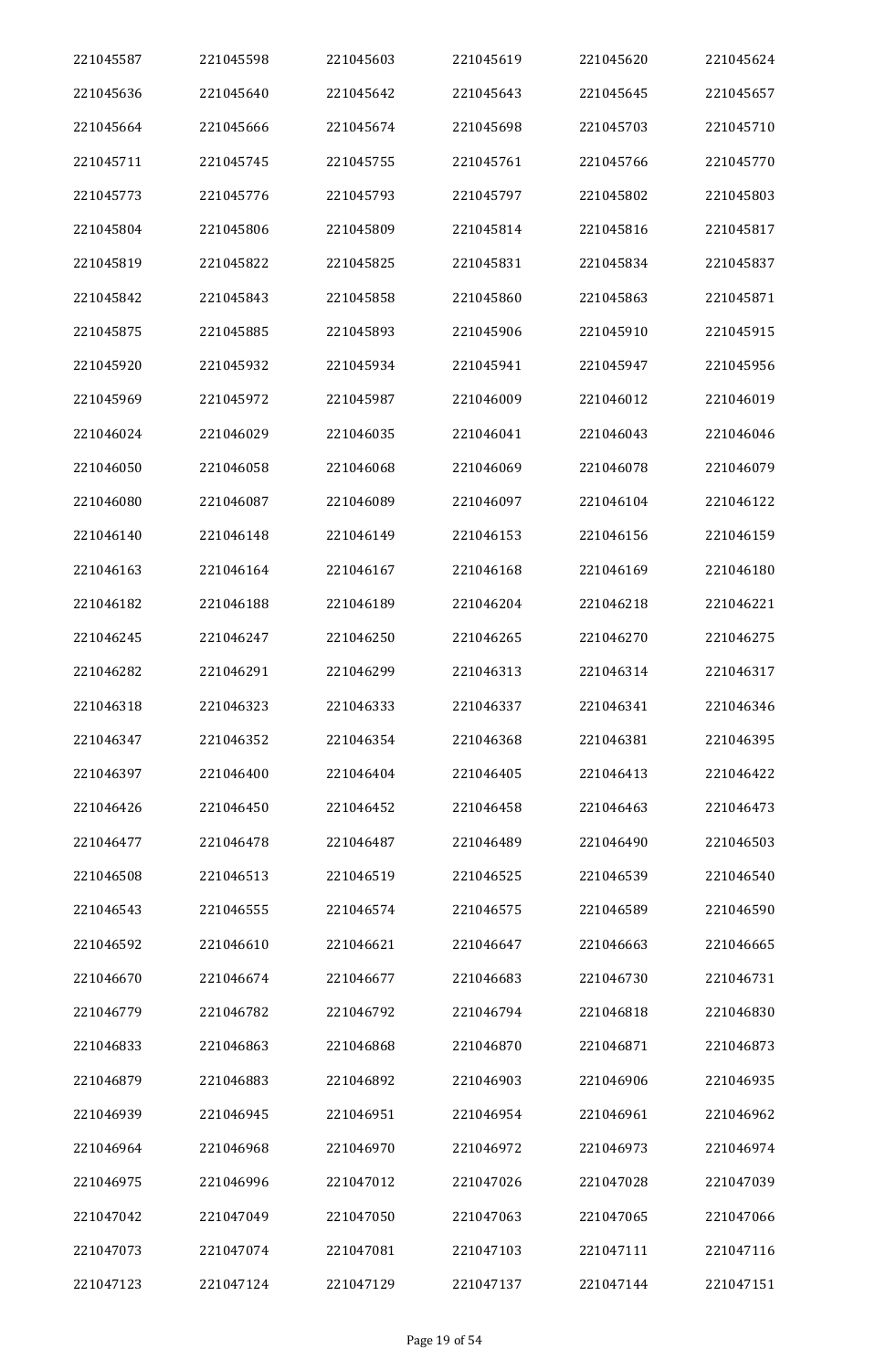| 221045587 | 221045598 | 221045603 | 221045619 | 221045620 | 221045624 |
|---|---|---|---|---|---|
| 221045636 | 221045640 | 221045642 | 221045643 | 221045645 | 221045657 |
| 221045664 | 221045666 | 221045674 | 221045698 | 221045703 | 221045710 |
| 221045711 | 221045745 | 221045755 | 221045761 | 221045766 | 221045770 |
| 221045773 | 221045776 | 221045793 | 221045797 | 221045802 | 221045803 |
| 221045804 | 221045806 | 221045809 | 221045814 | 221045816 | 221045817 |
| 221045819 | 221045822 | 221045825 | 221045831 | 221045834 | 221045837 |
| 221045842 | 221045843 | 221045858 | 221045860 | 221045863 | 221045871 |
| 221045875 | 221045885 | 221045893 | 221045906 | 221045910 | 221045915 |
| 221045920 | 221045932 | 221045934 | 221045941 | 221045947 | 221045956 |
| 221045969 | 221045972 | 221045987 | 221046009 | 221046012 | 221046019 |
| 221046024 | 221046029 | 221046035 | 221046041 | 221046043 | 221046046 |
| 221046050 | 221046058 | 221046068 | 221046069 | 221046078 | 221046079 |
| 221046080 | 221046087 | 221046089 | 221046097 | 221046104 | 221046122 |
| 221046140 | 221046148 | 221046149 | 221046153 | 221046156 | 221046159 |
| 221046163 | 221046164 | 221046167 | 221046168 | 221046169 | 221046180 |
| 221046182 | 221046188 | 221046189 | 221046204 | 221046218 | 221046221 |
| 221046245 | 221046247 | 221046250 | 221046265 | 221046270 | 221046275 |
| 221046282 | 221046291 | 221046299 | 221046313 | 221046314 | 221046317 |
| 221046318 | 221046323 | 221046333 | 221046337 | 221046341 | 221046346 |
| 221046347 | 221046352 | 221046354 | 221046368 | 221046381 | 221046395 |
| 221046397 | 221046400 | 221046404 | 221046405 | 221046413 | 221046422 |
| 221046426 | 221046450 | 221046452 | 221046458 | 221046463 | 221046473 |
| 221046477 | 221046478 | 221046487 | 221046489 | 221046490 | 221046503 |
| 221046508 | 221046513 | 221046519 | 221046525 | 221046539 | 221046540 |
| 221046543 | 221046555 | 221046574 | 221046575 | 221046589 | 221046590 |
| 221046592 | 221046610 | 221046621 | 221046647 | 221046663 | 221046665 |
| 221046670 | 221046674 | 221046677 | 221046683 | 221046730 | 221046731 |
| 221046779 | 221046782 | 221046792 | 221046794 | 221046818 | 221046830 |
| 221046833 | 221046863 | 221046868 | 221046870 | 221046871 | 221046873 |
| 221046879 | 221046883 | 221046892 | 221046903 | 221046906 | 221046935 |
| 221046939 | 221046945 | 221046951 | 221046954 | 221046961 | 221046962 |
| 221046964 | 221046968 | 221046970 | 221046972 | 221046973 | 221046974 |
| 221046975 | 221046996 | 221047012 | 221047026 | 221047028 | 221047039 |
| 221047042 | 221047049 | 221047050 | 221047063 | 221047065 | 221047066 |
| 221047073 | 221047074 | 221047081 | 221047103 | 221047111 | 221047116 |
| 221047123 | 221047124 | 221047129 | 221047137 | 221047144 | 221047151 |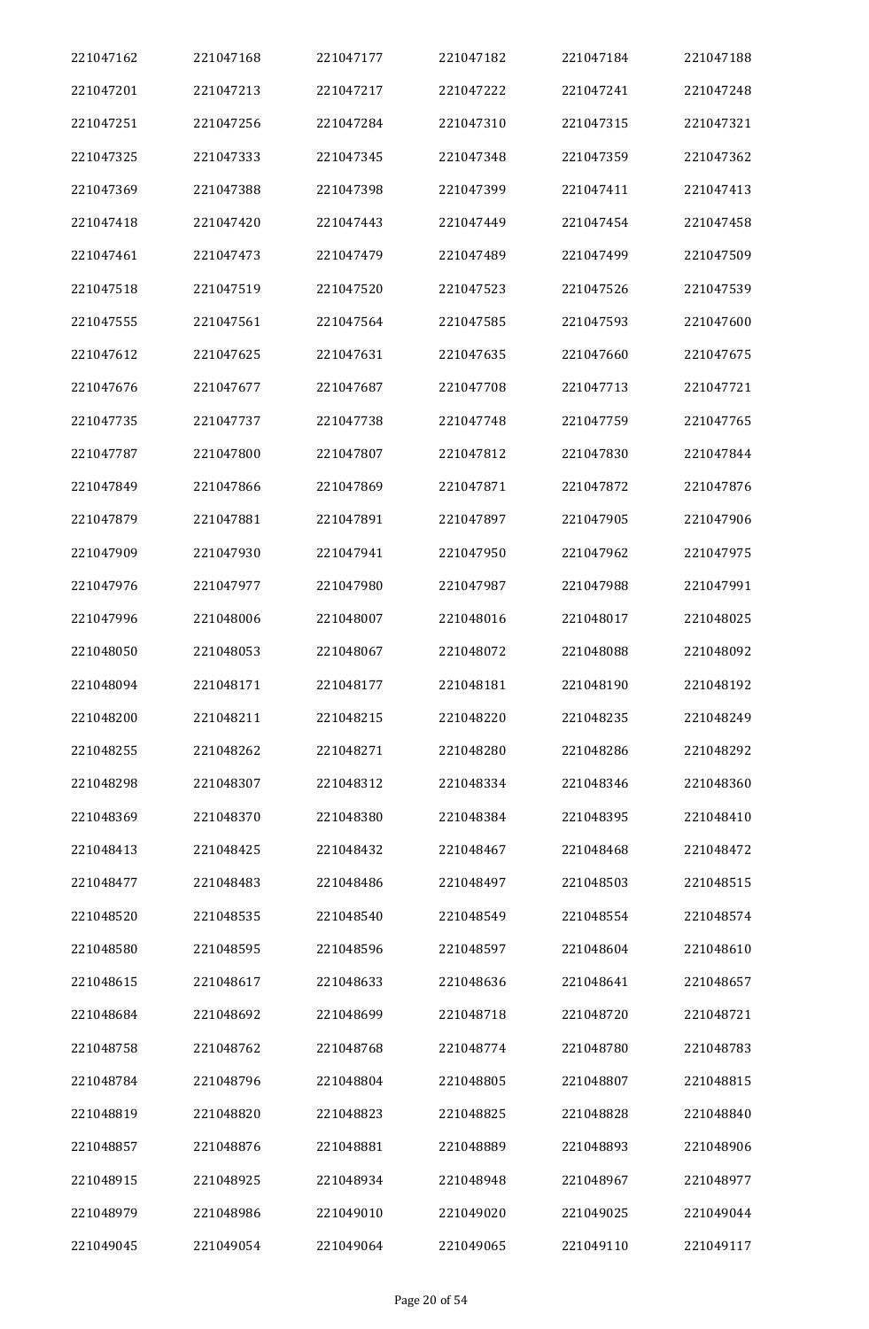| 221047162 | 221047168 | 221047177 | 221047182 | 221047184 | 221047188 |
|---|---|---|---|---|---|
| 221047201 | 221047213 | 221047217 | 221047222 | 221047241 | 221047248 |
| 221047251 | 221047256 | 221047284 | 221047310 | 221047315 | 221047321 |
| 221047325 | 221047333 | 221047345 | 221047348 | 221047359 | 221047362 |
| 221047369 | 221047388 | 221047398 | 221047399 | 221047411 | 221047413 |
| 221047418 | 221047420 | 221047443 | 221047449 | 221047454 | 221047458 |
| 221047461 | 221047473 | 221047479 | 221047489 | 221047499 | 221047509 |
| 221047518 | 221047519 | 221047520 | 221047523 | 221047526 | 221047539 |
| 221047555 | 221047561 | 221047564 | 221047585 | 221047593 | 221047600 |
| 221047612 | 221047625 | 221047631 | 221047635 | 221047660 | 221047675 |
| 221047676 | 221047677 | 221047687 | 221047708 | 221047713 | 221047721 |
| 221047735 | 221047737 | 221047738 | 221047748 | 221047759 | 221047765 |
| 221047787 | 221047800 | 221047807 | 221047812 | 221047830 | 221047844 |
| 221047849 | 221047866 | 221047869 | 221047871 | 221047872 | 221047876 |
| 221047879 | 221047881 | 221047891 | 221047897 | 221047905 | 221047906 |
| 221047909 | 221047930 | 221047941 | 221047950 | 221047962 | 221047975 |
| 221047976 | 221047977 | 221047980 | 221047987 | 221047988 | 221047991 |
| 221047996 | 221048006 | 221048007 | 221048016 | 221048017 | 221048025 |
| 221048050 | 221048053 | 221048067 | 221048072 | 221048088 | 221048092 |
| 221048094 | 221048171 | 221048177 | 221048181 | 221048190 | 221048192 |
| 221048200 | 221048211 | 221048215 | 221048220 | 221048235 | 221048249 |
| 221048255 | 221048262 | 221048271 | 221048280 | 221048286 | 221048292 |
| 221048298 | 221048307 | 221048312 | 221048334 | 221048346 | 221048360 |
| 221048369 | 221048370 | 221048380 | 221048384 | 221048395 | 221048410 |
| 221048413 | 221048425 | 221048432 | 221048467 | 221048468 | 221048472 |
| 221048477 | 221048483 | 221048486 | 221048497 | 221048503 | 221048515 |
| 221048520 | 221048535 | 221048540 | 221048549 | 221048554 | 221048574 |
| 221048580 | 221048595 | 221048596 | 221048597 | 221048604 | 221048610 |
| 221048615 | 221048617 | 221048633 | 221048636 | 221048641 | 221048657 |
| 221048684 | 221048692 | 221048699 | 221048718 | 221048720 | 221048721 |
| 221048758 | 221048762 | 221048768 | 221048774 | 221048780 | 221048783 |
| 221048784 | 221048796 | 221048804 | 221048805 | 221048807 | 221048815 |
| 221048819 | 221048820 | 221048823 | 221048825 | 221048828 | 221048840 |
| 221048857 | 221048876 | 221048881 | 221048889 | 221048893 | 221048906 |
| 221048915 | 221048925 | 221048934 | 221048948 | 221048967 | 221048977 |
| 221048979 | 221048986 | 221049010 | 221049020 | 221049025 | 221049044 |
| 221049045 | 221049054 | 221049064 | 221049065 | 221049110 | 221049117 |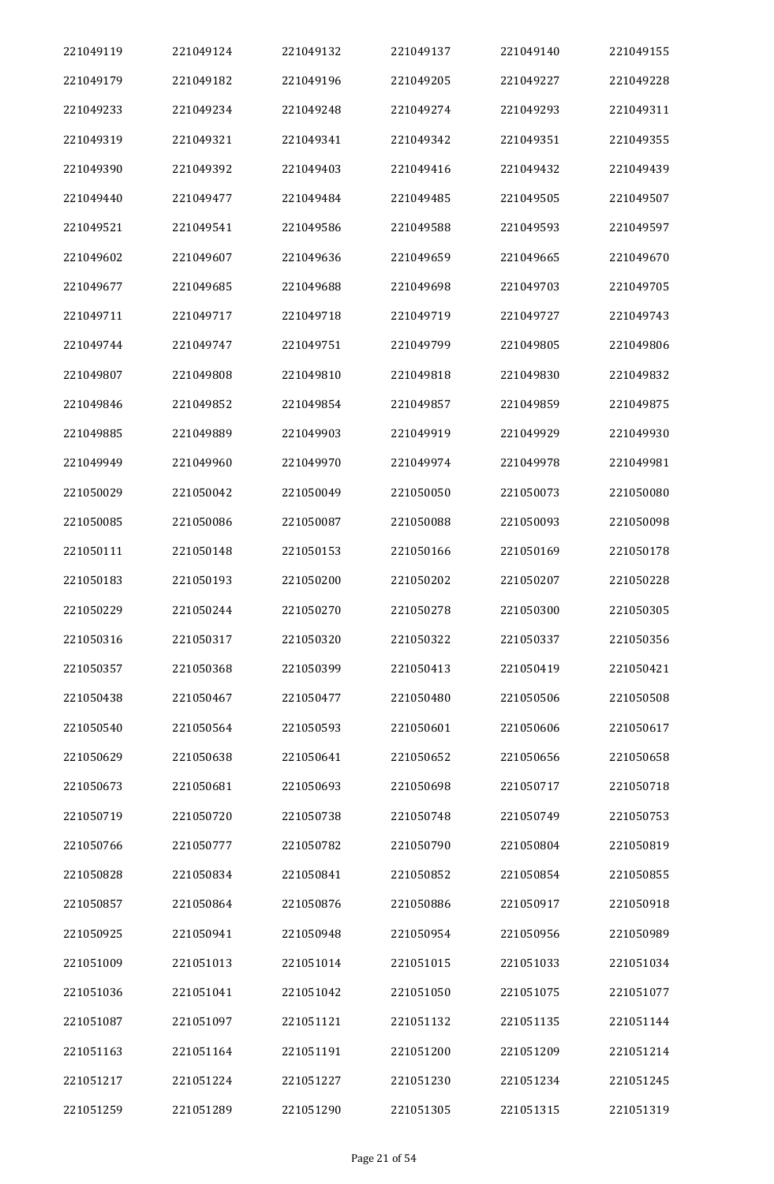| 221049119 | 221049124 | 221049132 | 221049137 | 221049140 | 221049155 |
|---|---|---|---|---|---|
| 221049179 | 221049182 | 221049196 | 221049205 | 221049227 | 221049228 |
| 221049233 | 221049234 | 221049248 | 221049274 | 221049293 | 221049311 |
| 221049319 | 221049321 | 221049341 | 221049342 | 221049351 | 221049355 |
| 221049390 | 221049392 | 221049403 | 221049416 | 221049432 | 221049439 |
| 221049440 | 221049477 | 221049484 | 221049485 | 221049505 | 221049507 |
| 221049521 | 221049541 | 221049586 | 221049588 | 221049593 | 221049597 |
| 221049602 | 221049607 | 221049636 | 221049659 | 221049665 | 221049670 |
| 221049677 | 221049685 | 221049688 | 221049698 | 221049703 | 221049705 |
| 221049711 | 221049717 | 221049718 | 221049719 | 221049727 | 221049743 |
| 221049744 | 221049747 | 221049751 | 221049799 | 221049805 | 221049806 |
| 221049807 | 221049808 | 221049810 | 221049818 | 221049830 | 221049832 |
| 221049846 | 221049852 | 221049854 | 221049857 | 221049859 | 221049875 |
| 221049885 | 221049889 | 221049903 | 221049919 | 221049929 | 221049930 |
| 221049949 | 221049960 | 221049970 | 221049974 | 221049978 | 221049981 |
| 221050029 | 221050042 | 221050049 | 221050050 | 221050073 | 221050080 |
| 221050085 | 221050086 | 221050087 | 221050088 | 221050093 | 221050098 |
| 221050111 | 221050148 | 221050153 | 221050166 | 221050169 | 221050178 |
| 221050183 | 221050193 | 221050200 | 221050202 | 221050207 | 221050228 |
| 221050229 | 221050244 | 221050270 | 221050278 | 221050300 | 221050305 |
| 221050316 | 221050317 | 221050320 | 221050322 | 221050337 | 221050356 |
| 221050357 | 221050368 | 221050399 | 221050413 | 221050419 | 221050421 |
| 221050438 | 221050467 | 221050477 | 221050480 | 221050506 | 221050508 |
| 221050540 | 221050564 | 221050593 | 221050601 | 221050606 | 221050617 |
| 221050629 | 221050638 | 221050641 | 221050652 | 221050656 | 221050658 |
| 221050673 | 221050681 | 221050693 | 221050698 | 221050717 | 221050718 |
| 221050719 | 221050720 | 221050738 | 221050748 | 221050749 | 221050753 |
| 221050766 | 221050777 | 221050782 | 221050790 | 221050804 | 221050819 |
| 221050828 | 221050834 | 221050841 | 221050852 | 221050854 | 221050855 |
| 221050857 | 221050864 | 221050876 | 221050886 | 221050917 | 221050918 |
| 221050925 | 221050941 | 221050948 | 221050954 | 221050956 | 221050989 |
| 221051009 | 221051013 | 221051014 | 221051015 | 221051033 | 221051034 |
| 221051036 | 221051041 | 221051042 | 221051050 | 221051075 | 221051077 |
| 221051087 | 221051097 | 221051121 | 221051132 | 221051135 | 221051144 |
| 221051163 | 221051164 | 221051191 | 221051200 | 221051209 | 221051214 |
| 221051217 | 221051224 | 221051227 | 221051230 | 221051234 | 221051245 |
| 221051259 | 221051289 | 221051290 | 221051305 | 221051315 | 221051319 |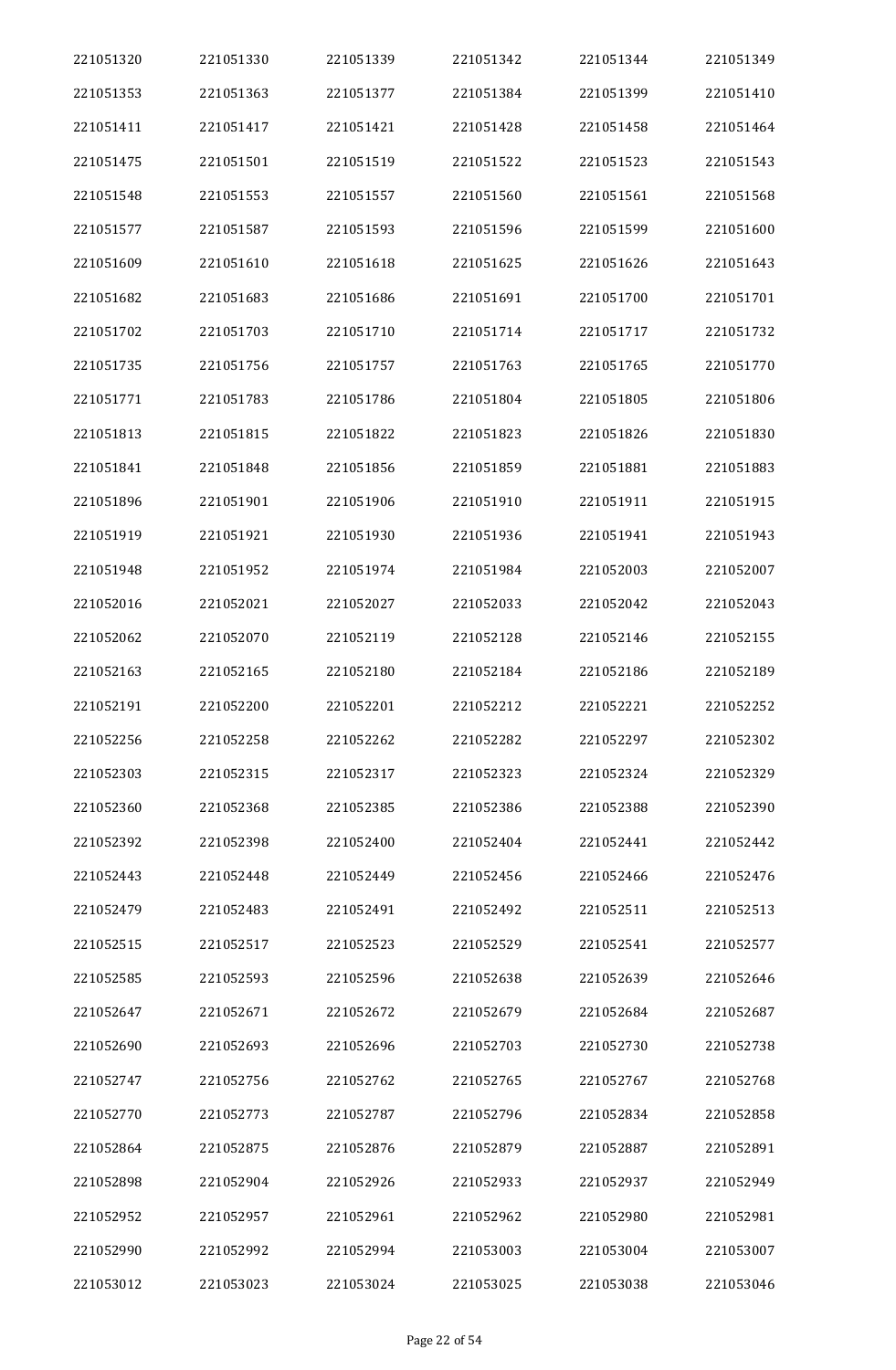| | | | | | |
|---|---|---|---|---|---|
| 221051320 | 221051330 | 221051339 | 221051342 | 221051344 | 221051349 |
| 221051353 | 221051363 | 221051377 | 221051384 | 221051399 | 221051410 |
| 221051411 | 221051417 | 221051421 | 221051428 | 221051458 | 221051464 |
| 221051475 | 221051501 | 221051519 | 221051522 | 221051523 | 221051543 |
| 221051548 | 221051553 | 221051557 | 221051560 | 221051561 | 221051568 |
| 221051577 | 221051587 | 221051593 | 221051596 | 221051599 | 221051600 |
| 221051609 | 221051610 | 221051618 | 221051625 | 221051626 | 221051643 |
| 221051682 | 221051683 | 221051686 | 221051691 | 221051700 | 221051701 |
| 221051702 | 221051703 | 221051710 | 221051714 | 221051717 | 221051732 |
| 221051735 | 221051756 | 221051757 | 221051763 | 221051765 | 221051770 |
| 221051771 | 221051783 | 221051786 | 221051804 | 221051805 | 221051806 |
| 221051813 | 221051815 | 221051822 | 221051823 | 221051826 | 221051830 |
| 221051841 | 221051848 | 221051856 | 221051859 | 221051881 | 221051883 |
| 221051896 | 221051901 | 221051906 | 221051910 | 221051911 | 221051915 |
| 221051919 | 221051921 | 221051930 | 221051936 | 221051941 | 221051943 |
| 221051948 | 221051952 | 221051974 | 221051984 | 221052003 | 221052007 |
| 221052016 | 221052021 | 221052027 | 221052033 | 221052042 | 221052043 |
| 221052062 | 221052070 | 221052119 | 221052128 | 221052146 | 221052155 |
| 221052163 | 221052165 | 221052180 | 221052184 | 221052186 | 221052189 |
| 221052191 | 221052200 | 221052201 | 221052212 | 221052221 | 221052252 |
| 221052256 | 221052258 | 221052262 | 221052282 | 221052297 | 221052302 |
| 221052303 | 221052315 | 221052317 | 221052323 | 221052324 | 221052329 |
| 221052360 | 221052368 | 221052385 | 221052386 | 221052388 | 221052390 |
| 221052392 | 221052398 | 221052400 | 221052404 | 221052441 | 221052442 |
| 221052443 | 221052448 | 221052449 | 221052456 | 221052466 | 221052476 |
| 221052479 | 221052483 | 221052491 | 221052492 | 221052511 | 221052513 |
| 221052515 | 221052517 | 221052523 | 221052529 | 221052541 | 221052577 |
| 221052585 | 221052593 | 221052596 | 221052638 | 221052639 | 221052646 |
| 221052647 | 221052671 | 221052672 | 221052679 | 221052684 | 221052687 |
| 221052690 | 221052693 | 221052696 | 221052703 | 221052730 | 221052738 |
| 221052747 | 221052756 | 221052762 | 221052765 | 221052767 | 221052768 |
| 221052770 | 221052773 | 221052787 | 221052796 | 221052834 | 221052858 |
| 221052864 | 221052875 | 221052876 | 221052879 | 221052887 | 221052891 |
| 221052898 | 221052904 | 221052926 | 221052933 | 221052937 | 221052949 |
| 221052952 | 221052957 | 221052961 | 221052962 | 221052980 | 221052981 |
| 221052990 | 221052992 | 221052994 | 221053003 | 221053004 | 221053007 |
| 221053012 | 221053023 | 221053024 | 221053025 | 221053038 | 221053046 |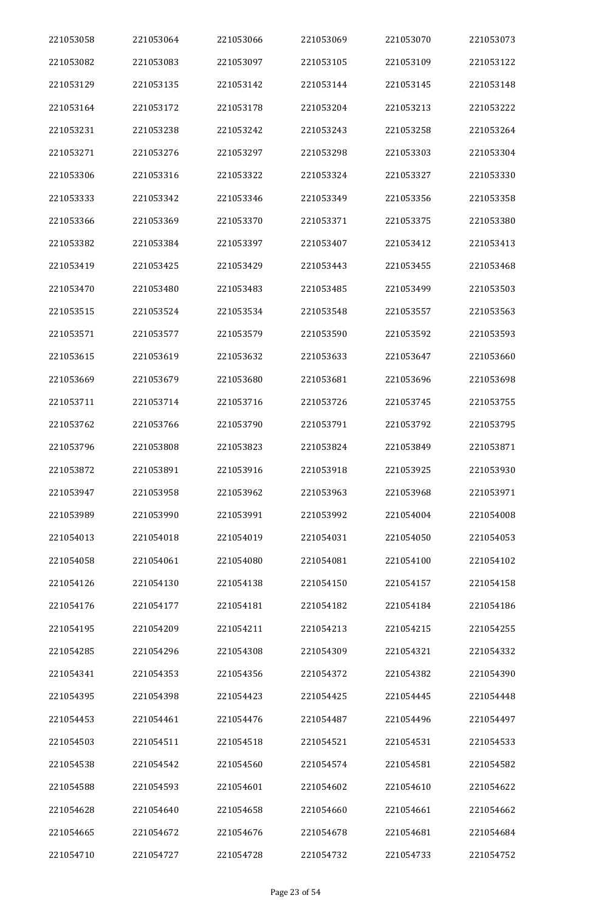| 221053058 | 221053064 | 221053066 | 221053069 | 221053070 | 221053073 |
|---|---|---|---|---|---|
| 221053082 | 221053083 | 221053097 | 221053105 | 221053109 | 221053122 |
| 221053129 | 221053135 | 221053142 | 221053144 | 221053145 | 221053148 |
| 221053164 | 221053172 | 221053178 | 221053204 | 221053213 | 221053222 |
| 221053231 | 221053238 | 221053242 | 221053243 | 221053258 | 221053264 |
| 221053271 | 221053276 | 221053297 | 221053298 | 221053303 | 221053304 |
| 221053306 | 221053316 | 221053322 | 221053324 | 221053327 | 221053330 |
| 221053333 | 221053342 | 221053346 | 221053349 | 221053356 | 221053358 |
| 221053366 | 221053369 | 221053370 | 221053371 | 221053375 | 221053380 |
| 221053382 | 221053384 | 221053397 | 221053407 | 221053412 | 221053413 |
| 221053419 | 221053425 | 221053429 | 221053443 | 221053455 | 221053468 |
| 221053470 | 221053480 | 221053483 | 221053485 | 221053499 | 221053503 |
| 221053515 | 221053524 | 221053534 | 221053548 | 221053557 | 221053563 |
| 221053571 | 221053577 | 221053579 | 221053590 | 221053592 | 221053593 |
| 221053615 | 221053619 | 221053632 | 221053633 | 221053647 | 221053660 |
| 221053669 | 221053679 | 221053680 | 221053681 | 221053696 | 221053698 |
| 221053711 | 221053714 | 221053716 | 221053726 | 221053745 | 221053755 |
| 221053762 | 221053766 | 221053790 | 221053791 | 221053792 | 221053795 |
| 221053796 | 221053808 | 221053823 | 221053824 | 221053849 | 221053871 |
| 221053872 | 221053891 | 221053916 | 221053918 | 221053925 | 221053930 |
| 221053947 | 221053958 | 221053962 | 221053963 | 221053968 | 221053971 |
| 221053989 | 221053990 | 221053991 | 221053992 | 221054004 | 221054008 |
| 221054013 | 221054018 | 221054019 | 221054031 | 221054050 | 221054053 |
| 221054058 | 221054061 | 221054080 | 221054081 | 221054100 | 221054102 |
| 221054126 | 221054130 | 221054138 | 221054150 | 221054157 | 221054158 |
| 221054176 | 221054177 | 221054181 | 221054182 | 221054184 | 221054186 |
| 221054195 | 221054209 | 221054211 | 221054213 | 221054215 | 221054255 |
| 221054285 | 221054296 | 221054308 | 221054309 | 221054321 | 221054332 |
| 221054341 | 221054353 | 221054356 | 221054372 | 221054382 | 221054390 |
| 221054395 | 221054398 | 221054423 | 221054425 | 221054445 | 221054448 |
| 221054453 | 221054461 | 221054476 | 221054487 | 221054496 | 221054497 |
| 221054503 | 221054511 | 221054518 | 221054521 | 221054531 | 221054533 |
| 221054538 | 221054542 | 221054560 | 221054574 | 221054581 | 221054582 |
| 221054588 | 221054593 | 221054601 | 221054602 | 221054610 | 221054622 |
| 221054628 | 221054640 | 221054658 | 221054660 | 221054661 | 221054662 |
| 221054665 | 221054672 | 221054676 | 221054678 | 221054681 | 221054684 |
| 221054710 | 221054727 | 221054728 | 221054732 | 221054733 | 221054752 |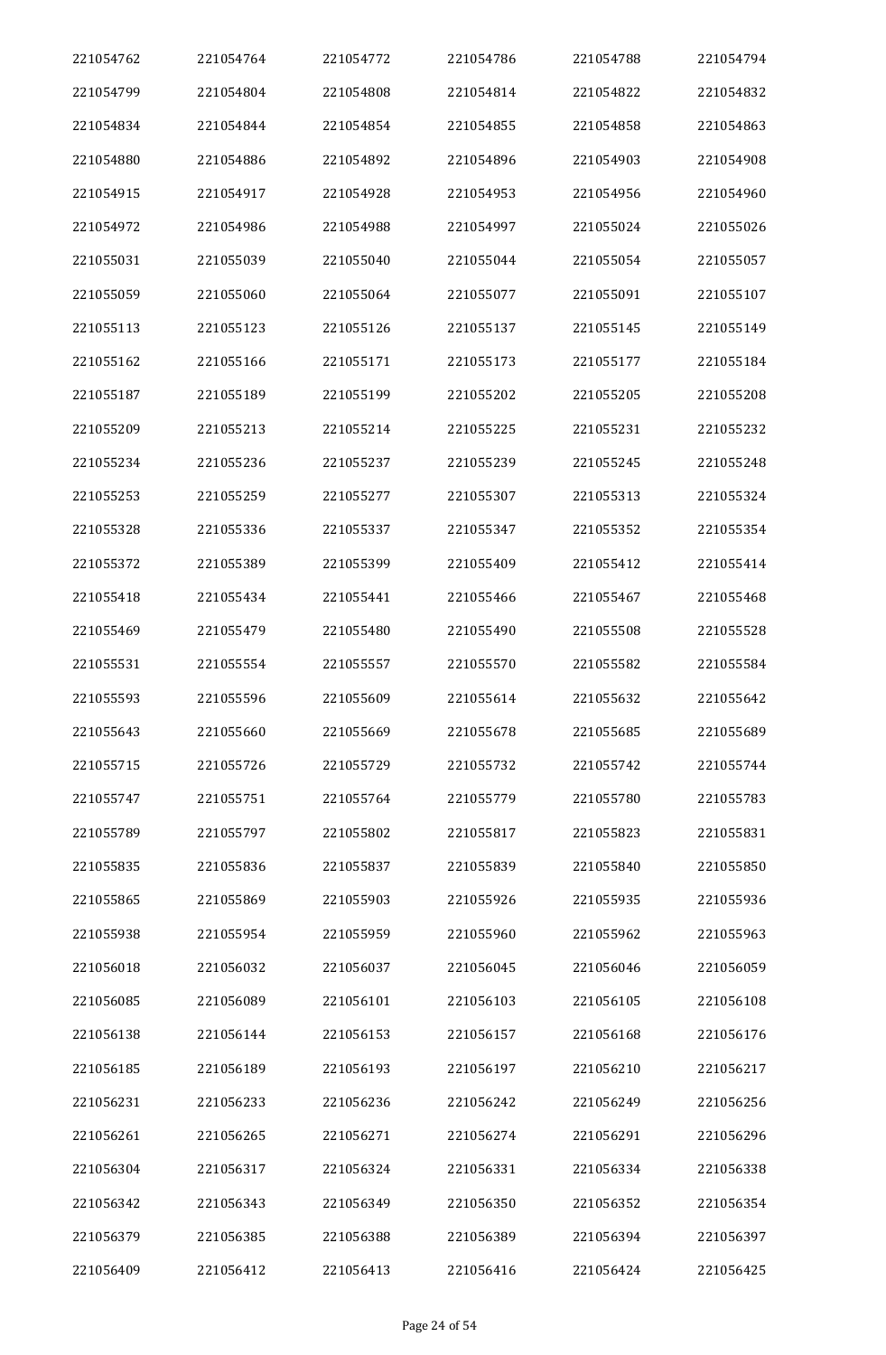| 221054762 | 221054764 | 221054772 | 221054786 | 221054788 | 221054794 |
|---|---|---|---|---|---|
| 221054799 | 221054804 | 221054808 | 221054814 | 221054822 | 221054832 |
| 221054834 | 221054844 | 221054854 | 221054855 | 221054858 | 221054863 |
| 221054880 | 221054886 | 221054892 | 221054896 | 221054903 | 221054908 |
| 221054915 | 221054917 | 221054928 | 221054953 | 221054956 | 221054960 |
| 221054972 | 221054986 | 221054988 | 221054997 | 221055024 | 221055026 |
| 221055031 | 221055039 | 221055040 | 221055044 | 221055054 | 221055057 |
| 221055059 | 221055060 | 221055064 | 221055077 | 221055091 | 221055107 |
| 221055113 | 221055123 | 221055126 | 221055137 | 221055145 | 221055149 |
| 221055162 | 221055166 | 221055171 | 221055173 | 221055177 | 221055184 |
| 221055187 | 221055189 | 221055199 | 221055202 | 221055205 | 221055208 |
| 221055209 | 221055213 | 221055214 | 221055225 | 221055231 | 221055232 |
| 221055234 | 221055236 | 221055237 | 221055239 | 221055245 | 221055248 |
| 221055253 | 221055259 | 221055277 | 221055307 | 221055313 | 221055324 |
| 221055328 | 221055336 | 221055337 | 221055347 | 221055352 | 221055354 |
| 221055372 | 221055389 | 221055399 | 221055409 | 221055412 | 221055414 |
| 221055418 | 221055434 | 221055441 | 221055466 | 221055467 | 221055468 |
| 221055469 | 221055479 | 221055480 | 221055490 | 221055508 | 221055528 |
| 221055531 | 221055554 | 221055557 | 221055570 | 221055582 | 221055584 |
| 221055593 | 221055596 | 221055609 | 221055614 | 221055632 | 221055642 |
| 221055643 | 221055660 | 221055669 | 221055678 | 221055685 | 221055689 |
| 221055715 | 221055726 | 221055729 | 221055732 | 221055742 | 221055744 |
| 221055747 | 221055751 | 221055764 | 221055779 | 221055780 | 221055783 |
| 221055789 | 221055797 | 221055802 | 221055817 | 221055823 | 221055831 |
| 221055835 | 221055836 | 221055837 | 221055839 | 221055840 | 221055850 |
| 221055865 | 221055869 | 221055903 | 221055926 | 221055935 | 221055936 |
| 221055938 | 221055954 | 221055959 | 221055960 | 221055962 | 221055963 |
| 221056018 | 221056032 | 221056037 | 221056045 | 221056046 | 221056059 |
| 221056085 | 221056089 | 221056101 | 221056103 | 221056105 | 221056108 |
| 221056138 | 221056144 | 221056153 | 221056157 | 221056168 | 221056176 |
| 221056185 | 221056189 | 221056193 | 221056197 | 221056210 | 221056217 |
| 221056231 | 221056233 | 221056236 | 221056242 | 221056249 | 221056256 |
| 221056261 | 221056265 | 221056271 | 221056274 | 221056291 | 221056296 |
| 221056304 | 221056317 | 221056324 | 221056331 | 221056334 | 221056338 |
| 221056342 | 221056343 | 221056349 | 221056350 | 221056352 | 221056354 |
| 221056379 | 221056385 | 221056388 | 221056389 | 221056394 | 221056397 |
| 221056409 | 221056412 | 221056413 | 221056416 | 221056424 | 221056425 |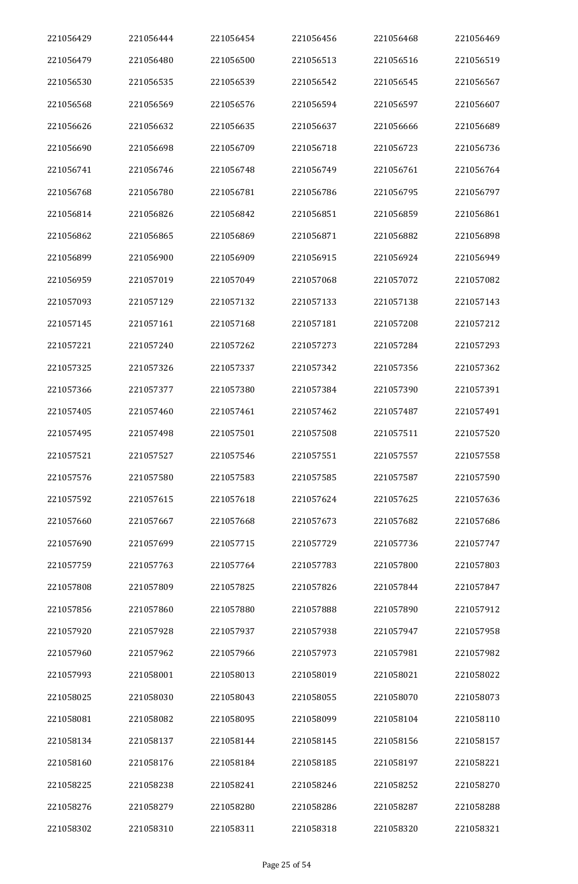| 221056429 | 221056444 | 221056454 | 221056456 | 221056468 | 221056469 |
|---|---|---|---|---|---|
| 221056479 | 221056480 | 221056500 | 221056513 | 221056516 | 221056519 |
| 221056530 | 221056535 | 221056539 | 221056542 | 221056545 | 221056567 |
| 221056568 | 221056569 | 221056576 | 221056594 | 221056597 | 221056607 |
| 221056626 | 221056632 | 221056635 | 221056637 | 221056666 | 221056689 |
| 221056690 | 221056698 | 221056709 | 221056718 | 221056723 | 221056736 |
| 221056741 | 221056746 | 221056748 | 221056749 | 221056761 | 221056764 |
| 221056768 | 221056780 | 221056781 | 221056786 | 221056795 | 221056797 |
| 221056814 | 221056826 | 221056842 | 221056851 | 221056859 | 221056861 |
| 221056862 | 221056865 | 221056869 | 221056871 | 221056882 | 221056898 |
| 221056899 | 221056900 | 221056909 | 221056915 | 221056924 | 221056949 |
| 221056959 | 221057019 | 221057049 | 221057068 | 221057072 | 221057082 |
| 221057093 | 221057129 | 221057132 | 221057133 | 221057138 | 221057143 |
| 221057145 | 221057161 | 221057168 | 221057181 | 221057208 | 221057212 |
| 221057221 | 221057240 | 221057262 | 221057273 | 221057284 | 221057293 |
| 221057325 | 221057326 | 221057337 | 221057342 | 221057356 | 221057362 |
| 221057366 | 221057377 | 221057380 | 221057384 | 221057390 | 221057391 |
| 221057405 | 221057460 | 221057461 | 221057462 | 221057487 | 221057491 |
| 221057495 | 221057498 | 221057501 | 221057508 | 221057511 | 221057520 |
| 221057521 | 221057527 | 221057546 | 221057551 | 221057557 | 221057558 |
| 221057576 | 221057580 | 221057583 | 221057585 | 221057587 | 221057590 |
| 221057592 | 221057615 | 221057618 | 221057624 | 221057625 | 221057636 |
| 221057660 | 221057667 | 221057668 | 221057673 | 221057682 | 221057686 |
| 221057690 | 221057699 | 221057715 | 221057729 | 221057736 | 221057747 |
| 221057759 | 221057763 | 221057764 | 221057783 | 221057800 | 221057803 |
| 221057808 | 221057809 | 221057825 | 221057826 | 221057844 | 221057847 |
| 221057856 | 221057860 | 221057880 | 221057888 | 221057890 | 221057912 |
| 221057920 | 221057928 | 221057937 | 221057938 | 221057947 | 221057958 |
| 221057960 | 221057962 | 221057966 | 221057973 | 221057981 | 221057982 |
| 221057993 | 221058001 | 221058013 | 221058019 | 221058021 | 221058022 |
| 221058025 | 221058030 | 221058043 | 221058055 | 221058070 | 221058073 |
| 221058081 | 221058082 | 221058095 | 221058099 | 221058104 | 221058110 |
| 221058134 | 221058137 | 221058144 | 221058145 | 221058156 | 221058157 |
| 221058160 | 221058176 | 221058184 | 221058185 | 221058197 | 221058221 |
| 221058225 | 221058238 | 221058241 | 221058246 | 221058252 | 221058270 |
| 221058276 | 221058279 | 221058280 | 221058286 | 221058287 | 221058288 |
| 221058302 | 221058310 | 221058311 | 221058318 | 221058320 | 221058321 |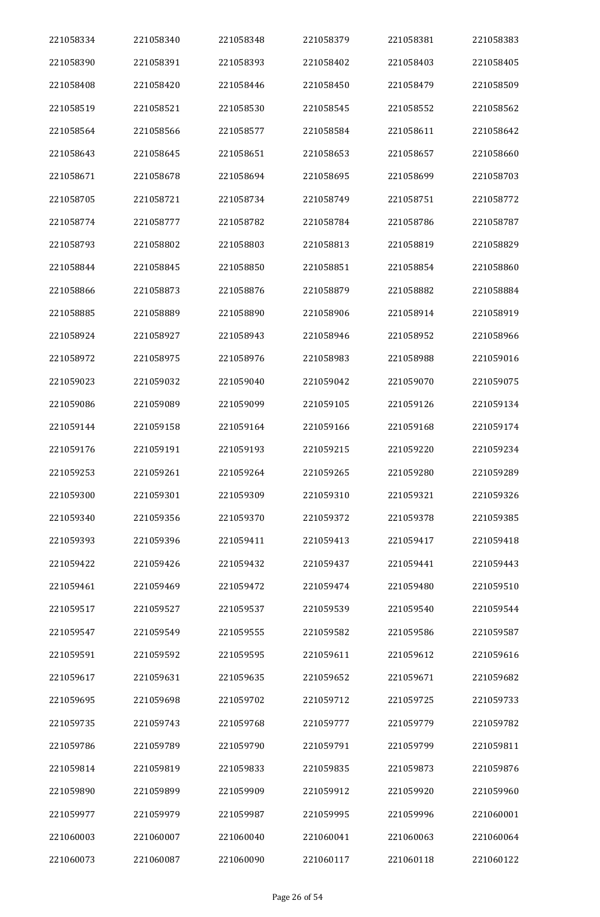| | | | | | |
|---|---|---|---|---|---|
| 221058334 | 221058340 | 221058348 | 221058379 | 221058381 | 221058383 |
| 221058390 | 221058391 | 221058393 | 221058402 | 221058403 | 221058405 |
| 221058408 | 221058420 | 221058446 | 221058450 | 221058479 | 221058509 |
| 221058519 | 221058521 | 221058530 | 221058545 | 221058552 | 221058562 |
| 221058564 | 221058566 | 221058577 | 221058584 | 221058611 | 221058642 |
| 221058643 | 221058645 | 221058651 | 221058653 | 221058657 | 221058660 |
| 221058671 | 221058678 | 221058694 | 221058695 | 221058699 | 221058703 |
| 221058705 | 221058721 | 221058734 | 221058749 | 221058751 | 221058772 |
| 221058774 | 221058777 | 221058782 | 221058784 | 221058786 | 221058787 |
| 221058793 | 221058802 | 221058803 | 221058813 | 221058819 | 221058829 |
| 221058844 | 221058845 | 221058850 | 221058851 | 221058854 | 221058860 |
| 221058866 | 221058873 | 221058876 | 221058879 | 221058882 | 221058884 |
| 221058885 | 221058889 | 221058890 | 221058906 | 221058914 | 221058919 |
| 221058924 | 221058927 | 221058943 | 221058946 | 221058952 | 221058966 |
| 221058972 | 221058975 | 221058976 | 221058983 | 221058988 | 221059016 |
| 221059023 | 221059032 | 221059040 | 221059042 | 221059070 | 221059075 |
| 221059086 | 221059089 | 221059099 | 221059105 | 221059126 | 221059134 |
| 221059144 | 221059158 | 221059164 | 221059166 | 221059168 | 221059174 |
| 221059176 | 221059191 | 221059193 | 221059215 | 221059220 | 221059234 |
| 221059253 | 221059261 | 221059264 | 221059265 | 221059280 | 221059289 |
| 221059300 | 221059301 | 221059309 | 221059310 | 221059321 | 221059326 |
| 221059340 | 221059356 | 221059370 | 221059372 | 221059378 | 221059385 |
| 221059393 | 221059396 | 221059411 | 221059413 | 221059417 | 221059418 |
| 221059422 | 221059426 | 221059432 | 221059437 | 221059441 | 221059443 |
| 221059461 | 221059469 | 221059472 | 221059474 | 221059480 | 221059510 |
| 221059517 | 221059527 | 221059537 | 221059539 | 221059540 | 221059544 |
| 221059547 | 221059549 | 221059555 | 221059582 | 221059586 | 221059587 |
| 221059591 | 221059592 | 221059595 | 221059611 | 221059612 | 221059616 |
| 221059617 | 221059631 | 221059635 | 221059652 | 221059671 | 221059682 |
| 221059695 | 221059698 | 221059702 | 221059712 | 221059725 | 221059733 |
| 221059735 | 221059743 | 221059768 | 221059777 | 221059779 | 221059782 |
| 221059786 | 221059789 | 221059790 | 221059791 | 221059799 | 221059811 |
| 221059814 | 221059819 | 221059833 | 221059835 | 221059873 | 221059876 |
| 221059890 | 221059899 | 221059909 | 221059912 | 221059920 | 221059960 |
| 221059977 | 221059979 | 221059987 | 221059995 | 221059996 | 221060001 |
| 221060003 | 221060007 | 221060040 | 221060041 | 221060063 | 221060064 |
| 221060073 | 221060087 | 221060090 | 221060117 | 221060118 | 221060122 |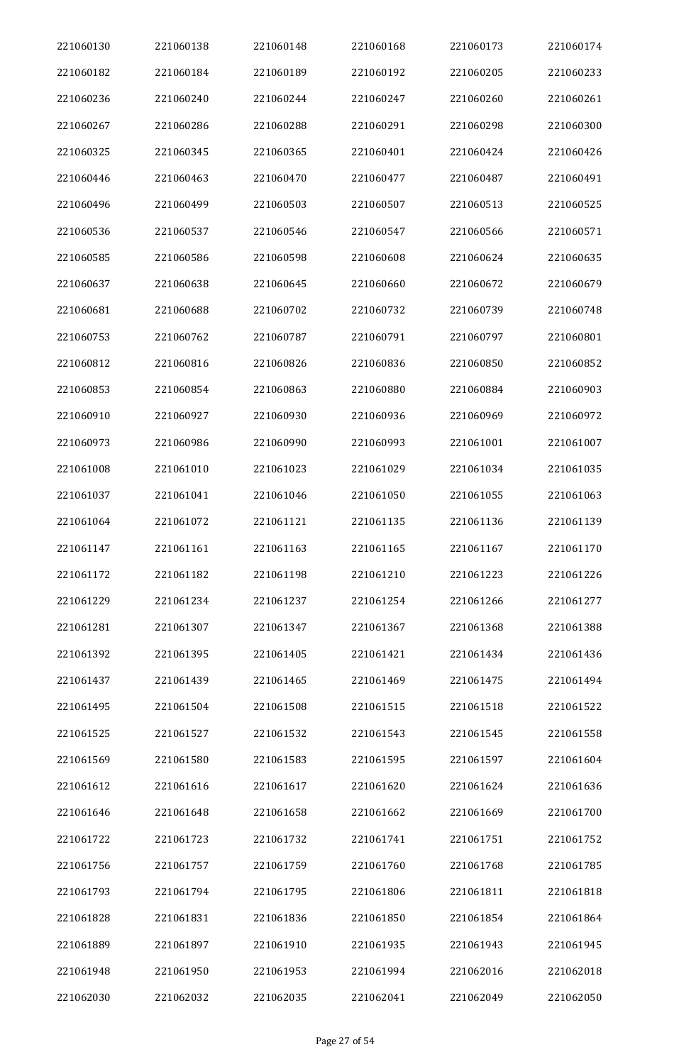| 221060130 | 221060138 | 221060148 | 221060168 | 221060173 | 221060174 |
|---|---|---|---|---|---|
| 221060182 | 221060184 | 221060189 | 221060192 | 221060205 | 221060233 |
| 221060236 | 221060240 | 221060244 | 221060247 | 221060260 | 221060261 |
| 221060267 | 221060286 | 221060288 | 221060291 | 221060298 | 221060300 |
| 221060325 | 221060345 | 221060365 | 221060401 | 221060424 | 221060426 |
| 221060446 | 221060463 | 221060470 | 221060477 | 221060487 | 221060491 |
| 221060496 | 221060499 | 221060503 | 221060507 | 221060513 | 221060525 |
| 221060536 | 221060537 | 221060546 | 221060547 | 221060566 | 221060571 |
| 221060585 | 221060586 | 221060598 | 221060608 | 221060624 | 221060635 |
| 221060637 | 221060638 | 221060645 | 221060660 | 221060672 | 221060679 |
| 221060681 | 221060688 | 221060702 | 221060732 | 221060739 | 221060748 |
| 221060753 | 221060762 | 221060787 | 221060791 | 221060797 | 221060801 |
| 221060812 | 221060816 | 221060826 | 221060836 | 221060850 | 221060852 |
| 221060853 | 221060854 | 221060863 | 221060880 | 221060884 | 221060903 |
| 221060910 | 221060927 | 221060930 | 221060936 | 221060969 | 221060972 |
| 221060973 | 221060986 | 221060990 | 221060993 | 221061001 | 221061007 |
| 221061008 | 221061010 | 221061023 | 221061029 | 221061034 | 221061035 |
| 221061037 | 221061041 | 221061046 | 221061050 | 221061055 | 221061063 |
| 221061064 | 221061072 | 221061121 | 221061135 | 221061136 | 221061139 |
| 221061147 | 221061161 | 221061163 | 221061165 | 221061167 | 221061170 |
| 221061172 | 221061182 | 221061198 | 221061210 | 221061223 | 221061226 |
| 221061229 | 221061234 | 221061237 | 221061254 | 221061266 | 221061277 |
| 221061281 | 221061307 | 221061347 | 221061367 | 221061368 | 221061388 |
| 221061392 | 221061395 | 221061405 | 221061421 | 221061434 | 221061436 |
| 221061437 | 221061439 | 221061465 | 221061469 | 221061475 | 221061494 |
| 221061495 | 221061504 | 221061508 | 221061515 | 221061518 | 221061522 |
| 221061525 | 221061527 | 221061532 | 221061543 | 221061545 | 221061558 |
| 221061569 | 221061580 | 221061583 | 221061595 | 221061597 | 221061604 |
| 221061612 | 221061616 | 221061617 | 221061620 | 221061624 | 221061636 |
| 221061646 | 221061648 | 221061658 | 221061662 | 221061669 | 221061700 |
| 221061722 | 221061723 | 221061732 | 221061741 | 221061751 | 221061752 |
| 221061756 | 221061757 | 221061759 | 221061760 | 221061768 | 221061785 |
| 221061793 | 221061794 | 221061795 | 221061806 | 221061811 | 221061818 |
| 221061828 | 221061831 | 221061836 | 221061850 | 221061854 | 221061864 |
| 221061889 | 221061897 | 221061910 | 221061935 | 221061943 | 221061945 |
| 221061948 | 221061950 | 221061953 | 221061994 | 221062016 | 221062018 |
| 221062030 | 221062032 | 221062035 | 221062041 | 221062049 | 221062050 |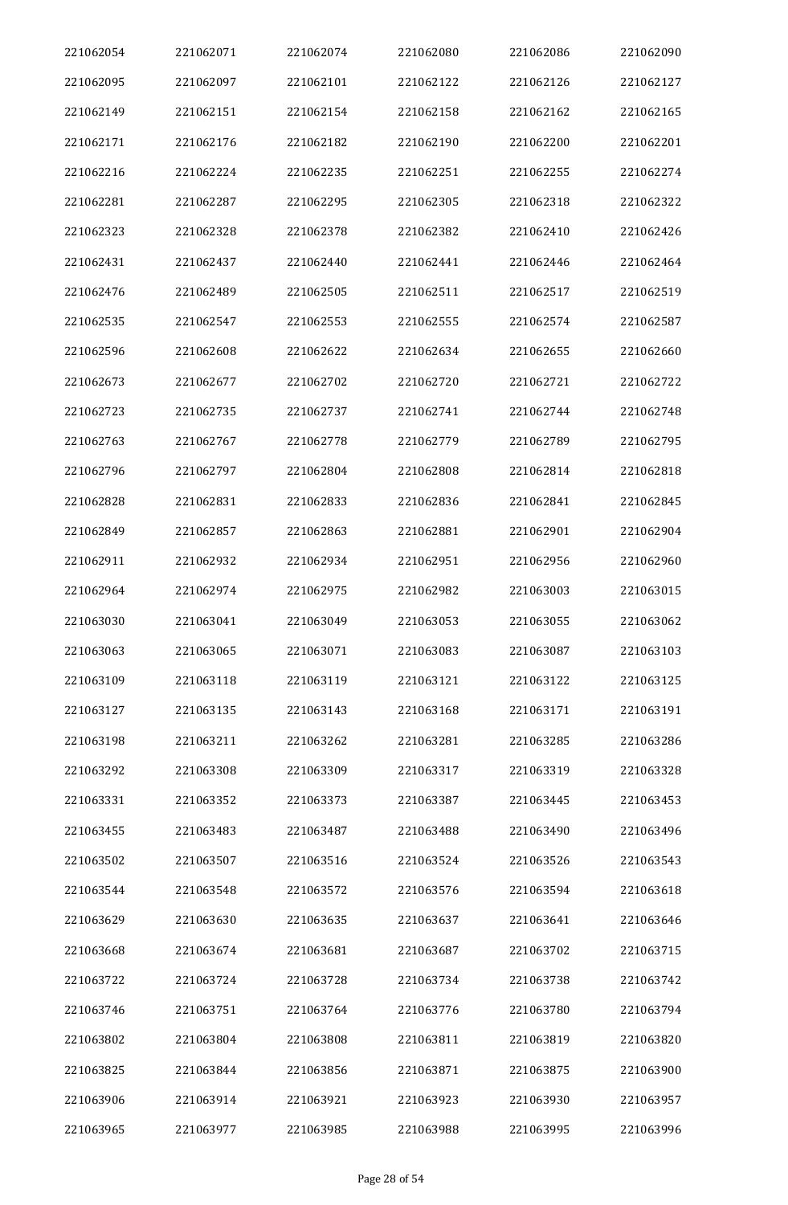| | | | | | |
|---|---|---|---|---|---|
| 221062054 | 221062071 | 221062074 | 221062080 | 221062086 | 221062090 |
| 221062095 | 221062097 | 221062101 | 221062122 | 221062126 | 221062127 |
| 221062149 | 221062151 | 221062154 | 221062158 | 221062162 | 221062165 |
| 221062171 | 221062176 | 221062182 | 221062190 | 221062200 | 221062201 |
| 221062216 | 221062224 | 221062235 | 221062251 | 221062255 | 221062274 |
| 221062281 | 221062287 | 221062295 | 221062305 | 221062318 | 221062322 |
| 221062323 | 221062328 | 221062378 | 221062382 | 221062410 | 221062426 |
| 221062431 | 221062437 | 221062440 | 221062441 | 221062446 | 221062464 |
| 221062476 | 221062489 | 221062505 | 221062511 | 221062517 | 221062519 |
| 221062535 | 221062547 | 221062553 | 221062555 | 221062574 | 221062587 |
| 221062596 | 221062608 | 221062622 | 221062634 | 221062655 | 221062660 |
| 221062673 | 221062677 | 221062702 | 221062720 | 221062721 | 221062722 |
| 221062723 | 221062735 | 221062737 | 221062741 | 221062744 | 221062748 |
| 221062763 | 221062767 | 221062778 | 221062779 | 221062789 | 221062795 |
| 221062796 | 221062797 | 221062804 | 221062808 | 221062814 | 221062818 |
| 221062828 | 221062831 | 221062833 | 221062836 | 221062841 | 221062845 |
| 221062849 | 221062857 | 221062863 | 221062881 | 221062901 | 221062904 |
| 221062911 | 221062932 | 221062934 | 221062951 | 221062956 | 221062960 |
| 221062964 | 221062974 | 221062975 | 221062982 | 221063003 | 221063015 |
| 221063030 | 221063041 | 221063049 | 221063053 | 221063055 | 221063062 |
| 221063063 | 221063065 | 221063071 | 221063083 | 221063087 | 221063103 |
| 221063109 | 221063118 | 221063119 | 221063121 | 221063122 | 221063125 |
| 221063127 | 221063135 | 221063143 | 221063168 | 221063171 | 221063191 |
| 221063198 | 221063211 | 221063262 | 221063281 | 221063285 | 221063286 |
| 221063292 | 221063308 | 221063309 | 221063317 | 221063319 | 221063328 |
| 221063331 | 221063352 | 221063373 | 221063387 | 221063445 | 221063453 |
| 221063455 | 221063483 | 221063487 | 221063488 | 221063490 | 221063496 |
| 221063502 | 221063507 | 221063516 | 221063524 | 221063526 | 221063543 |
| 221063544 | 221063548 | 221063572 | 221063576 | 221063594 | 221063618 |
| 221063629 | 221063630 | 221063635 | 221063637 | 221063641 | 221063646 |
| 221063668 | 221063674 | 221063681 | 221063687 | 221063702 | 221063715 |
| 221063722 | 221063724 | 221063728 | 221063734 | 221063738 | 221063742 |
| 221063746 | 221063751 | 221063764 | 221063776 | 221063780 | 221063794 |
| 221063802 | 221063804 | 221063808 | 221063811 | 221063819 | 221063820 |
| 221063825 | 221063844 | 221063856 | 221063871 | 221063875 | 221063900 |
| 221063906 | 221063914 | 221063921 | 221063923 | 221063930 | 221063957 |
| 221063965 | 221063977 | 221063985 | 221063988 | 221063995 | 221063996 |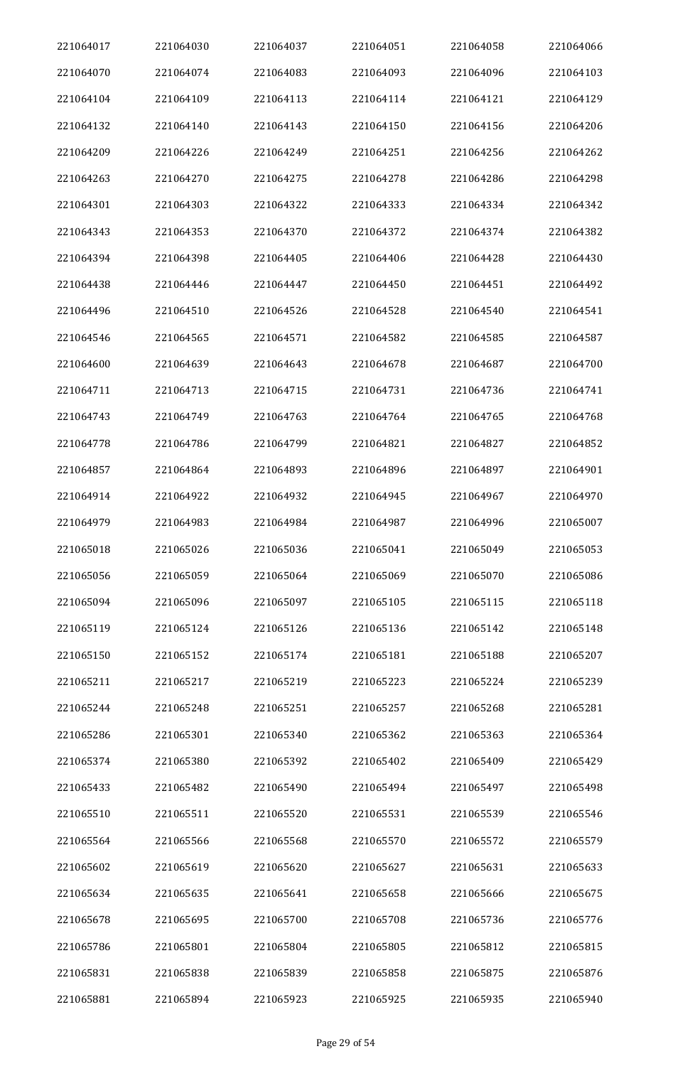| 221064017 | 221064030 | 221064037 | 221064051 | 221064058 | 221064066 |
|---|---|---|---|---|---|
| 221064070 | 221064074 | 221064083 | 221064093 | 221064096 | 221064103 |
| 221064104 | 221064109 | 221064113 | 221064114 | 221064121 | 221064129 |
| 221064132 | 221064140 | 221064143 | 221064150 | 221064156 | 221064206 |
| 221064209 | 221064226 | 221064249 | 221064251 | 221064256 | 221064262 |
| 221064263 | 221064270 | 221064275 | 221064278 | 221064286 | 221064298 |
| 221064301 | 221064303 | 221064322 | 221064333 | 221064334 | 221064342 |
| 221064343 | 221064353 | 221064370 | 221064372 | 221064374 | 221064382 |
| 221064394 | 221064398 | 221064405 | 221064406 | 221064428 | 221064430 |
| 221064438 | 221064446 | 221064447 | 221064450 | 221064451 | 221064492 |
| 221064496 | 221064510 | 221064526 | 221064528 | 221064540 | 221064541 |
| 221064546 | 221064565 | 221064571 | 221064582 | 221064585 | 221064587 |
| 221064600 | 221064639 | 221064643 | 221064678 | 221064687 | 221064700 |
| 221064711 | 221064713 | 221064715 | 221064731 | 221064736 | 221064741 |
| 221064743 | 221064749 | 221064763 | 221064764 | 221064765 | 221064768 |
| 221064778 | 221064786 | 221064799 | 221064821 | 221064827 | 221064852 |
| 221064857 | 221064864 | 221064893 | 221064896 | 221064897 | 221064901 |
| 221064914 | 221064922 | 221064932 | 221064945 | 221064967 | 221064970 |
| 221064979 | 221064983 | 221064984 | 221064987 | 221064996 | 221065007 |
| 221065018 | 221065026 | 221065036 | 221065041 | 221065049 | 221065053 |
| 221065056 | 221065059 | 221065064 | 221065069 | 221065070 | 221065086 |
| 221065094 | 221065096 | 221065097 | 221065105 | 221065115 | 221065118 |
| 221065119 | 221065124 | 221065126 | 221065136 | 221065142 | 221065148 |
| 221065150 | 221065152 | 221065174 | 221065181 | 221065188 | 221065207 |
| 221065211 | 221065217 | 221065219 | 221065223 | 221065224 | 221065239 |
| 221065244 | 221065248 | 221065251 | 221065257 | 221065268 | 221065281 |
| 221065286 | 221065301 | 221065340 | 221065362 | 221065363 | 221065364 |
| 221065374 | 221065380 | 221065392 | 221065402 | 221065409 | 221065429 |
| 221065433 | 221065482 | 221065490 | 221065494 | 221065497 | 221065498 |
| 221065510 | 221065511 | 221065520 | 221065531 | 221065539 | 221065546 |
| 221065564 | 221065566 | 221065568 | 221065570 | 221065572 | 221065579 |
| 221065602 | 221065619 | 221065620 | 221065627 | 221065631 | 221065633 |
| 221065634 | 221065635 | 221065641 | 221065658 | 221065666 | 221065675 |
| 221065678 | 221065695 | 221065700 | 221065708 | 221065736 | 221065776 |
| 221065786 | 221065801 | 221065804 | 221065805 | 221065812 | 221065815 |
| 221065831 | 221065838 | 221065839 | 221065858 | 221065875 | 221065876 |
| 221065881 | 221065894 | 221065923 | 221065925 | 221065935 | 221065940 |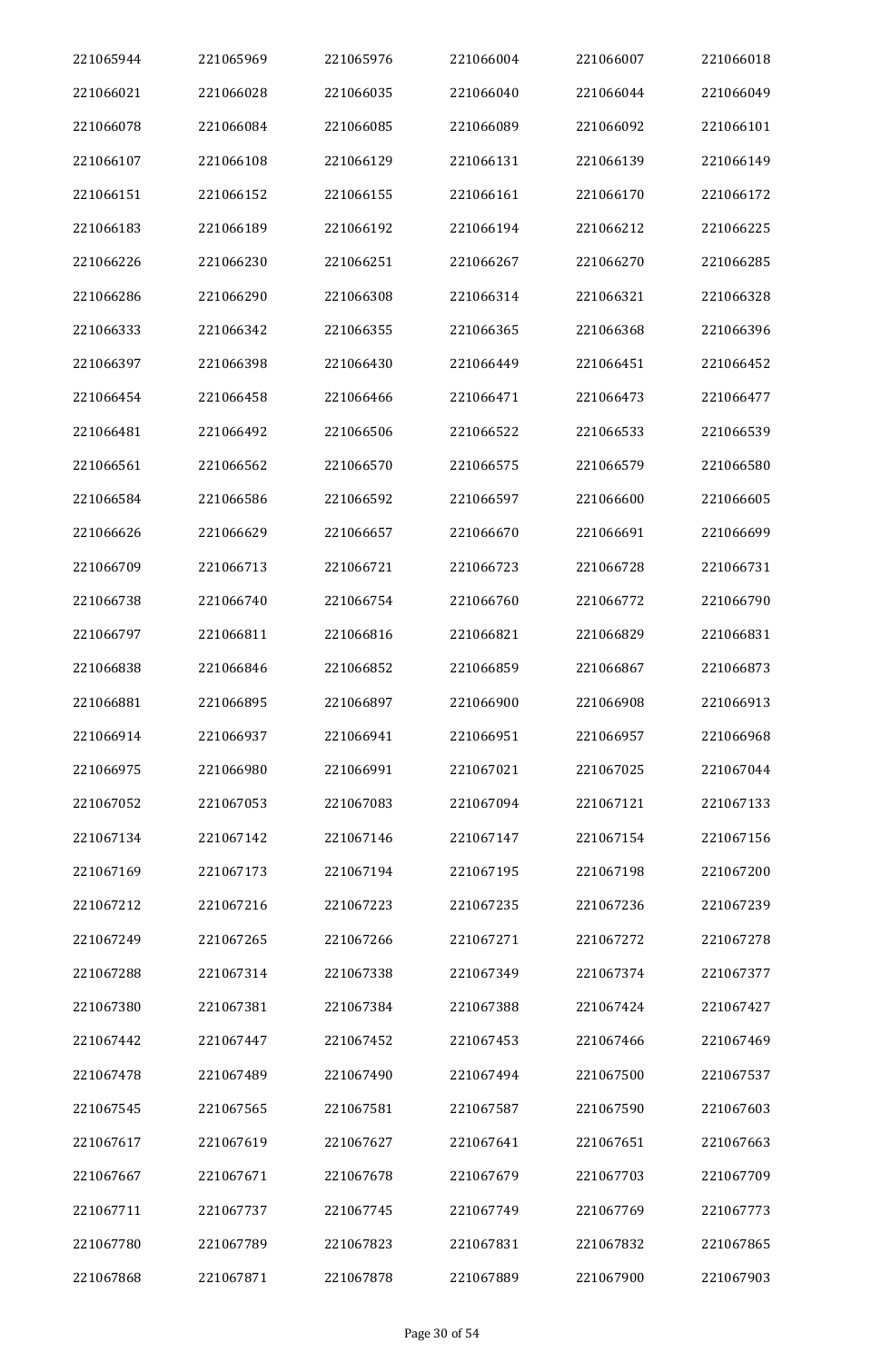| 221065944 | 221065969 | 221065976 | 221066004 | 221066007 | 221066018 |
|---|---|---|---|---|---|
| 221066021 | 221066028 | 221066035 | 221066040 | 221066044 | 221066049 |
| 221066078 | 221066084 | 221066085 | 221066089 | 221066092 | 221066101 |
| 221066107 | 221066108 | 221066129 | 221066131 | 221066139 | 221066149 |
| 221066151 | 221066152 | 221066155 | 221066161 | 221066170 | 221066172 |
| 221066183 | 221066189 | 221066192 | 221066194 | 221066212 | 221066225 |
| 221066226 | 221066230 | 221066251 | 221066267 | 221066270 | 221066285 |
| 221066286 | 221066290 | 221066308 | 221066314 | 221066321 | 221066328 |
| 221066333 | 221066342 | 221066355 | 221066365 | 221066368 | 221066396 |
| 221066397 | 221066398 | 221066430 | 221066449 | 221066451 | 221066452 |
| 221066454 | 221066458 | 221066466 | 221066471 | 221066473 | 221066477 |
| 221066481 | 221066492 | 221066506 | 221066522 | 221066533 | 221066539 |
| 221066561 | 221066562 | 221066570 | 221066575 | 221066579 | 221066580 |
| 221066584 | 221066586 | 221066592 | 221066597 | 221066600 | 221066605 |
| 221066626 | 221066629 | 221066657 | 221066670 | 221066691 | 221066699 |
| 221066709 | 221066713 | 221066721 | 221066723 | 221066728 | 221066731 |
| 221066738 | 221066740 | 221066754 | 221066760 | 221066772 | 221066790 |
| 221066797 | 221066811 | 221066816 | 221066821 | 221066829 | 221066831 |
| 221066838 | 221066846 | 221066852 | 221066859 | 221066867 | 221066873 |
| 221066881 | 221066895 | 221066897 | 221066900 | 221066908 | 221066913 |
| 221066914 | 221066937 | 221066941 | 221066951 | 221066957 | 221066968 |
| 221066975 | 221066980 | 221066991 | 221067021 | 221067025 | 221067044 |
| 221067052 | 221067053 | 221067083 | 221067094 | 221067121 | 221067133 |
| 221067134 | 221067142 | 221067146 | 221067147 | 221067154 | 221067156 |
| 221067169 | 221067173 | 221067194 | 221067195 | 221067198 | 221067200 |
| 221067212 | 221067216 | 221067223 | 221067235 | 221067236 | 221067239 |
| 221067249 | 221067265 | 221067266 | 221067271 | 221067272 | 221067278 |
| 221067288 | 221067314 | 221067338 | 221067349 | 221067374 | 221067377 |
| 221067380 | 221067381 | 221067384 | 221067388 | 221067424 | 221067427 |
| 221067442 | 221067447 | 221067452 | 221067453 | 221067466 | 221067469 |
| 221067478 | 221067489 | 221067490 | 221067494 | 221067500 | 221067537 |
| 221067545 | 221067565 | 221067581 | 221067587 | 221067590 | 221067603 |
| 221067617 | 221067619 | 221067627 | 221067641 | 221067651 | 221067663 |
| 221067667 | 221067671 | 221067678 | 221067679 | 221067703 | 221067709 |
| 221067711 | 221067737 | 221067745 | 221067749 | 221067769 | 221067773 |
| 221067780 | 221067789 | 221067823 | 221067831 | 221067832 | 221067865 |
| 221067868 | 221067871 | 221067878 | 221067889 | 221067900 | 221067903 |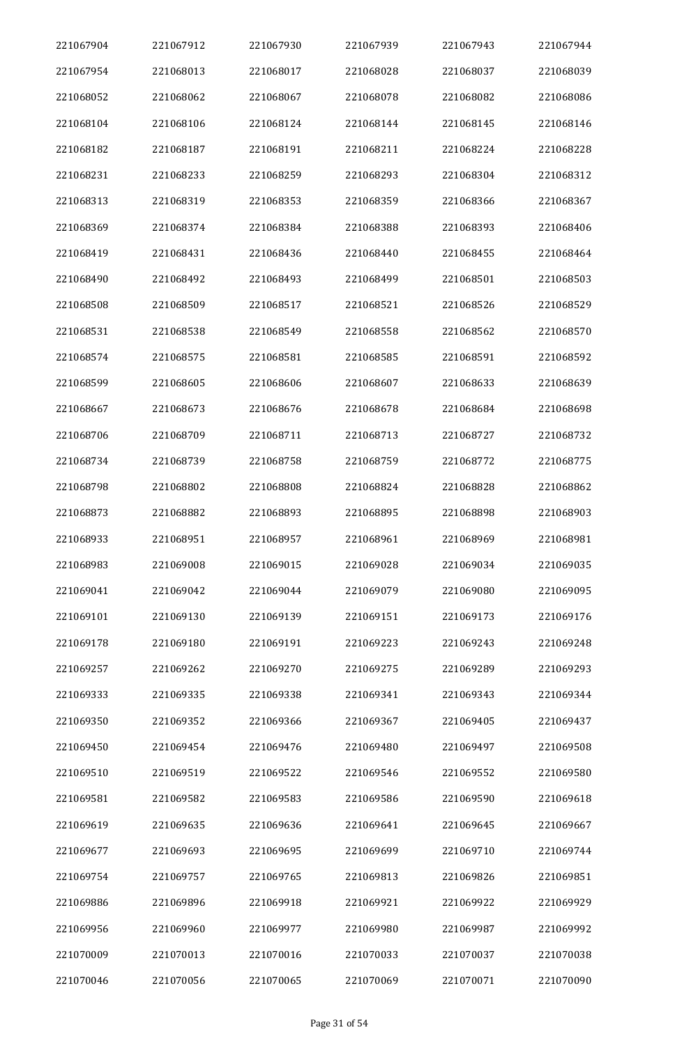| 221067904 | 221067912 | 221067930 | 221067939 | 221067943 | 221067944 |
|---|---|---|---|---|---|
| 221067954 | 221068013 | 221068017 | 221068028 | 221068037 | 221068039 |
| 221068052 | 221068062 | 221068067 | 221068078 | 221068082 | 221068086 |
| 221068104 | 221068106 | 221068124 | 221068144 | 221068145 | 221068146 |
| 221068182 | 221068187 | 221068191 | 221068211 | 221068224 | 221068228 |
| 221068231 | 221068233 | 221068259 | 221068293 | 221068304 | 221068312 |
| 221068313 | 221068319 | 221068353 | 221068359 | 221068366 | 221068367 |
| 221068369 | 221068374 | 221068384 | 221068388 | 221068393 | 221068406 |
| 221068419 | 221068431 | 221068436 | 221068440 | 221068455 | 221068464 |
| 221068490 | 221068492 | 221068493 | 221068499 | 221068501 | 221068503 |
| 221068508 | 221068509 | 221068517 | 221068521 | 221068526 | 221068529 |
| 221068531 | 221068538 | 221068549 | 221068558 | 221068562 | 221068570 |
| 221068574 | 221068575 | 221068581 | 221068585 | 221068591 | 221068592 |
| 221068599 | 221068605 | 221068606 | 221068607 | 221068633 | 221068639 |
| 221068667 | 221068673 | 221068676 | 221068678 | 221068684 | 221068698 |
| 221068706 | 221068709 | 221068711 | 221068713 | 221068727 | 221068732 |
| 221068734 | 221068739 | 221068758 | 221068759 | 221068772 | 221068775 |
| 221068798 | 221068802 | 221068808 | 221068824 | 221068828 | 221068862 |
| 221068873 | 221068882 | 221068893 | 221068895 | 221068898 | 221068903 |
| 221068933 | 221068951 | 221068957 | 221068961 | 221068969 | 221068981 |
| 221068983 | 221069008 | 221069015 | 221069028 | 221069034 | 221069035 |
| 221069041 | 221069042 | 221069044 | 221069079 | 221069080 | 221069095 |
| 221069101 | 221069130 | 221069139 | 221069151 | 221069173 | 221069176 |
| 221069178 | 221069180 | 221069191 | 221069223 | 221069243 | 221069248 |
| 221069257 | 221069262 | 221069270 | 221069275 | 221069289 | 221069293 |
| 221069333 | 221069335 | 221069338 | 221069341 | 221069343 | 221069344 |
| 221069350 | 221069352 | 221069366 | 221069367 | 221069405 | 221069437 |
| 221069450 | 221069454 | 221069476 | 221069480 | 221069497 | 221069508 |
| 221069510 | 221069519 | 221069522 | 221069546 | 221069552 | 221069580 |
| 221069581 | 221069582 | 221069583 | 221069586 | 221069590 | 221069618 |
| 221069619 | 221069635 | 221069636 | 221069641 | 221069645 | 221069667 |
| 221069677 | 221069693 | 221069695 | 221069699 | 221069710 | 221069744 |
| 221069754 | 221069757 | 221069765 | 221069813 | 221069826 | 221069851 |
| 221069886 | 221069896 | 221069918 | 221069921 | 221069922 | 221069929 |
| 221069956 | 221069960 | 221069977 | 221069980 | 221069987 | 221069992 |
| 221070009 | 221070013 | 221070016 | 221070033 | 221070037 | 221070038 |
| 221070046 | 221070056 | 221070065 | 221070069 | 221070071 | 221070090 |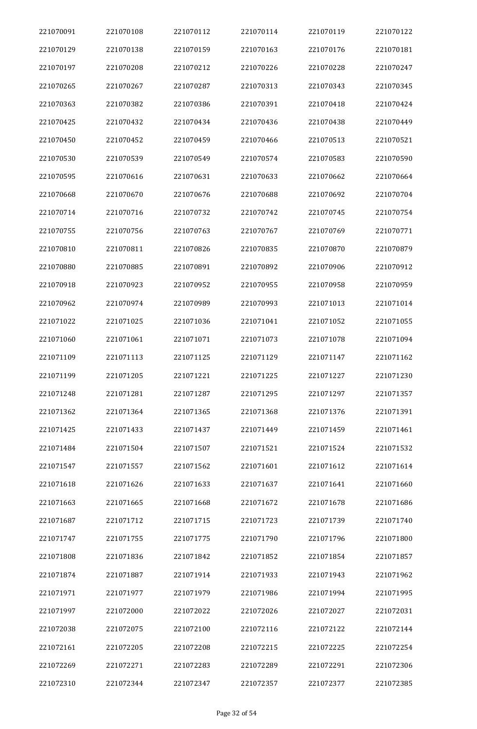| 221070091 | 221070108 | 221070112 | 221070114 | 221070119 | 221070122 |
|---|---|---|---|---|---|
| 221070129 | 221070138 | 221070159 | 221070163 | 221070176 | 221070181 |
| 221070197 | 221070208 | 221070212 | 221070226 | 221070228 | 221070247 |
| 221070265 | 221070267 | 221070287 | 221070313 | 221070343 | 221070345 |
| 221070363 | 221070382 | 221070386 | 221070391 | 221070418 | 221070424 |
| 221070425 | 221070432 | 221070434 | 221070436 | 221070438 | 221070449 |
| 221070450 | 221070452 | 221070459 | 221070466 | 221070513 | 221070521 |
| 221070530 | 221070539 | 221070549 | 221070574 | 221070583 | 221070590 |
| 221070595 | 221070616 | 221070631 | 221070633 | 221070662 | 221070664 |
| 221070668 | 221070670 | 221070676 | 221070688 | 221070692 | 221070704 |
| 221070714 | 221070716 | 221070732 | 221070742 | 221070745 | 221070754 |
| 221070755 | 221070756 | 221070763 | 221070767 | 221070769 | 221070771 |
| 221070810 | 221070811 | 221070826 | 221070835 | 221070870 | 221070879 |
| 221070880 | 221070885 | 221070891 | 221070892 | 221070906 | 221070912 |
| 221070918 | 221070923 | 221070952 | 221070955 | 221070958 | 221070959 |
| 221070962 | 221070974 | 221070989 | 221070993 | 221071013 | 221071014 |
| 221071022 | 221071025 | 221071036 | 221071041 | 221071052 | 221071055 |
| 221071060 | 221071061 | 221071071 | 221071073 | 221071078 | 221071094 |
| 221071109 | 221071113 | 221071125 | 221071129 | 221071147 | 221071162 |
| 221071199 | 221071205 | 221071221 | 221071225 | 221071227 | 221071230 |
| 221071248 | 221071281 | 221071287 | 221071295 | 221071297 | 221071357 |
| 221071362 | 221071364 | 221071365 | 221071368 | 221071376 | 221071391 |
| 221071425 | 221071433 | 221071437 | 221071449 | 221071459 | 221071461 |
| 221071484 | 221071504 | 221071507 | 221071521 | 221071524 | 221071532 |
| 221071547 | 221071557 | 221071562 | 221071601 | 221071612 | 221071614 |
| 221071618 | 221071626 | 221071633 | 221071637 | 221071641 | 221071660 |
| 221071663 | 221071665 | 221071668 | 221071672 | 221071678 | 221071686 |
| 221071687 | 221071712 | 221071715 | 221071723 | 221071739 | 221071740 |
| 221071747 | 221071755 | 221071775 | 221071790 | 221071796 | 221071800 |
| 221071808 | 221071836 | 221071842 | 221071852 | 221071854 | 221071857 |
| 221071874 | 221071887 | 221071914 | 221071933 | 221071943 | 221071962 |
| 221071971 | 221071977 | 221071979 | 221071986 | 221071994 | 221071995 |
| 221071997 | 221072000 | 221072022 | 221072026 | 221072027 | 221072031 |
| 221072038 | 221072075 | 221072100 | 221072116 | 221072122 | 221072144 |
| 221072161 | 221072205 | 221072208 | 221072215 | 221072225 | 221072254 |
| 221072269 | 221072271 | 221072283 | 221072289 | 221072291 | 221072306 |
| 221072310 | 221072344 | 221072347 | 221072357 | 221072377 | 221072385 |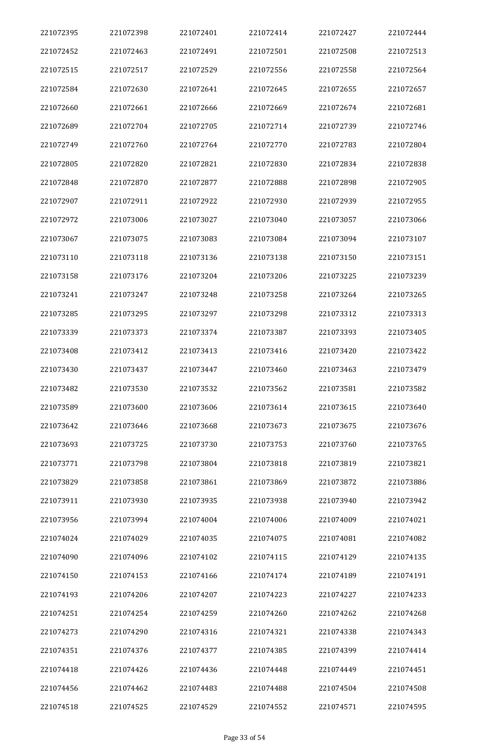| 221072395 | 221072398 | 221072401 | 221072414 | 221072427 | 221072444 |
|---|---|---|---|---|---|
| 221072452 | 221072463 | 221072491 | 221072501 | 221072508 | 221072513 |
| 221072515 | 221072517 | 221072529 | 221072556 | 221072558 | 221072564 |
| 221072584 | 221072630 | 221072641 | 221072645 | 221072655 | 221072657 |
| 221072660 | 221072661 | 221072666 | 221072669 | 221072674 | 221072681 |
| 221072689 | 221072704 | 221072705 | 221072714 | 221072739 | 221072746 |
| 221072749 | 221072760 | 221072764 | 221072770 | 221072783 | 221072804 |
| 221072805 | 221072820 | 221072821 | 221072830 | 221072834 | 221072838 |
| 221072848 | 221072870 | 221072877 | 221072888 | 221072898 | 221072905 |
| 221072907 | 221072911 | 221072922 | 221072930 | 221072939 | 221072955 |
| 221072972 | 221073006 | 221073027 | 221073040 | 221073057 | 221073066 |
| 221073067 | 221073075 | 221073083 | 221073084 | 221073094 | 221073107 |
| 221073110 | 221073118 | 221073136 | 221073138 | 221073150 | 221073151 |
| 221073158 | 221073176 | 221073204 | 221073206 | 221073225 | 221073239 |
| 221073241 | 221073247 | 221073248 | 221073258 | 221073264 | 221073265 |
| 221073285 | 221073295 | 221073297 | 221073298 | 221073312 | 221073313 |
| 221073339 | 221073373 | 221073374 | 221073387 | 221073393 | 221073405 |
| 221073408 | 221073412 | 221073413 | 221073416 | 221073420 | 221073422 |
| 221073430 | 221073437 | 221073447 | 221073460 | 221073463 | 221073479 |
| 221073482 | 221073530 | 221073532 | 221073562 | 221073581 | 221073582 |
| 221073589 | 221073600 | 221073606 | 221073614 | 221073615 | 221073640 |
| 221073642 | 221073646 | 221073668 | 221073673 | 221073675 | 221073676 |
| 221073693 | 221073725 | 221073730 | 221073753 | 221073760 | 221073765 |
| 221073771 | 221073798 | 221073804 | 221073818 | 221073819 | 221073821 |
| 221073829 | 221073858 | 221073861 | 221073869 | 221073872 | 221073886 |
| 221073911 | 221073930 | 221073935 | 221073938 | 221073940 | 221073942 |
| 221073956 | 221073994 | 221074004 | 221074006 | 221074009 | 221074021 |
| 221074024 | 221074029 | 221074035 | 221074075 | 221074081 | 221074082 |
| 221074090 | 221074096 | 221074102 | 221074115 | 221074129 | 221074135 |
| 221074150 | 221074153 | 221074166 | 221074174 | 221074189 | 221074191 |
| 221074193 | 221074206 | 221074207 | 221074223 | 221074227 | 221074233 |
| 221074251 | 221074254 | 221074259 | 221074260 | 221074262 | 221074268 |
| 221074273 | 221074290 | 221074316 | 221074321 | 221074338 | 221074343 |
| 221074351 | 221074376 | 221074377 | 221074385 | 221074399 | 221074414 |
| 221074418 | 221074426 | 221074436 | 221074448 | 221074449 | 221074451 |
| 221074456 | 221074462 | 221074483 | 221074488 | 221074504 | 221074508 |
| 221074518 | 221074525 | 221074529 | 221074552 | 221074571 | 221074595 |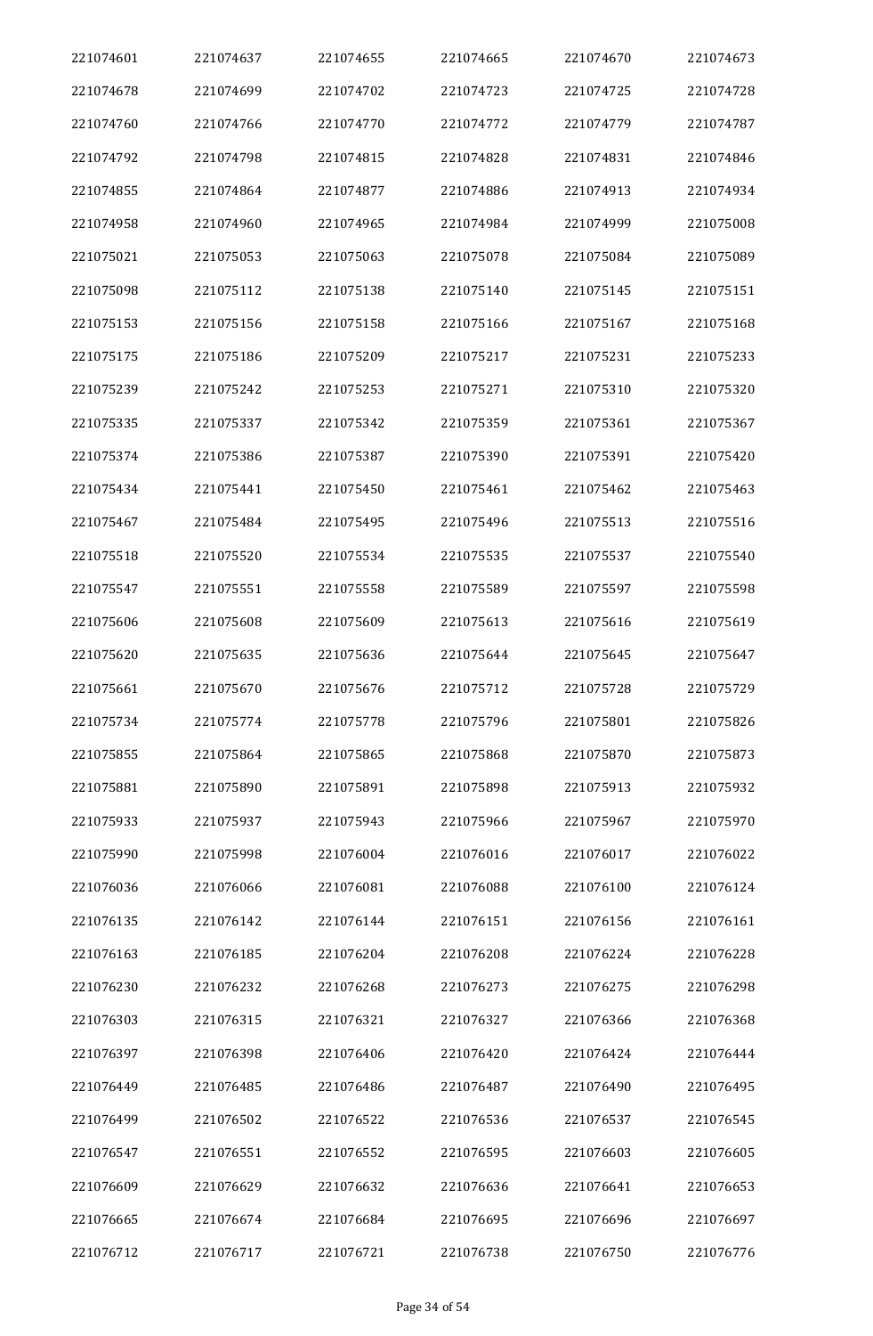| 221074601 | 221074637 | 221074655 | 221074665 | 221074670 | 221074673 |
|---|---|---|---|---|---|
| 221074678 | 221074699 | 221074702 | 221074723 | 221074725 | 221074728 |
| 221074760 | 221074766 | 221074770 | 221074772 | 221074779 | 221074787 |
| 221074792 | 221074798 | 221074815 | 221074828 | 221074831 | 221074846 |
| 221074855 | 221074864 | 221074877 | 221074886 | 221074913 | 221074934 |
| 221074958 | 221074960 | 221074965 | 221074984 | 221074999 | 221075008 |
| 221075021 | 221075053 | 221075063 | 221075078 | 221075084 | 221075089 |
| 221075098 | 221075112 | 221075138 | 221075140 | 221075145 | 221075151 |
| 221075153 | 221075156 | 221075158 | 221075166 | 221075167 | 221075168 |
| 221075175 | 221075186 | 221075209 | 221075217 | 221075231 | 221075233 |
| 221075239 | 221075242 | 221075253 | 221075271 | 221075310 | 221075320 |
| 221075335 | 221075337 | 221075342 | 221075359 | 221075361 | 221075367 |
| 221075374 | 221075386 | 221075387 | 221075390 | 221075391 | 221075420 |
| 221075434 | 221075441 | 221075450 | 221075461 | 221075462 | 221075463 |
| 221075467 | 221075484 | 221075495 | 221075496 | 221075513 | 221075516 |
| 221075518 | 221075520 | 221075534 | 221075535 | 221075537 | 221075540 |
| 221075547 | 221075551 | 221075558 | 221075589 | 221075597 | 221075598 |
| 221075606 | 221075608 | 221075609 | 221075613 | 221075616 | 221075619 |
| 221075620 | 221075635 | 221075636 | 221075644 | 221075645 | 221075647 |
| 221075661 | 221075670 | 221075676 | 221075712 | 221075728 | 221075729 |
| 221075734 | 221075774 | 221075778 | 221075796 | 221075801 | 221075826 |
| 221075855 | 221075864 | 221075865 | 221075868 | 221075870 | 221075873 |
| 221075881 | 221075890 | 221075891 | 221075898 | 221075913 | 221075932 |
| 221075933 | 221075937 | 221075943 | 221075966 | 221075967 | 221075970 |
| 221075990 | 221075998 | 221076004 | 221076016 | 221076017 | 221076022 |
| 221076036 | 221076066 | 221076081 | 221076088 | 221076100 | 221076124 |
| 221076135 | 221076142 | 221076144 | 221076151 | 221076156 | 221076161 |
| 221076163 | 221076185 | 221076204 | 221076208 | 221076224 | 221076228 |
| 221076230 | 221076232 | 221076268 | 221076273 | 221076275 | 221076298 |
| 221076303 | 221076315 | 221076321 | 221076327 | 221076366 | 221076368 |
| 221076397 | 221076398 | 221076406 | 221076420 | 221076424 | 221076444 |
| 221076449 | 221076485 | 221076486 | 221076487 | 221076490 | 221076495 |
| 221076499 | 221076502 | 221076522 | 221076536 | 221076537 | 221076545 |
| 221076547 | 221076551 | 221076552 | 221076595 | 221076603 | 221076605 |
| 221076609 | 221076629 | 221076632 | 221076636 | 221076641 | 221076653 |
| 221076665 | 221076674 | 221076684 | 221076695 | 221076696 | 221076697 |
| 221076712 | 221076717 | 221076721 | 221076738 | 221076750 | 221076776 |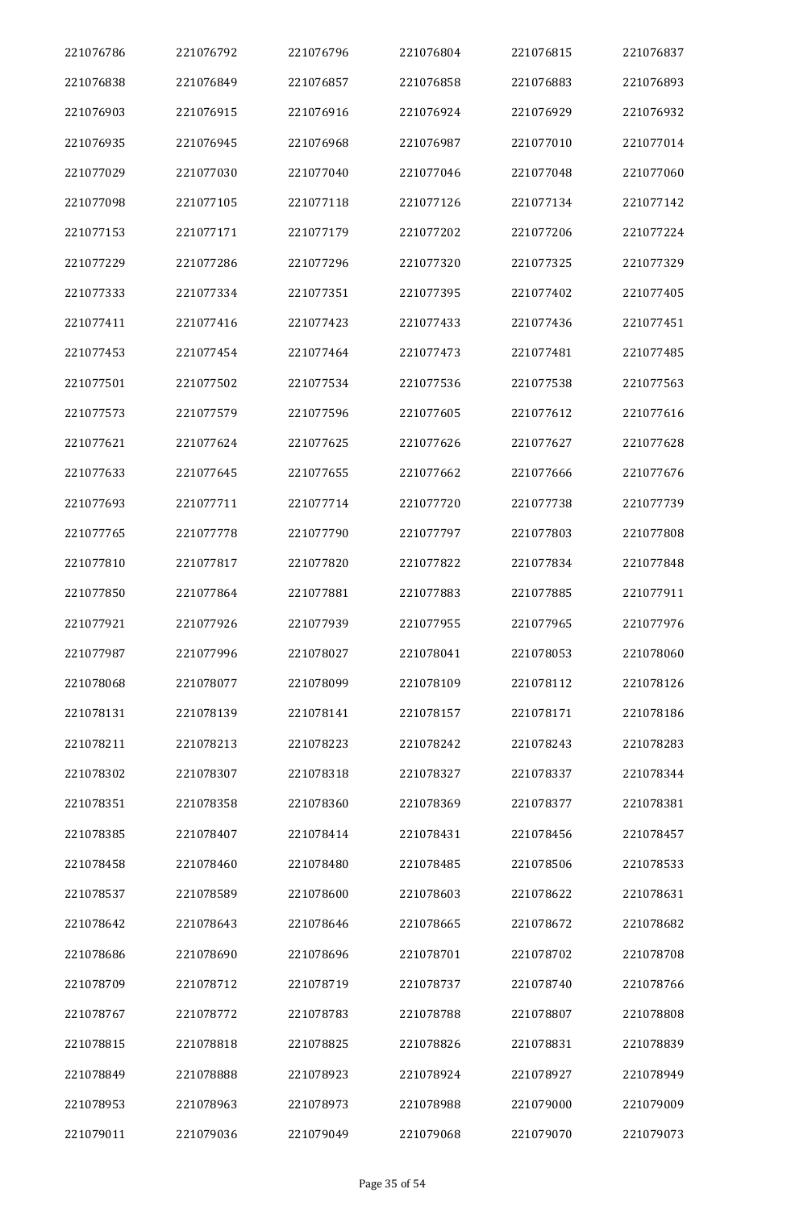| 221076786 | 221076792 | 221076796 | 221076804 | 221076815 | 221076837 |
|---|---|---|---|---|---|
| 221076838 | 221076849 | 221076857 | 221076858 | 221076883 | 221076893 |
| 221076903 | 221076915 | 221076916 | 221076924 | 221076929 | 221076932 |
| 221076935 | 221076945 | 221076968 | 221076987 | 221077010 | 221077014 |
| 221077029 | 221077030 | 221077040 | 221077046 | 221077048 | 221077060 |
| 221077098 | 221077105 | 221077118 | 221077126 | 221077134 | 221077142 |
| 221077153 | 221077171 | 221077179 | 221077202 | 221077206 | 221077224 |
| 221077229 | 221077286 | 221077296 | 221077320 | 221077325 | 221077329 |
| 221077333 | 221077334 | 221077351 | 221077395 | 221077402 | 221077405 |
| 221077411 | 221077416 | 221077423 | 221077433 | 221077436 | 221077451 |
| 221077453 | 221077454 | 221077464 | 221077473 | 221077481 | 221077485 |
| 221077501 | 221077502 | 221077534 | 221077536 | 221077538 | 221077563 |
| 221077573 | 221077579 | 221077596 | 221077605 | 221077612 | 221077616 |
| 221077621 | 221077624 | 221077625 | 221077626 | 221077627 | 221077628 |
| 221077633 | 221077645 | 221077655 | 221077662 | 221077666 | 221077676 |
| 221077693 | 221077711 | 221077714 | 221077720 | 221077738 | 221077739 |
| 221077765 | 221077778 | 221077790 | 221077797 | 221077803 | 221077808 |
| 221077810 | 221077817 | 221077820 | 221077822 | 221077834 | 221077848 |
| 221077850 | 221077864 | 221077881 | 221077883 | 221077885 | 221077911 |
| 221077921 | 221077926 | 221077939 | 221077955 | 221077965 | 221077976 |
| 221077987 | 221077996 | 221078027 | 221078041 | 221078053 | 221078060 |
| 221078068 | 221078077 | 221078099 | 221078109 | 221078112 | 221078126 |
| 221078131 | 221078139 | 221078141 | 221078157 | 221078171 | 221078186 |
| 221078211 | 221078213 | 221078223 | 221078242 | 221078243 | 221078283 |
| 221078302 | 221078307 | 221078318 | 221078327 | 221078337 | 221078344 |
| 221078351 | 221078358 | 221078360 | 221078369 | 221078377 | 221078381 |
| 221078385 | 221078407 | 221078414 | 221078431 | 221078456 | 221078457 |
| 221078458 | 221078460 | 221078480 | 221078485 | 221078506 | 221078533 |
| 221078537 | 221078589 | 221078600 | 221078603 | 221078622 | 221078631 |
| 221078642 | 221078643 | 221078646 | 221078665 | 221078672 | 221078682 |
| 221078686 | 221078690 | 221078696 | 221078701 | 221078702 | 221078708 |
| 221078709 | 221078712 | 221078719 | 221078737 | 221078740 | 221078766 |
| 221078767 | 221078772 | 221078783 | 221078788 | 221078807 | 221078808 |
| 221078815 | 221078818 | 221078825 | 221078826 | 221078831 | 221078839 |
| 221078849 | 221078888 | 221078923 | 221078924 | 221078927 | 221078949 |
| 221078953 | 221078963 | 221078973 | 221078988 | 221079000 | 221079009 |
| 221079011 | 221079036 | 221079049 | 221079068 | 221079070 | 221079073 |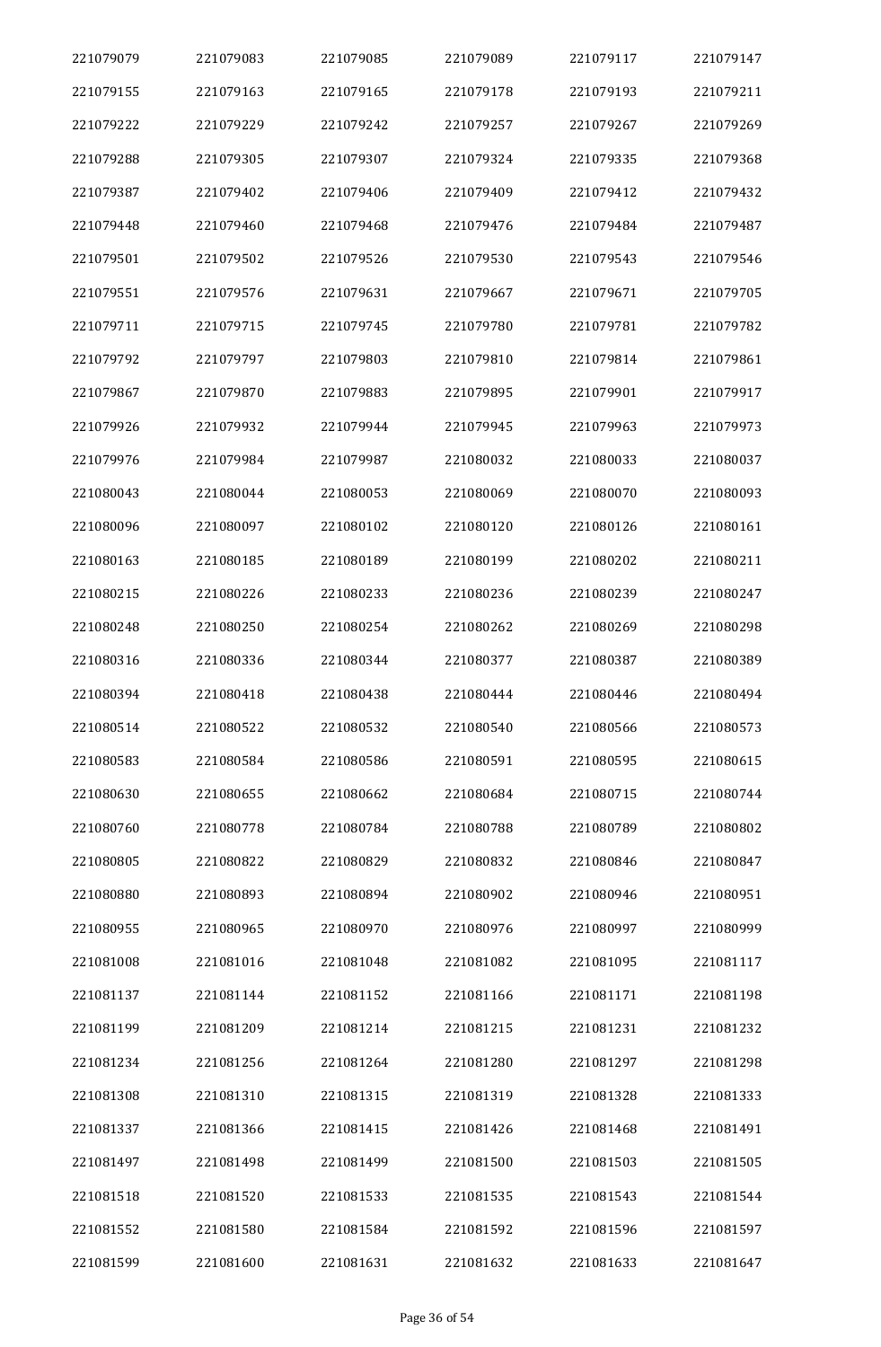| 221079079 | 221079083 | 221079085 | 221079089 | 221079117 | 221079147 |
|---|---|---|---|---|---|
| 221079155 | 221079163 | 221079165 | 221079178 | 221079193 | 221079211 |
| 221079222 | 221079229 | 221079242 | 221079257 | 221079267 | 221079269 |
| 221079288 | 221079305 | 221079307 | 221079324 | 221079335 | 221079368 |
| 221079387 | 221079402 | 221079406 | 221079409 | 221079412 | 221079432 |
| 221079448 | 221079460 | 221079468 | 221079476 | 221079484 | 221079487 |
| 221079501 | 221079502 | 221079526 | 221079530 | 221079543 | 221079546 |
| 221079551 | 221079576 | 221079631 | 221079667 | 221079671 | 221079705 |
| 221079711 | 221079715 | 221079745 | 221079780 | 221079781 | 221079782 |
| 221079792 | 221079797 | 221079803 | 221079810 | 221079814 | 221079861 |
| 221079867 | 221079870 | 221079883 | 221079895 | 221079901 | 221079917 |
| 221079926 | 221079932 | 221079944 | 221079945 | 221079963 | 221079973 |
| 221079976 | 221079984 | 221079987 | 221080032 | 221080033 | 221080037 |
| 221080043 | 221080044 | 221080053 | 221080069 | 221080070 | 221080093 |
| 221080096 | 221080097 | 221080102 | 221080120 | 221080126 | 221080161 |
| 221080163 | 221080185 | 221080189 | 221080199 | 221080202 | 221080211 |
| 221080215 | 221080226 | 221080233 | 221080236 | 221080239 | 221080247 |
| 221080248 | 221080250 | 221080254 | 221080262 | 221080269 | 221080298 |
| 221080316 | 221080336 | 221080344 | 221080377 | 221080387 | 221080389 |
| 221080394 | 221080418 | 221080438 | 221080444 | 221080446 | 221080494 |
| 221080514 | 221080522 | 221080532 | 221080540 | 221080566 | 221080573 |
| 221080583 | 221080584 | 221080586 | 221080591 | 221080595 | 221080615 |
| 221080630 | 221080655 | 221080662 | 221080684 | 221080715 | 221080744 |
| 221080760 | 221080778 | 221080784 | 221080788 | 221080789 | 221080802 |
| 221080805 | 221080822 | 221080829 | 221080832 | 221080846 | 221080847 |
| 221080880 | 221080893 | 221080894 | 221080902 | 221080946 | 221080951 |
| 221080955 | 221080965 | 221080970 | 221080976 | 221080997 | 221080999 |
| 221081008 | 221081016 | 221081048 | 221081082 | 221081095 | 221081117 |
| 221081137 | 221081144 | 221081152 | 221081166 | 221081171 | 221081198 |
| 221081199 | 221081209 | 221081214 | 221081215 | 221081231 | 221081232 |
| 221081234 | 221081256 | 221081264 | 221081280 | 221081297 | 221081298 |
| 221081308 | 221081310 | 221081315 | 221081319 | 221081328 | 221081333 |
| 221081337 | 221081366 | 221081415 | 221081426 | 221081468 | 221081491 |
| 221081497 | 221081498 | 221081499 | 221081500 | 221081503 | 221081505 |
| 221081518 | 221081520 | 221081533 | 221081535 | 221081543 | 221081544 |
| 221081552 | 221081580 | 221081584 | 221081592 | 221081596 | 221081597 |
| 221081599 | 221081600 | 221081631 | 221081632 | 221081633 | 221081647 |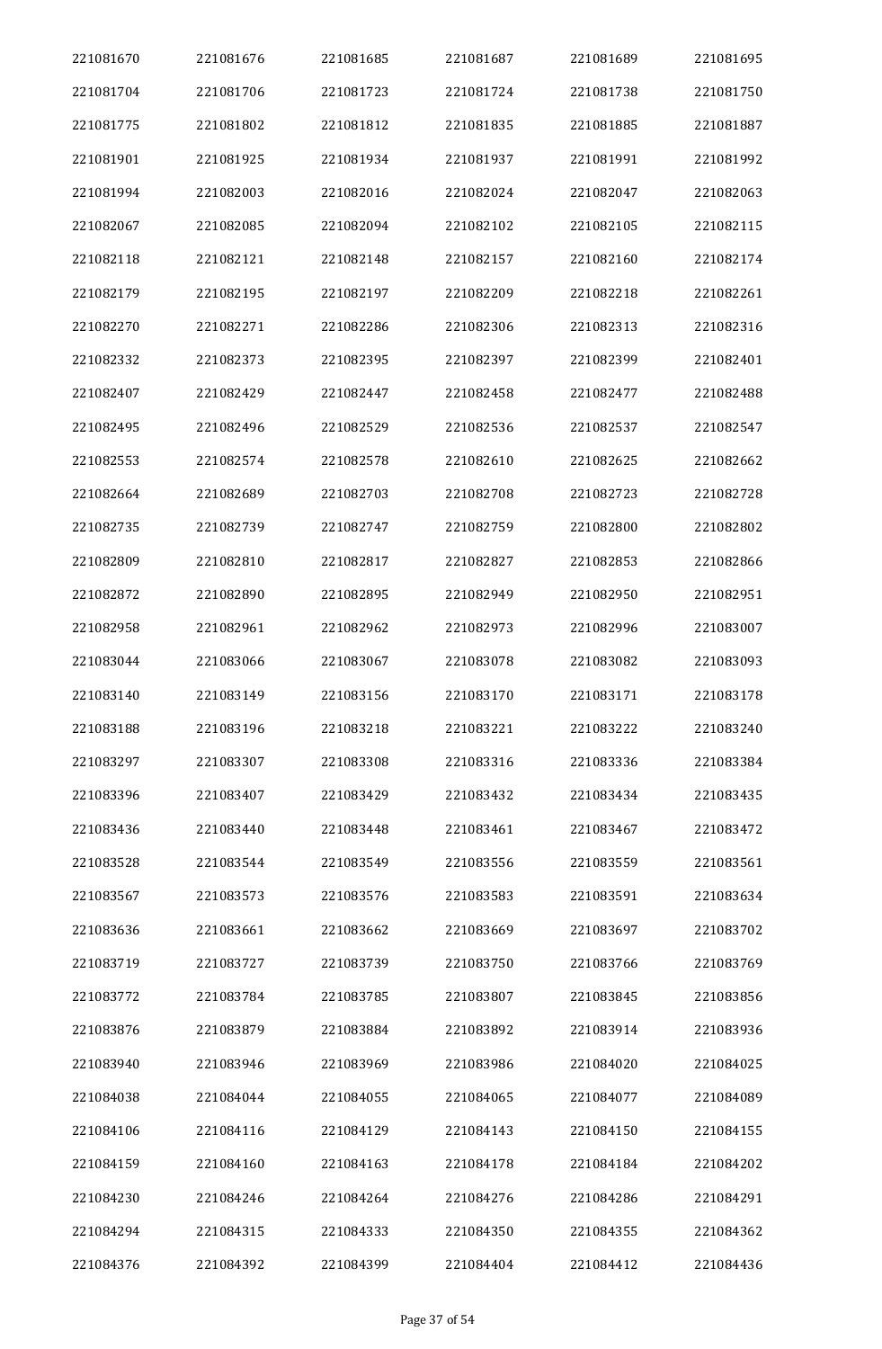| 221081670 | 221081676 | 221081685 | 221081687 | 221081689 | 221081695 |
|---|---|---|---|---|---|
| 221081704 | 221081706 | 221081723 | 221081724 | 221081738 | 221081750 |
| 221081775 | 221081802 | 221081812 | 221081835 | 221081885 | 221081887 |
| 221081901 | 221081925 | 221081934 | 221081937 | 221081991 | 221081992 |
| 221081994 | 221082003 | 221082016 | 221082024 | 221082047 | 221082063 |
| 221082067 | 221082085 | 221082094 | 221082102 | 221082105 | 221082115 |
| 221082118 | 221082121 | 221082148 | 221082157 | 221082160 | 221082174 |
| 221082179 | 221082195 | 221082197 | 221082209 | 221082218 | 221082261 |
| 221082270 | 221082271 | 221082286 | 221082306 | 221082313 | 221082316 |
| 221082332 | 221082373 | 221082395 | 221082397 | 221082399 | 221082401 |
| 221082407 | 221082429 | 221082447 | 221082458 | 221082477 | 221082488 |
| 221082495 | 221082496 | 221082529 | 221082536 | 221082537 | 221082547 |
| 221082553 | 221082574 | 221082578 | 221082610 | 221082625 | 221082662 |
| 221082664 | 221082689 | 221082703 | 221082708 | 221082723 | 221082728 |
| 221082735 | 221082739 | 221082747 | 221082759 | 221082800 | 221082802 |
| 221082809 | 221082810 | 221082817 | 221082827 | 221082853 | 221082866 |
| 221082872 | 221082890 | 221082895 | 221082949 | 221082950 | 221082951 |
| 221082958 | 221082961 | 221082962 | 221082973 | 221082996 | 221083007 |
| 221083044 | 221083066 | 221083067 | 221083078 | 221083082 | 221083093 |
| 221083140 | 221083149 | 221083156 | 221083170 | 221083171 | 221083178 |
| 221083188 | 221083196 | 221083218 | 221083221 | 221083222 | 221083240 |
| 221083297 | 221083307 | 221083308 | 221083316 | 221083336 | 221083384 |
| 221083396 | 221083407 | 221083429 | 221083432 | 221083434 | 221083435 |
| 221083436 | 221083440 | 221083448 | 221083461 | 221083467 | 221083472 |
| 221083528 | 221083544 | 221083549 | 221083556 | 221083559 | 221083561 |
| 221083567 | 221083573 | 221083576 | 221083583 | 221083591 | 221083634 |
| 221083636 | 221083661 | 221083662 | 221083669 | 221083697 | 221083702 |
| 221083719 | 221083727 | 221083739 | 221083750 | 221083766 | 221083769 |
| 221083772 | 221083784 | 221083785 | 221083807 | 221083845 | 221083856 |
| 221083876 | 221083879 | 221083884 | 221083892 | 221083914 | 221083936 |
| 221083940 | 221083946 | 221083969 | 221083986 | 221084020 | 221084025 |
| 221084038 | 221084044 | 221084055 | 221084065 | 221084077 | 221084089 |
| 221084106 | 221084116 | 221084129 | 221084143 | 221084150 | 221084155 |
| 221084159 | 221084160 | 221084163 | 221084178 | 221084184 | 221084202 |
| 221084230 | 221084246 | 221084264 | 221084276 | 221084286 | 221084291 |
| 221084294 | 221084315 | 221084333 | 221084350 | 221084355 | 221084362 |
| 221084376 | 221084392 | 221084399 | 221084404 | 221084412 | 221084436 |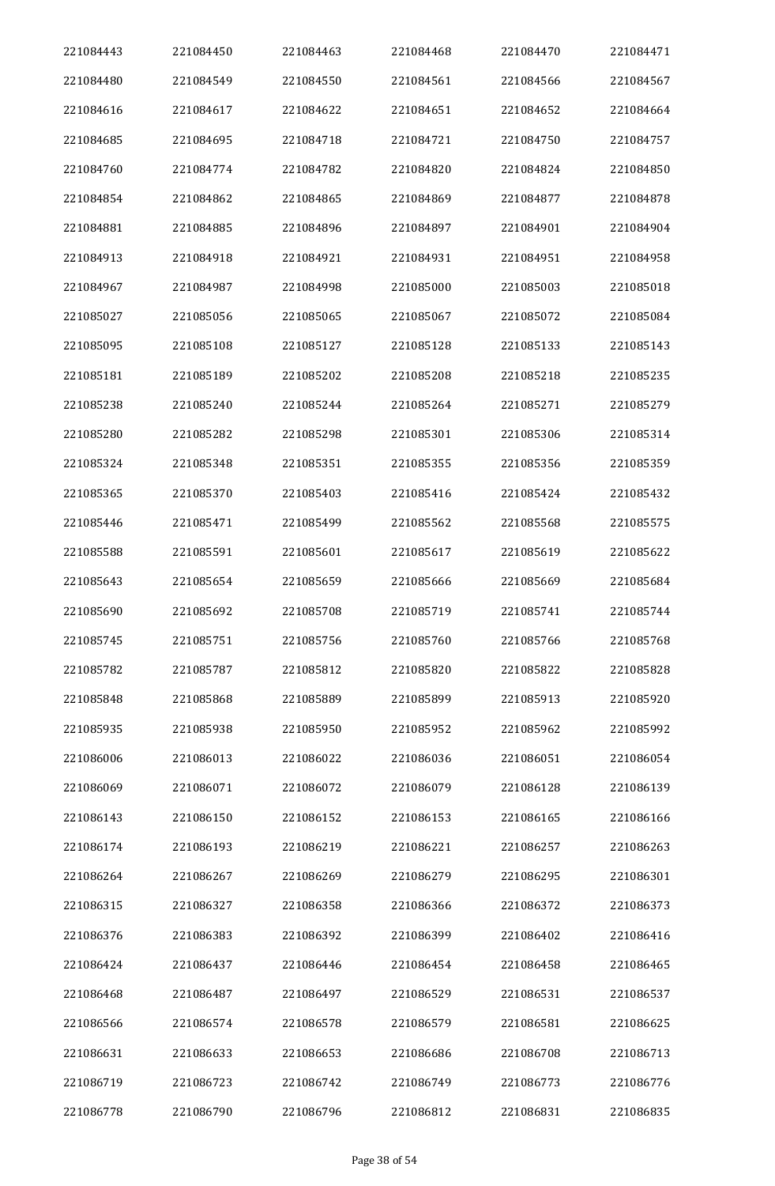| 221084443 | 221084450 | 221084463 | 221084468 | 221084470 | 221084471 |
|---|---|---|---|---|---|
| 221084480 | 221084549 | 221084550 | 221084561 | 221084566 | 221084567 |
| 221084616 | 221084617 | 221084622 | 221084651 | 221084652 | 221084664 |
| 221084685 | 221084695 | 221084718 | 221084721 | 221084750 | 221084757 |
| 221084760 | 221084774 | 221084782 | 221084820 | 221084824 | 221084850 |
| 221084854 | 221084862 | 221084865 | 221084869 | 221084877 | 221084878 |
| 221084881 | 221084885 | 221084896 | 221084897 | 221084901 | 221084904 |
| 221084913 | 221084918 | 221084921 | 221084931 | 221084951 | 221084958 |
| 221084967 | 221084987 | 221084998 | 221085000 | 221085003 | 221085018 |
| 221085027 | 221085056 | 221085065 | 221085067 | 221085072 | 221085084 |
| 221085095 | 221085108 | 221085127 | 221085128 | 221085133 | 221085143 |
| 221085181 | 221085189 | 221085202 | 221085208 | 221085218 | 221085235 |
| 221085238 | 221085240 | 221085244 | 221085264 | 221085271 | 221085279 |
| 221085280 | 221085282 | 221085298 | 221085301 | 221085306 | 221085314 |
| 221085324 | 221085348 | 221085351 | 221085355 | 221085356 | 221085359 |
| 221085365 | 221085370 | 221085403 | 221085416 | 221085424 | 221085432 |
| 221085446 | 221085471 | 221085499 | 221085562 | 221085568 | 221085575 |
| 221085588 | 221085591 | 221085601 | 221085617 | 221085619 | 221085622 |
| 221085643 | 221085654 | 221085659 | 221085666 | 221085669 | 221085684 |
| 221085690 | 221085692 | 221085708 | 221085719 | 221085741 | 221085744 |
| 221085745 | 221085751 | 221085756 | 221085760 | 221085766 | 221085768 |
| 221085782 | 221085787 | 221085812 | 221085820 | 221085822 | 221085828 |
| 221085848 | 221085868 | 221085889 | 221085899 | 221085913 | 221085920 |
| 221085935 | 221085938 | 221085950 | 221085952 | 221085962 | 221085992 |
| 221086006 | 221086013 | 221086022 | 221086036 | 221086051 | 221086054 |
| 221086069 | 221086071 | 221086072 | 221086079 | 221086128 | 221086139 |
| 221086143 | 221086150 | 221086152 | 221086153 | 221086165 | 221086166 |
| 221086174 | 221086193 | 221086219 | 221086221 | 221086257 | 221086263 |
| 221086264 | 221086267 | 221086269 | 221086279 | 221086295 | 221086301 |
| 221086315 | 221086327 | 221086358 | 221086366 | 221086372 | 221086373 |
| 221086376 | 221086383 | 221086392 | 221086399 | 221086402 | 221086416 |
| 221086424 | 221086437 | 221086446 | 221086454 | 221086458 | 221086465 |
| 221086468 | 221086487 | 221086497 | 221086529 | 221086531 | 221086537 |
| 221086566 | 221086574 | 221086578 | 221086579 | 221086581 | 221086625 |
| 221086631 | 221086633 | 221086653 | 221086686 | 221086708 | 221086713 |
| 221086719 | 221086723 | 221086742 | 221086749 | 221086773 | 221086776 |
| 221086778 | 221086790 | 221086796 | 221086812 | 221086831 | 221086835 |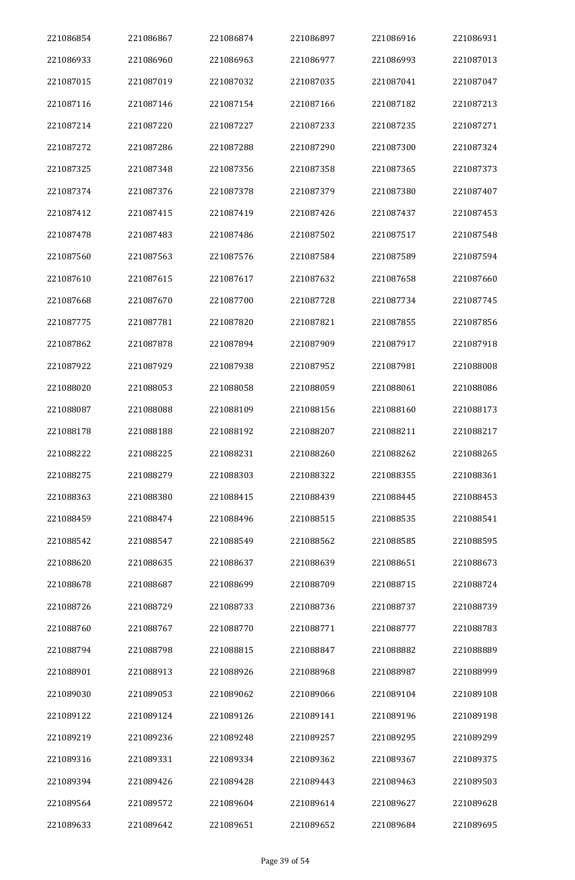| | | | | | |
|---|---|---|---|---|---|
| 221086854 | 221086867 | 221086874 | 221086897 | 221086916 | 221086931 |
| 221086933 | 221086960 | 221086963 | 221086977 | 221086993 | 221087013 |
| 221087015 | 221087019 | 221087032 | 221087035 | 221087041 | 221087047 |
| 221087116 | 221087146 | 221087154 | 221087166 | 221087182 | 221087213 |
| 221087214 | 221087220 | 221087227 | 221087233 | 221087235 | 221087271 |
| 221087272 | 221087286 | 221087288 | 221087290 | 221087300 | 221087324 |
| 221087325 | 221087348 | 221087356 | 221087358 | 221087365 | 221087373 |
| 221087374 | 221087376 | 221087378 | 221087379 | 221087380 | 221087407 |
| 221087412 | 221087415 | 221087419 | 221087426 | 221087437 | 221087453 |
| 221087478 | 221087483 | 221087486 | 221087502 | 221087517 | 221087548 |
| 221087560 | 221087563 | 221087576 | 221087584 | 221087589 | 221087594 |
| 221087610 | 221087615 | 221087617 | 221087632 | 221087658 | 221087660 |
| 221087668 | 221087670 | 221087700 | 221087728 | 221087734 | 221087745 |
| 221087775 | 221087781 | 221087820 | 221087821 | 221087855 | 221087856 |
| 221087862 | 221087878 | 221087894 | 221087909 | 221087917 | 221087918 |
| 221087922 | 221087929 | 221087938 | 221087952 | 221087981 | 221088008 |
| 221088020 | 221088053 | 221088058 | 221088059 | 221088061 | 221088086 |
| 221088087 | 221088088 | 221088109 | 221088156 | 221088160 | 221088173 |
| 221088178 | 221088188 | 221088192 | 221088207 | 221088211 | 221088217 |
| 221088222 | 221088225 | 221088231 | 221088260 | 221088262 | 221088265 |
| 221088275 | 221088279 | 221088303 | 221088322 | 221088355 | 221088361 |
| 221088363 | 221088380 | 221088415 | 221088439 | 221088445 | 221088453 |
| 221088459 | 221088474 | 221088496 | 221088515 | 221088535 | 221088541 |
| 221088542 | 221088547 | 221088549 | 221088562 | 221088585 | 221088595 |
| 221088620 | 221088635 | 221088637 | 221088639 | 221088651 | 221088673 |
| 221088678 | 221088687 | 221088699 | 221088709 | 221088715 | 221088724 |
| 221088726 | 221088729 | 221088733 | 221088736 | 221088737 | 221088739 |
| 221088760 | 221088767 | 221088770 | 221088771 | 221088777 | 221088783 |
| 221088794 | 221088798 | 221088815 | 221088847 | 221088882 | 221088889 |
| 221088901 | 221088913 | 221088926 | 221088968 | 221088987 | 221088999 |
| 221089030 | 221089053 | 221089062 | 221089066 | 221089104 | 221089108 |
| 221089122 | 221089124 | 221089126 | 221089141 | 221089196 | 221089198 |
| 221089219 | 221089236 | 221089248 | 221089257 | 221089295 | 221089299 |
| 221089316 | 221089331 | 221089334 | 221089362 | 221089367 | 221089375 |
| 221089394 | 221089426 | 221089428 | 221089443 | 221089463 | 221089503 |
| 221089564 | 221089572 | 221089604 | 221089614 | 221089627 | 221089628 |
| 221089633 | 221089642 | 221089651 | 221089652 | 221089684 | 221089695 |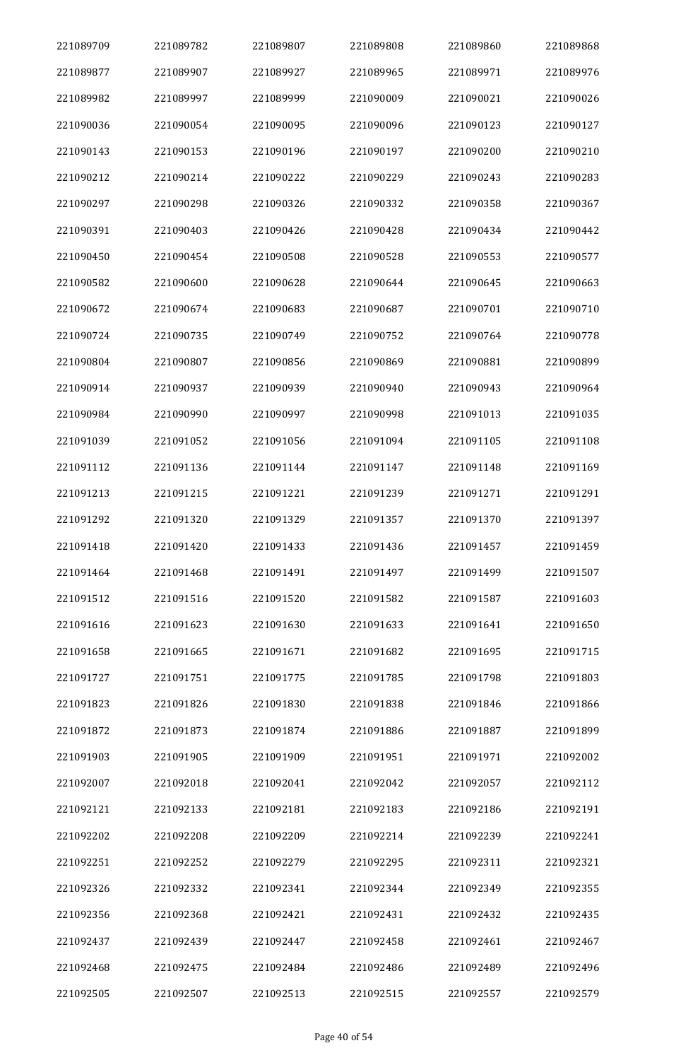| 221089709 | 221089782 | 221089807 | 221089808 | 221089860 | 221089868 |
|---|---|---|---|---|---|
| 221089877 | 221089907 | 221089927 | 221089965 | 221089971 | 221089976 |
| 221089982 | 221089997 | 221089999 | 221090009 | 221090021 | 221090026 |
| 221090036 | 221090054 | 221090095 | 221090096 | 221090123 | 221090127 |
| 221090143 | 221090153 | 221090196 | 221090197 | 221090200 | 221090210 |
| 221090212 | 221090214 | 221090222 | 221090229 | 221090243 | 221090283 |
| 221090297 | 221090298 | 221090326 | 221090332 | 221090358 | 221090367 |
| 221090391 | 221090403 | 221090426 | 221090428 | 221090434 | 221090442 |
| 221090450 | 221090454 | 221090508 | 221090528 | 221090553 | 221090577 |
| 221090582 | 221090600 | 221090628 | 221090644 | 221090645 | 221090663 |
| 221090672 | 221090674 | 221090683 | 221090687 | 221090701 | 221090710 |
| 221090724 | 221090735 | 221090749 | 221090752 | 221090764 | 221090778 |
| 221090804 | 221090807 | 221090856 | 221090869 | 221090881 | 221090899 |
| 221090914 | 221090937 | 221090939 | 221090940 | 221090943 | 221090964 |
| 221090984 | 221090990 | 221090997 | 221090998 | 221091013 | 221091035 |
| 221091039 | 221091052 | 221091056 | 221091094 | 221091105 | 221091108 |
| 221091112 | 221091136 | 221091144 | 221091147 | 221091148 | 221091169 |
| 221091213 | 221091215 | 221091221 | 221091239 | 221091271 | 221091291 |
| 221091292 | 221091320 | 221091329 | 221091357 | 221091370 | 221091397 |
| 221091418 | 221091420 | 221091433 | 221091436 | 221091457 | 221091459 |
| 221091464 | 221091468 | 221091491 | 221091497 | 221091499 | 221091507 |
| 221091512 | 221091516 | 221091520 | 221091582 | 221091587 | 221091603 |
| 221091616 | 221091623 | 221091630 | 221091633 | 221091641 | 221091650 |
| 221091658 | 221091665 | 221091671 | 221091682 | 221091695 | 221091715 |
| 221091727 | 221091751 | 221091775 | 221091785 | 221091798 | 221091803 |
| 221091823 | 221091826 | 221091830 | 221091838 | 221091846 | 221091866 |
| 221091872 | 221091873 | 221091874 | 221091886 | 221091887 | 221091899 |
| 221091903 | 221091905 | 221091909 | 221091951 | 221091971 | 221092002 |
| 221092007 | 221092018 | 221092041 | 221092042 | 221092057 | 221092112 |
| 221092121 | 221092133 | 221092181 | 221092183 | 221092186 | 221092191 |
| 221092202 | 221092208 | 221092209 | 221092214 | 221092239 | 221092241 |
| 221092251 | 221092252 | 221092279 | 221092295 | 221092311 | 221092321 |
| 221092326 | 221092332 | 221092341 | 221092344 | 221092349 | 221092355 |
| 221092356 | 221092368 | 221092421 | 221092431 | 221092432 | 221092435 |
| 221092437 | 221092439 | 221092447 | 221092458 | 221092461 | 221092467 |
| 221092468 | 221092475 | 221092484 | 221092486 | 221092489 | 221092496 |
| 221092505 | 221092507 | 221092513 | 221092515 | 221092557 | 221092579 |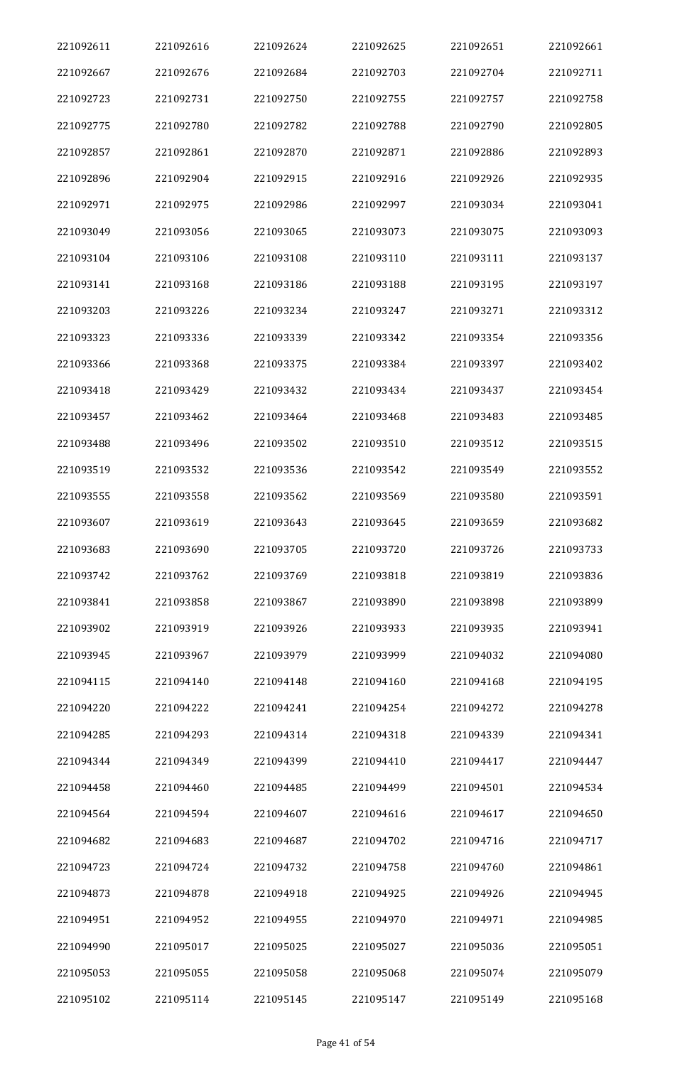| | | | | | |
|---|---|---|---|---|---|
| 221092611 | 221092616 | 221092624 | 221092625 | 221092651 | 221092661 |
| 221092667 | 221092676 | 221092684 | 221092703 | 221092704 | 221092711 |
| 221092723 | 221092731 | 221092750 | 221092755 | 221092757 | 221092758 |
| 221092775 | 221092780 | 221092782 | 221092788 | 221092790 | 221092805 |
| 221092857 | 221092861 | 221092870 | 221092871 | 221092886 | 221092893 |
| 221092896 | 221092904 | 221092915 | 221092916 | 221092926 | 221092935 |
| 221092971 | 221092975 | 221092986 | 221092997 | 221093034 | 221093041 |
| 221093049 | 221093056 | 221093065 | 221093073 | 221093075 | 221093093 |
| 221093104 | 221093106 | 221093108 | 221093110 | 221093111 | 221093137 |
| 221093141 | 221093168 | 221093186 | 221093188 | 221093195 | 221093197 |
| 221093203 | 221093226 | 221093234 | 221093247 | 221093271 | 221093312 |
| 221093323 | 221093336 | 221093339 | 221093342 | 221093354 | 221093356 |
| 221093366 | 221093368 | 221093375 | 221093384 | 221093397 | 221093402 |
| 221093418 | 221093429 | 221093432 | 221093434 | 221093437 | 221093454 |
| 221093457 | 221093462 | 221093464 | 221093468 | 221093483 | 221093485 |
| 221093488 | 221093496 | 221093502 | 221093510 | 221093512 | 221093515 |
| 221093519 | 221093532 | 221093536 | 221093542 | 221093549 | 221093552 |
| 221093555 | 221093558 | 221093562 | 221093569 | 221093580 | 221093591 |
| 221093607 | 221093619 | 221093643 | 221093645 | 221093659 | 221093682 |
| 221093683 | 221093690 | 221093705 | 221093720 | 221093726 | 221093733 |
| 221093742 | 221093762 | 221093769 | 221093818 | 221093819 | 221093836 |
| 221093841 | 221093858 | 221093867 | 221093890 | 221093898 | 221093899 |
| 221093902 | 221093919 | 221093926 | 221093933 | 221093935 | 221093941 |
| 221093945 | 221093967 | 221093979 | 221093999 | 221094032 | 221094080 |
| 221094115 | 221094140 | 221094148 | 221094160 | 221094168 | 221094195 |
| 221094220 | 221094222 | 221094241 | 221094254 | 221094272 | 221094278 |
| 221094285 | 221094293 | 221094314 | 221094318 | 221094339 | 221094341 |
| 221094344 | 221094349 | 221094399 | 221094410 | 221094417 | 221094447 |
| 221094458 | 221094460 | 221094485 | 221094499 | 221094501 | 221094534 |
| 221094564 | 221094594 | 221094607 | 221094616 | 221094617 | 221094650 |
| 221094682 | 221094683 | 221094687 | 221094702 | 221094716 | 221094717 |
| 221094723 | 221094724 | 221094732 | 221094758 | 221094760 | 221094861 |
| 221094873 | 221094878 | 221094918 | 221094925 | 221094926 | 221094945 |
| 221094951 | 221094952 | 221094955 | 221094970 | 221094971 | 221094985 |
| 221094990 | 221095017 | 221095025 | 221095027 | 221095036 | 221095051 |
| 221095053 | 221095055 | 221095058 | 221095068 | 221095074 | 221095079 |
| 221095102 | 221095114 | 221095145 | 221095147 | 221095149 | 221095168 |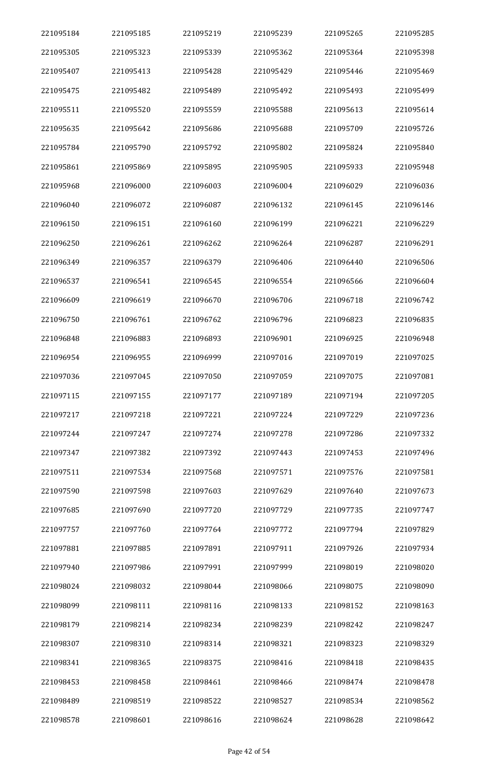| 221095184 | 221095185 | 221095219 | 221095239 | 221095265 | 221095285 |
|---|---|---|---|---|---|
| 221095305 | 221095323 | 221095339 | 221095362 | 221095364 | 221095398 |
| 221095407 | 221095413 | 221095428 | 221095429 | 221095446 | 221095469 |
| 221095475 | 221095482 | 221095489 | 221095492 | 221095493 | 221095499 |
| 221095511 | 221095520 | 221095559 | 221095588 | 221095613 | 221095614 |
| 221095635 | 221095642 | 221095686 | 221095688 | 221095709 | 221095726 |
| 221095784 | 221095790 | 221095792 | 221095802 | 221095824 | 221095840 |
| 221095861 | 221095869 | 221095895 | 221095905 | 221095933 | 221095948 |
| 221095968 | 221096000 | 221096003 | 221096004 | 221096029 | 221096036 |
| 221096040 | 221096072 | 221096087 | 221096132 | 221096145 | 221096146 |
| 221096150 | 221096151 | 221096160 | 221096199 | 221096221 | 221096229 |
| 221096250 | 221096261 | 221096262 | 221096264 | 221096287 | 221096291 |
| 221096349 | 221096357 | 221096379 | 221096406 | 221096440 | 221096506 |
| 221096537 | 221096541 | 221096545 | 221096554 | 221096566 | 221096604 |
| 221096609 | 221096619 | 221096670 | 221096706 | 221096718 | 221096742 |
| 221096750 | 221096761 | 221096762 | 221096796 | 221096823 | 221096835 |
| 221096848 | 221096883 | 221096893 | 221096901 | 221096925 | 221096948 |
| 221096954 | 221096955 | 221096999 | 221097016 | 221097019 | 221097025 |
| 221097036 | 221097045 | 221097050 | 221097059 | 221097075 | 221097081 |
| 221097115 | 221097155 | 221097177 | 221097189 | 221097194 | 221097205 |
| 221097217 | 221097218 | 221097221 | 221097224 | 221097229 | 221097236 |
| 221097244 | 221097247 | 221097274 | 221097278 | 221097286 | 221097332 |
| 221097347 | 221097382 | 221097392 | 221097443 | 221097453 | 221097496 |
| 221097511 | 221097534 | 221097568 | 221097571 | 221097576 | 221097581 |
| 221097590 | 221097598 | 221097603 | 221097629 | 221097640 | 221097673 |
| 221097685 | 221097690 | 221097720 | 221097729 | 221097735 | 221097747 |
| 221097757 | 221097760 | 221097764 | 221097772 | 221097794 | 221097829 |
| 221097881 | 221097885 | 221097891 | 221097911 | 221097926 | 221097934 |
| 221097940 | 221097986 | 221097991 | 221097999 | 221098019 | 221098020 |
| 221098024 | 221098032 | 221098044 | 221098066 | 221098075 | 221098090 |
| 221098099 | 221098111 | 221098116 | 221098133 | 221098152 | 221098163 |
| 221098179 | 221098214 | 221098234 | 221098239 | 221098242 | 221098247 |
| 221098307 | 221098310 | 221098314 | 221098321 | 221098323 | 221098329 |
| 221098341 | 221098365 | 221098375 | 221098416 | 221098418 | 221098435 |
| 221098453 | 221098458 | 221098461 | 221098466 | 221098474 | 221098478 |
| 221098489 | 221098519 | 221098522 | 221098527 | 221098534 | 221098562 |
| 221098578 | 221098601 | 221098616 | 221098624 | 221098628 | 221098642 |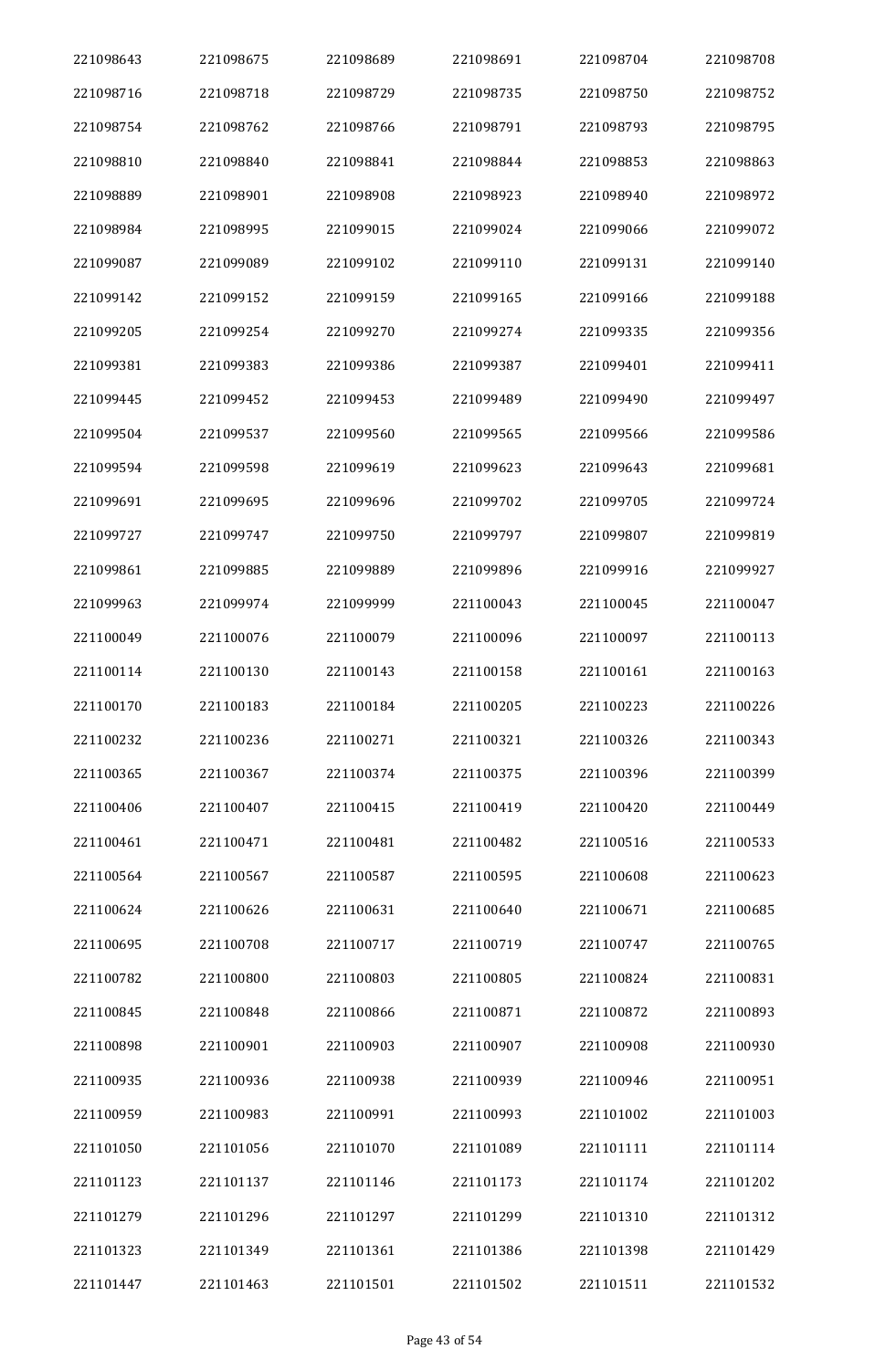| 221098643 | 221098675 | 221098689 | 221098691 | 221098704 | 221098708 |
|---|---|---|---|---|---|
| 221098716 | 221098718 | 221098729 | 221098735 | 221098750 | 221098752 |
| 221098754 | 221098762 | 221098766 | 221098791 | 221098793 | 221098795 |
| 221098810 | 221098840 | 221098841 | 221098844 | 221098853 | 221098863 |
| 221098889 | 221098901 | 221098908 | 221098923 | 221098940 | 221098972 |
| 221098984 | 221098995 | 221099015 | 221099024 | 221099066 | 221099072 |
| 221099087 | 221099089 | 221099102 | 221099110 | 221099131 | 221099140 |
| 221099142 | 221099152 | 221099159 | 221099165 | 221099166 | 221099188 |
| 221099205 | 221099254 | 221099270 | 221099274 | 221099335 | 221099356 |
| 221099381 | 221099383 | 221099386 | 221099387 | 221099401 | 221099411 |
| 221099445 | 221099452 | 221099453 | 221099489 | 221099490 | 221099497 |
| 221099504 | 221099537 | 221099560 | 221099565 | 221099566 | 221099586 |
| 221099594 | 221099598 | 221099619 | 221099623 | 221099643 | 221099681 |
| 221099691 | 221099695 | 221099696 | 221099702 | 221099705 | 221099724 |
| 221099727 | 221099747 | 221099750 | 221099797 | 221099807 | 221099819 |
| 221099861 | 221099885 | 221099889 | 221099896 | 221099916 | 221099927 |
| 221099963 | 221099974 | 221099999 | 221100043 | 221100045 | 221100047 |
| 221100049 | 221100076 | 221100079 | 221100096 | 221100097 | 221100113 |
| 221100114 | 221100130 | 221100143 | 221100158 | 221100161 | 221100163 |
| 221100170 | 221100183 | 221100184 | 221100205 | 221100223 | 221100226 |
| 221100232 | 221100236 | 221100271 | 221100321 | 221100326 | 221100343 |
| 221100365 | 221100367 | 221100374 | 221100375 | 221100396 | 221100399 |
| 221100406 | 221100407 | 221100415 | 221100419 | 221100420 | 221100449 |
| 221100461 | 221100471 | 221100481 | 221100482 | 221100516 | 221100533 |
| 221100564 | 221100567 | 221100587 | 221100595 | 221100608 | 221100623 |
| 221100624 | 221100626 | 221100631 | 221100640 | 221100671 | 221100685 |
| 221100695 | 221100708 | 221100717 | 221100719 | 221100747 | 221100765 |
| 221100782 | 221100800 | 221100803 | 221100805 | 221100824 | 221100831 |
| 221100845 | 221100848 | 221100866 | 221100871 | 221100872 | 221100893 |
| 221100898 | 221100901 | 221100903 | 221100907 | 221100908 | 221100930 |
| 221100935 | 221100936 | 221100938 | 221100939 | 221100946 | 221100951 |
| 221100959 | 221100983 | 221100991 | 221100993 | 221101002 | 221101003 |
| 221101050 | 221101056 | 221101070 | 221101089 | 221101111 | 221101114 |
| 221101123 | 221101137 | 221101146 | 221101173 | 221101174 | 221101202 |
| 221101279 | 221101296 | 221101297 | 221101299 | 221101310 | 221101312 |
| 221101323 | 221101349 | 221101361 | 221101386 | 221101398 | 221101429 |
| 221101447 | 221101463 | 221101501 | 221101502 | 221101511 | 221101532 |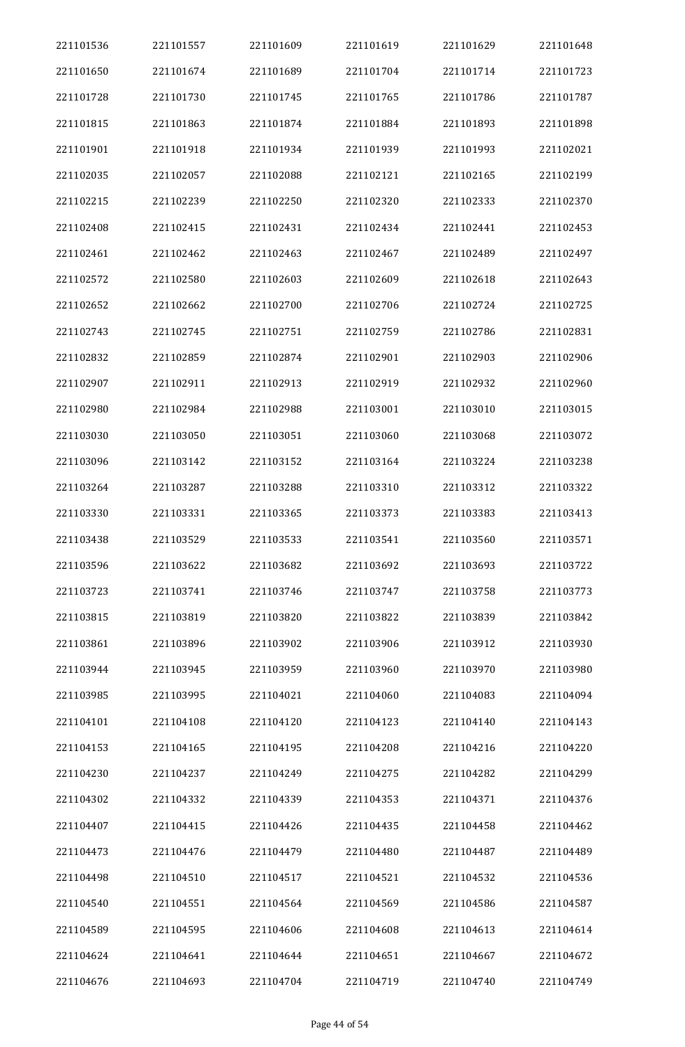| | | | | | |
|---|---|---|---|---|---|
| 221101536 | 221101557 | 221101609 | 221101619 | 221101629 | 221101648 |
| 221101650 | 221101674 | 221101689 | 221101704 | 221101714 | 221101723 |
| 221101728 | 221101730 | 221101745 | 221101765 | 221101786 | 221101787 |
| 221101815 | 221101863 | 221101874 | 221101884 | 221101893 | 221101898 |
| 221101901 | 221101918 | 221101934 | 221101939 | 221101993 | 221102021 |
| 221102035 | 221102057 | 221102088 | 221102121 | 221102165 | 221102199 |
| 221102215 | 221102239 | 221102250 | 221102320 | 221102333 | 221102370 |
| 221102408 | 221102415 | 221102431 | 221102434 | 221102441 | 221102453 |
| 221102461 | 221102462 | 221102463 | 221102467 | 221102489 | 221102497 |
| 221102572 | 221102580 | 221102603 | 221102609 | 221102618 | 221102643 |
| 221102652 | 221102662 | 221102700 | 221102706 | 221102724 | 221102725 |
| 221102743 | 221102745 | 221102751 | 221102759 | 221102786 | 221102831 |
| 221102832 | 221102859 | 221102874 | 221102901 | 221102903 | 221102906 |
| 221102907 | 221102911 | 221102913 | 221102919 | 221102932 | 221102960 |
| 221102980 | 221102984 | 221102988 | 221103001 | 221103010 | 221103015 |
| 221103030 | 221103050 | 221103051 | 221103060 | 221103068 | 221103072 |
| 221103096 | 221103142 | 221103152 | 221103164 | 221103224 | 221103238 |
| 221103264 | 221103287 | 221103288 | 221103310 | 221103312 | 221103322 |
| 221103330 | 221103331 | 221103365 | 221103373 | 221103383 | 221103413 |
| 221103438 | 221103529 | 221103533 | 221103541 | 221103560 | 221103571 |
| 221103596 | 221103622 | 221103682 | 221103692 | 221103693 | 221103722 |
| 221103723 | 221103741 | 221103746 | 221103747 | 221103758 | 221103773 |
| 221103815 | 221103819 | 221103820 | 221103822 | 221103839 | 221103842 |
| 221103861 | 221103896 | 221103902 | 221103906 | 221103912 | 221103930 |
| 221103944 | 221103945 | 221103959 | 221103960 | 221103970 | 221103980 |
| 221103985 | 221103995 | 221104021 | 221104060 | 221104083 | 221104094 |
| 221104101 | 221104108 | 221104120 | 221104123 | 221104140 | 221104143 |
| 221104153 | 221104165 | 221104195 | 221104208 | 221104216 | 221104220 |
| 221104230 | 221104237 | 221104249 | 221104275 | 221104282 | 221104299 |
| 221104302 | 221104332 | 221104339 | 221104353 | 221104371 | 221104376 |
| 221104407 | 221104415 | 221104426 | 221104435 | 221104458 | 221104462 |
| 221104473 | 221104476 | 221104479 | 221104480 | 221104487 | 221104489 |
| 221104498 | 221104510 | 221104517 | 221104521 | 221104532 | 221104536 |
| 221104540 | 221104551 | 221104564 | 221104569 | 221104586 | 221104587 |
| 221104589 | 221104595 | 221104606 | 221104608 | 221104613 | 221104614 |
| 221104624 | 221104641 | 221104644 | 221104651 | 221104667 | 221104672 |
| 221104676 | 221104693 | 221104704 | 221104719 | 221104740 | 221104749 |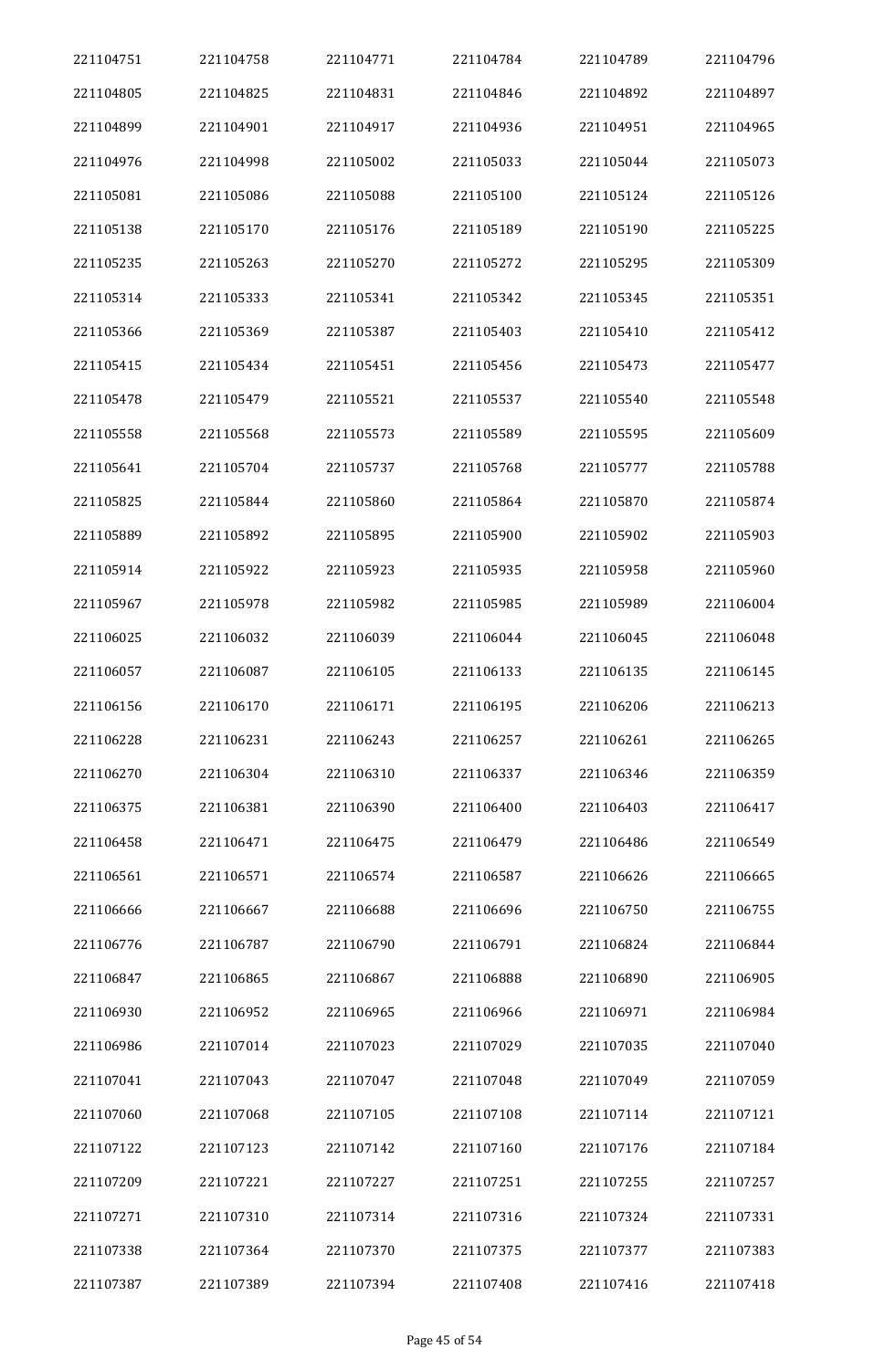| 221104751 | 221104758 | 221104771 | 221104784 | 221104789 | 221104796 |
|---|---|---|---|---|---|
| 221104805 | 221104825 | 221104831 | 221104846 | 221104892 | 221104897 |
| 221104899 | 221104901 | 221104917 | 221104936 | 221104951 | 221104965 |
| 221104976 | 221104998 | 221105002 | 221105033 | 221105044 | 221105073 |
| 221105081 | 221105086 | 221105088 | 221105100 | 221105124 | 221105126 |
| 221105138 | 221105170 | 221105176 | 221105189 | 221105190 | 221105225 |
| 221105235 | 221105263 | 221105270 | 221105272 | 221105295 | 221105309 |
| 221105314 | 221105333 | 221105341 | 221105342 | 221105345 | 221105351 |
| 221105366 | 221105369 | 221105387 | 221105403 | 221105410 | 221105412 |
| 221105415 | 221105434 | 221105451 | 221105456 | 221105473 | 221105477 |
| 221105478 | 221105479 | 221105521 | 221105537 | 221105540 | 221105548 |
| 221105558 | 221105568 | 221105573 | 221105589 | 221105595 | 221105609 |
| 221105641 | 221105704 | 221105737 | 221105768 | 221105777 | 221105788 |
| 221105825 | 221105844 | 221105860 | 221105864 | 221105870 | 221105874 |
| 221105889 | 221105892 | 221105895 | 221105900 | 221105902 | 221105903 |
| 221105914 | 221105922 | 221105923 | 221105935 | 221105958 | 221105960 |
| 221105967 | 221105978 | 221105982 | 221105985 | 221105989 | 221106004 |
| 221106025 | 221106032 | 221106039 | 221106044 | 221106045 | 221106048 |
| 221106057 | 221106087 | 221106105 | 221106133 | 221106135 | 221106145 |
| 221106156 | 221106170 | 221106171 | 221106195 | 221106206 | 221106213 |
| 221106228 | 221106231 | 221106243 | 221106257 | 221106261 | 221106265 |
| 221106270 | 221106304 | 221106310 | 221106337 | 221106346 | 221106359 |
| 221106375 | 221106381 | 221106390 | 221106400 | 221106403 | 221106417 |
| 221106458 | 221106471 | 221106475 | 221106479 | 221106486 | 221106549 |
| 221106561 | 221106571 | 221106574 | 221106587 | 221106626 | 221106665 |
| 221106666 | 221106667 | 221106688 | 221106696 | 221106750 | 221106755 |
| 221106776 | 221106787 | 221106790 | 221106791 | 221106824 | 221106844 |
| 221106847 | 221106865 | 221106867 | 221106888 | 221106890 | 221106905 |
| 221106930 | 221106952 | 221106965 | 221106966 | 221106971 | 221106984 |
| 221106986 | 221107014 | 221107023 | 221107029 | 221107035 | 221107040 |
| 221107041 | 221107043 | 221107047 | 221107048 | 221107049 | 221107059 |
| 221107060 | 221107068 | 221107105 | 221107108 | 221107114 | 221107121 |
| 221107122 | 221107123 | 221107142 | 221107160 | 221107176 | 221107184 |
| 221107209 | 221107221 | 221107227 | 221107251 | 221107255 | 221107257 |
| 221107271 | 221107310 | 221107314 | 221107316 | 221107324 | 221107331 |
| 221107338 | 221107364 | 221107370 | 221107375 | 221107377 | 221107383 |
| 221107387 | 221107389 | 221107394 | 221107408 | 221107416 | 221107418 |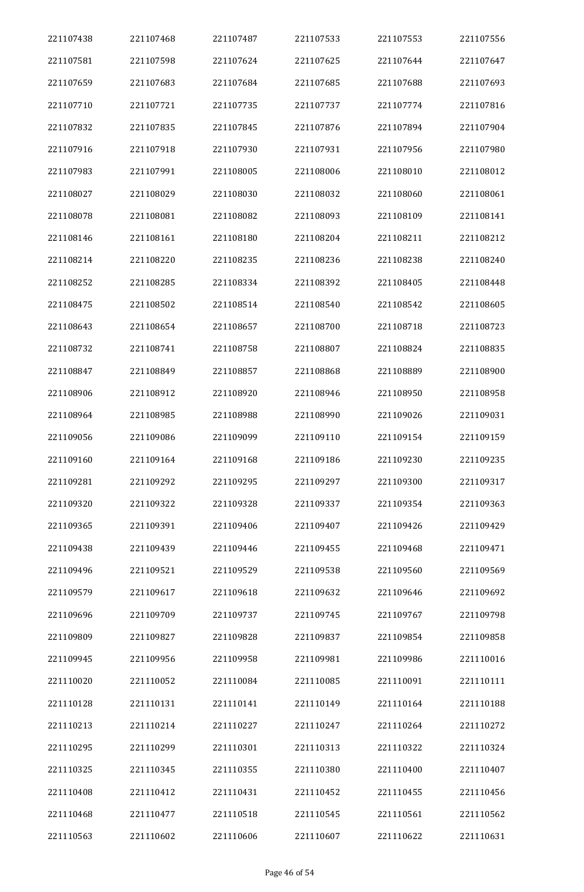| | | | | | |
|---|---|---|---|---|---|
| 221107438 | 221107468 | 221107487 | 221107533 | 221107553 | 221107556 |
| 221107581 | 221107598 | 221107624 | 221107625 | 221107644 | 221107647 |
| 221107659 | 221107683 | 221107684 | 221107685 | 221107688 | 221107693 |
| 221107710 | 221107721 | 221107735 | 221107737 | 221107774 | 221107816 |
| 221107832 | 221107835 | 221107845 | 221107876 | 221107894 | 221107904 |
| 221107916 | 221107918 | 221107930 | 221107931 | 221107956 | 221107980 |
| 221107983 | 221107991 | 221108005 | 221108006 | 221108010 | 221108012 |
| 221108027 | 221108029 | 221108030 | 221108032 | 221108060 | 221108061 |
| 221108078 | 221108081 | 221108082 | 221108093 | 221108109 | 221108141 |
| 221108146 | 221108161 | 221108180 | 221108204 | 221108211 | 221108212 |
| 221108214 | 221108220 | 221108235 | 221108236 | 221108238 | 221108240 |
| 221108252 | 221108285 | 221108334 | 221108392 | 221108405 | 221108448 |
| 221108475 | 221108502 | 221108514 | 221108540 | 221108542 | 221108605 |
| 221108643 | 221108654 | 221108657 | 221108700 | 221108718 | 221108723 |
| 221108732 | 221108741 | 221108758 | 221108807 | 221108824 | 221108835 |
| 221108847 | 221108849 | 221108857 | 221108868 | 221108889 | 221108900 |
| 221108906 | 221108912 | 221108920 | 221108946 | 221108950 | 221108958 |
| 221108964 | 221108985 | 221108988 | 221108990 | 221109026 | 221109031 |
| 221109056 | 221109086 | 221109099 | 221109110 | 221109154 | 221109159 |
| 221109160 | 221109164 | 221109168 | 221109186 | 221109230 | 221109235 |
| 221109281 | 221109292 | 221109295 | 221109297 | 221109300 | 221109317 |
| 221109320 | 221109322 | 221109328 | 221109337 | 221109354 | 221109363 |
| 221109365 | 221109391 | 221109406 | 221109407 | 221109426 | 221109429 |
| 221109438 | 221109439 | 221109446 | 221109455 | 221109468 | 221109471 |
| 221109496 | 221109521 | 221109529 | 221109538 | 221109560 | 221109569 |
| 221109579 | 221109617 | 221109618 | 221109632 | 221109646 | 221109692 |
| 221109696 | 221109709 | 221109737 | 221109745 | 221109767 | 221109798 |
| 221109809 | 221109827 | 221109828 | 221109837 | 221109854 | 221109858 |
| 221109945 | 221109956 | 221109958 | 221109981 | 221109986 | 221110016 |
| 221110020 | 221110052 | 221110084 | 221110085 | 221110091 | 221110111 |
| 221110128 | 221110131 | 221110141 | 221110149 | 221110164 | 221110188 |
| 221110213 | 221110214 | 221110227 | 221110247 | 221110264 | 221110272 |
| 221110295 | 221110299 | 221110301 | 221110313 | 221110322 | 221110324 |
| 221110325 | 221110345 | 221110355 | 221110380 | 221110400 | 221110407 |
| 221110408 | 221110412 | 221110431 | 221110452 | 221110455 | 221110456 |
| 221110468 | 221110477 | 221110518 | 221110545 | 221110561 | 221110562 |
| 221110563 | 221110602 | 221110606 | 221110607 | 221110622 | 221110631 |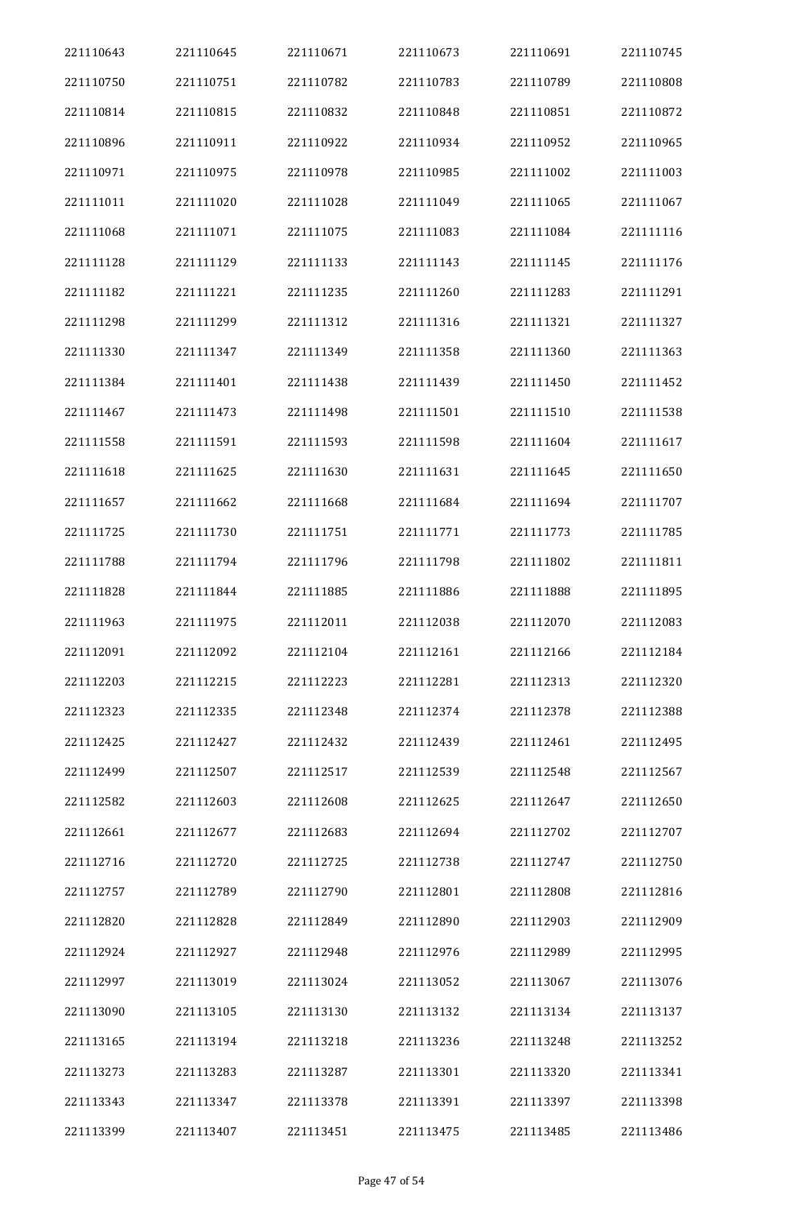| 221110643 | 221110645 | 221110671 | 221110673 | 221110691 | 221110745 |
|---|---|---|---|---|---|
| 221110750 | 221110751 | 221110782 | 221110783 | 221110789 | 221110808 |
| 221110814 | 221110815 | 221110832 | 221110848 | 221110851 | 221110872 |
| 221110896 | 221110911 | 221110922 | 221110934 | 221110952 | 221110965 |
| 221110971 | 221110975 | 221110978 | 221110985 | 221111002 | 221111003 |
| 221111011 | 221111020 | 221111028 | 221111049 | 221111065 | 221111067 |
| 221111068 | 221111071 | 221111075 | 221111083 | 221111084 | 221111116 |
| 221111128 | 221111129 | 221111133 | 221111143 | 221111145 | 221111176 |
| 221111182 | 221111221 | 221111235 | 221111260 | 221111283 | 221111291 |
| 221111298 | 221111299 | 221111312 | 221111316 | 221111321 | 221111327 |
| 221111330 | 221111347 | 221111349 | 221111358 | 221111360 | 221111363 |
| 221111384 | 221111401 | 221111438 | 221111439 | 221111450 | 221111452 |
| 221111467 | 221111473 | 221111498 | 221111501 | 221111510 | 221111538 |
| 221111558 | 221111591 | 221111593 | 221111598 | 221111604 | 221111617 |
| 221111618 | 221111625 | 221111630 | 221111631 | 221111645 | 221111650 |
| 221111657 | 221111662 | 221111668 | 221111684 | 221111694 | 221111707 |
| 221111725 | 221111730 | 221111751 | 221111771 | 221111773 | 221111785 |
| 221111788 | 221111794 | 221111796 | 221111798 | 221111802 | 221111811 |
| 221111828 | 221111844 | 221111885 | 221111886 | 221111888 | 221111895 |
| 221111963 | 221111975 | 221112011 | 221112038 | 221112070 | 221112083 |
| 221112091 | 221112092 | 221112104 | 221112161 | 221112166 | 221112184 |
| 221112203 | 221112215 | 221112223 | 221112281 | 221112313 | 221112320 |
| 221112323 | 221112335 | 221112348 | 221112374 | 221112378 | 221112388 |
| 221112425 | 221112427 | 221112432 | 221112439 | 221112461 | 221112495 |
| 221112499 | 221112507 | 221112517 | 221112539 | 221112548 | 221112567 |
| 221112582 | 221112603 | 221112608 | 221112625 | 221112647 | 221112650 |
| 221112661 | 221112677 | 221112683 | 221112694 | 221112702 | 221112707 |
| 221112716 | 221112720 | 221112725 | 221112738 | 221112747 | 221112750 |
| 221112757 | 221112789 | 221112790 | 221112801 | 221112808 | 221112816 |
| 221112820 | 221112828 | 221112849 | 221112890 | 221112903 | 221112909 |
| 221112924 | 221112927 | 221112948 | 221112976 | 221112989 | 221112995 |
| 221112997 | 221113019 | 221113024 | 221113052 | 221113067 | 221113076 |
| 221113090 | 221113105 | 221113130 | 221113132 | 221113134 | 221113137 |
| 221113165 | 221113194 | 221113218 | 221113236 | 221113248 | 221113252 |
| 221113273 | 221113283 | 221113287 | 221113301 | 221113320 | 221113341 |
| 221113343 | 221113347 | 221113378 | 221113391 | 221113397 | 221113398 |
| 221113399 | 221113407 | 221113451 | 221113475 | 221113485 | 221113486 |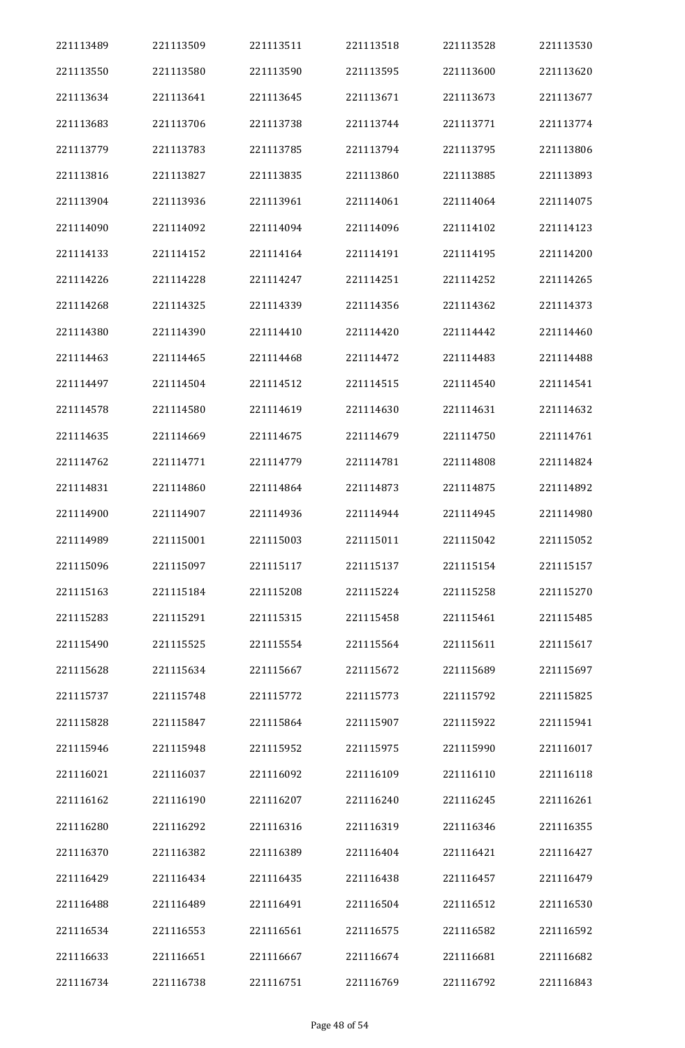| 221113489 | 221113509 | 221113511 | 221113518 | 221113528 | 221113530 |
|---|---|---|---|---|---|
| 221113550 | 221113580 | 221113590 | 221113595 | 221113600 | 221113620 |
| 221113634 | 221113641 | 221113645 | 221113671 | 221113673 | 221113677 |
| 221113683 | 221113706 | 221113738 | 221113744 | 221113771 | 221113774 |
| 221113779 | 221113783 | 221113785 | 221113794 | 221113795 | 221113806 |
| 221113816 | 221113827 | 221113835 | 221113860 | 221113885 | 221113893 |
| 221113904 | 221113936 | 221113961 | 221114061 | 221114064 | 221114075 |
| 221114090 | 221114092 | 221114094 | 221114096 | 221114102 | 221114123 |
| 221114133 | 221114152 | 221114164 | 221114191 | 221114195 | 221114200 |
| 221114226 | 221114228 | 221114247 | 221114251 | 221114252 | 221114265 |
| 221114268 | 221114325 | 221114339 | 221114356 | 221114362 | 221114373 |
| 221114380 | 221114390 | 221114410 | 221114420 | 221114442 | 221114460 |
| 221114463 | 221114465 | 221114468 | 221114472 | 221114483 | 221114488 |
| 221114497 | 221114504 | 221114512 | 221114515 | 221114540 | 221114541 |
| 221114578 | 221114580 | 221114619 | 221114630 | 221114631 | 221114632 |
| 221114635 | 221114669 | 221114675 | 221114679 | 221114750 | 221114761 |
| 221114762 | 221114771 | 221114779 | 221114781 | 221114808 | 221114824 |
| 221114831 | 221114860 | 221114864 | 221114873 | 221114875 | 221114892 |
| 221114900 | 221114907 | 221114936 | 221114944 | 221114945 | 221114980 |
| 221114989 | 221115001 | 221115003 | 221115011 | 221115042 | 221115052 |
| 221115096 | 221115097 | 221115117 | 221115137 | 221115154 | 221115157 |
| 221115163 | 221115184 | 221115208 | 221115224 | 221115258 | 221115270 |
| 221115283 | 221115291 | 221115315 | 221115458 | 221115461 | 221115485 |
| 221115490 | 221115525 | 221115554 | 221115564 | 221115611 | 221115617 |
| 221115628 | 221115634 | 221115667 | 221115672 | 221115689 | 221115697 |
| 221115737 | 221115748 | 221115772 | 221115773 | 221115792 | 221115825 |
| 221115828 | 221115847 | 221115864 | 221115907 | 221115922 | 221115941 |
| 221115946 | 221115948 | 221115952 | 221115975 | 221115990 | 221116017 |
| 221116021 | 221116037 | 221116092 | 221116109 | 221116110 | 221116118 |
| 221116162 | 221116190 | 221116207 | 221116240 | 221116245 | 221116261 |
| 221116280 | 221116292 | 221116316 | 221116319 | 221116346 | 221116355 |
| 221116370 | 221116382 | 221116389 | 221116404 | 221116421 | 221116427 |
| 221116429 | 221116434 | 221116435 | 221116438 | 221116457 | 221116479 |
| 221116488 | 221116489 | 221116491 | 221116504 | 221116512 | 221116530 |
| 221116534 | 221116553 | 221116561 | 221116575 | 221116582 | 221116592 |
| 221116633 | 221116651 | 221116667 | 221116674 | 221116681 | 221116682 |
| 221116734 | 221116738 | 221116751 | 221116769 | 221116792 | 221116843 |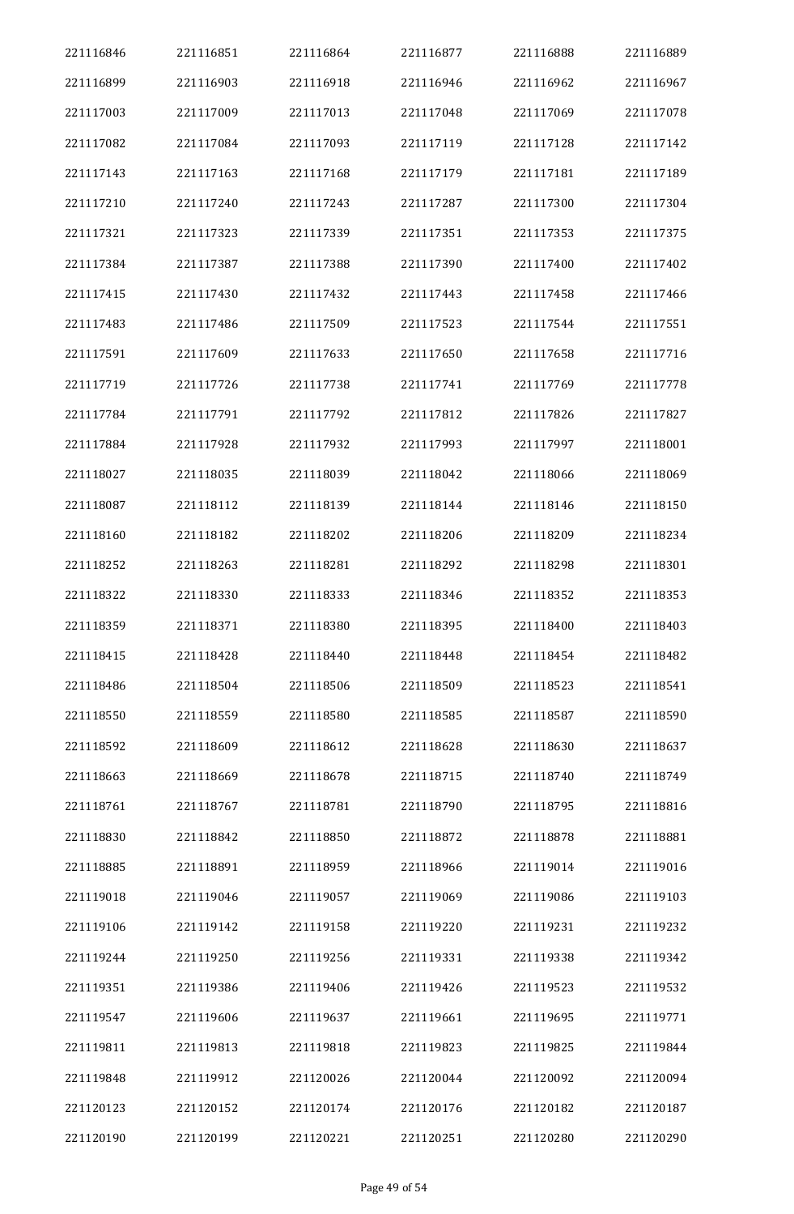| | | | | | |
|---|---|---|---|---|---|
| 221116846 | 221116851 | 221116864 | 221116877 | 221116888 | 221116889 |
| 221116899 | 221116903 | 221116918 | 221116946 | 221116962 | 221116967 |
| 221117003 | 221117009 | 221117013 | 221117048 | 221117069 | 221117078 |
| 221117082 | 221117084 | 221117093 | 221117119 | 221117128 | 221117142 |
| 221117143 | 221117163 | 221117168 | 221117179 | 221117181 | 221117189 |
| 221117210 | 221117240 | 221117243 | 221117287 | 221117300 | 221117304 |
| 221117321 | 221117323 | 221117339 | 221117351 | 221117353 | 221117375 |
| 221117384 | 221117387 | 221117388 | 221117390 | 221117400 | 221117402 |
| 221117415 | 221117430 | 221117432 | 221117443 | 221117458 | 221117466 |
| 221117483 | 221117486 | 221117509 | 221117523 | 221117544 | 221117551 |
| 221117591 | 221117609 | 221117633 | 221117650 | 221117658 | 221117716 |
| 221117719 | 221117726 | 221117738 | 221117741 | 221117769 | 221117778 |
| 221117784 | 221117791 | 221117792 | 221117812 | 221117826 | 221117827 |
| 221117884 | 221117928 | 221117932 | 221117993 | 221117997 | 221118001 |
| 221118027 | 221118035 | 221118039 | 221118042 | 221118066 | 221118069 |
| 221118087 | 221118112 | 221118139 | 221118144 | 221118146 | 221118150 |
| 221118160 | 221118182 | 221118202 | 221118206 | 221118209 | 221118234 |
| 221118252 | 221118263 | 221118281 | 221118292 | 221118298 | 221118301 |
| 221118322 | 221118330 | 221118333 | 221118346 | 221118352 | 221118353 |
| 221118359 | 221118371 | 221118380 | 221118395 | 221118400 | 221118403 |
| 221118415 | 221118428 | 221118440 | 221118448 | 221118454 | 221118482 |
| 221118486 | 221118504 | 221118506 | 221118509 | 221118523 | 221118541 |
| 221118550 | 221118559 | 221118580 | 221118585 | 221118587 | 221118590 |
| 221118592 | 221118609 | 221118612 | 221118628 | 221118630 | 221118637 |
| 221118663 | 221118669 | 221118678 | 221118715 | 221118740 | 221118749 |
| 221118761 | 221118767 | 221118781 | 221118790 | 221118795 | 221118816 |
| 221118830 | 221118842 | 221118850 | 221118872 | 221118878 | 221118881 |
| 221118885 | 221118891 | 221118959 | 221118966 | 221119014 | 221119016 |
| 221119018 | 221119046 | 221119057 | 221119069 | 221119086 | 221119103 |
| 221119106 | 221119142 | 221119158 | 221119220 | 221119231 | 221119232 |
| 221119244 | 221119250 | 221119256 | 221119331 | 221119338 | 221119342 |
| 221119351 | 221119386 | 221119406 | 221119426 | 221119523 | 221119532 |
| 221119547 | 221119606 | 221119637 | 221119661 | 221119695 | 221119771 |
| 221119811 | 221119813 | 221119818 | 221119823 | 221119825 | 221119844 |
| 221119848 | 221119912 | 221120026 | 221120044 | 221120092 | 221120094 |
| 221120123 | 221120152 | 221120174 | 221120176 | 221120182 | 221120187 |
| 221120190 | 221120199 | 221120221 | 221120251 | 221120280 | 221120290 |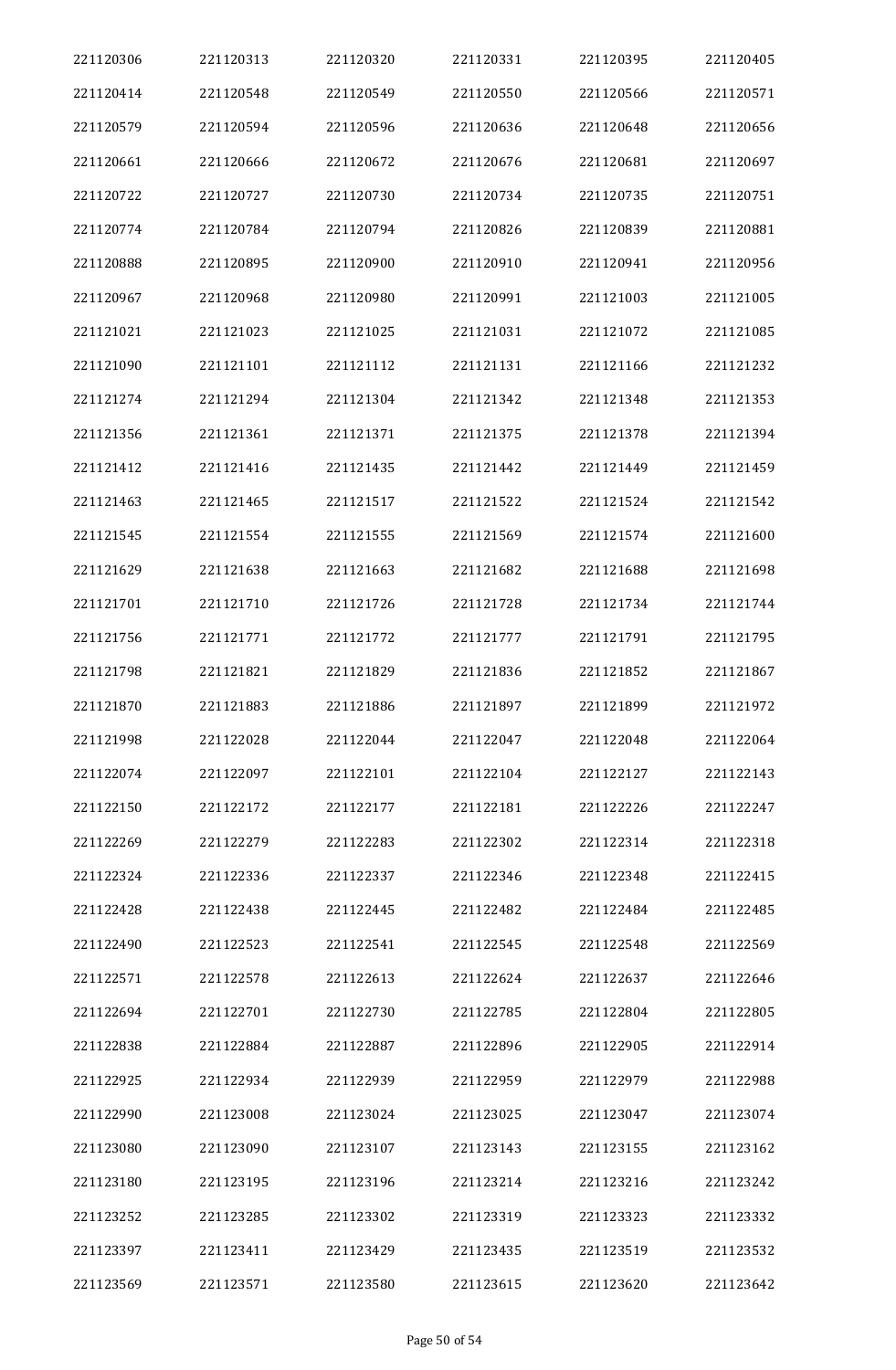| 221120306 | 221120313 | 221120320 | 221120331 | 221120395 | 221120405 |
|---|---|---|---|---|---|
| 221120414 | 221120548 | 221120549 | 221120550 | 221120566 | 221120571 |
| 221120579 | 221120594 | 221120596 | 221120636 | 221120648 | 221120656 |
| 221120661 | 221120666 | 221120672 | 221120676 | 221120681 | 221120697 |
| 221120722 | 221120727 | 221120730 | 221120734 | 221120735 | 221120751 |
| 221120774 | 221120784 | 221120794 | 221120826 | 221120839 | 221120881 |
| 221120888 | 221120895 | 221120900 | 221120910 | 221120941 | 221120956 |
| 221120967 | 221120968 | 221120980 | 221120991 | 221121003 | 221121005 |
| 221121021 | 221121023 | 221121025 | 221121031 | 221121072 | 221121085 |
| 221121090 | 221121101 | 221121112 | 221121131 | 221121166 | 221121232 |
| 221121274 | 221121294 | 221121304 | 221121342 | 221121348 | 221121353 |
| 221121356 | 221121361 | 221121371 | 221121375 | 221121378 | 221121394 |
| 221121412 | 221121416 | 221121435 | 221121442 | 221121449 | 221121459 |
| 221121463 | 221121465 | 221121517 | 221121522 | 221121524 | 221121542 |
| 221121545 | 221121554 | 221121555 | 221121569 | 221121574 | 221121600 |
| 221121629 | 221121638 | 221121663 | 221121682 | 221121688 | 221121698 |
| 221121701 | 221121710 | 221121726 | 221121728 | 221121734 | 221121744 |
| 221121756 | 221121771 | 221121772 | 221121777 | 221121791 | 221121795 |
| 221121798 | 221121821 | 221121829 | 221121836 | 221121852 | 221121867 |
| 221121870 | 221121883 | 221121886 | 221121897 | 221121899 | 221121972 |
| 221121998 | 221122028 | 221122044 | 221122047 | 221122048 | 221122064 |
| 221122074 | 221122097 | 221122101 | 221122104 | 221122127 | 221122143 |
| 221122150 | 221122172 | 221122177 | 221122181 | 221122226 | 221122247 |
| 221122269 | 221122279 | 221122283 | 221122302 | 221122314 | 221122318 |
| 221122324 | 221122336 | 221122337 | 221122346 | 221122348 | 221122415 |
| 221122428 | 221122438 | 221122445 | 221122482 | 221122484 | 221122485 |
| 221122490 | 221122523 | 221122541 | 221122545 | 221122548 | 221122569 |
| 221122571 | 221122578 | 221122613 | 221122624 | 221122637 | 221122646 |
| 221122694 | 221122701 | 221122730 | 221122785 | 221122804 | 221122805 |
| 221122838 | 221122884 | 221122887 | 221122896 | 221122905 | 221122914 |
| 221122925 | 221122934 | 221122939 | 221122959 | 221122979 | 221122988 |
| 221122990 | 221123008 | 221123024 | 221123025 | 221123047 | 221123074 |
| 221123080 | 221123090 | 221123107 | 221123143 | 221123155 | 221123162 |
| 221123180 | 221123195 | 221123196 | 221123214 | 221123216 | 221123242 |
| 221123252 | 221123285 | 221123302 | 221123319 | 221123323 | 221123332 |
| 221123397 | 221123411 | 221123429 | 221123435 | 221123519 | 221123532 |
| 221123569 | 221123571 | 221123580 | 221123615 | 221123620 | 221123642 |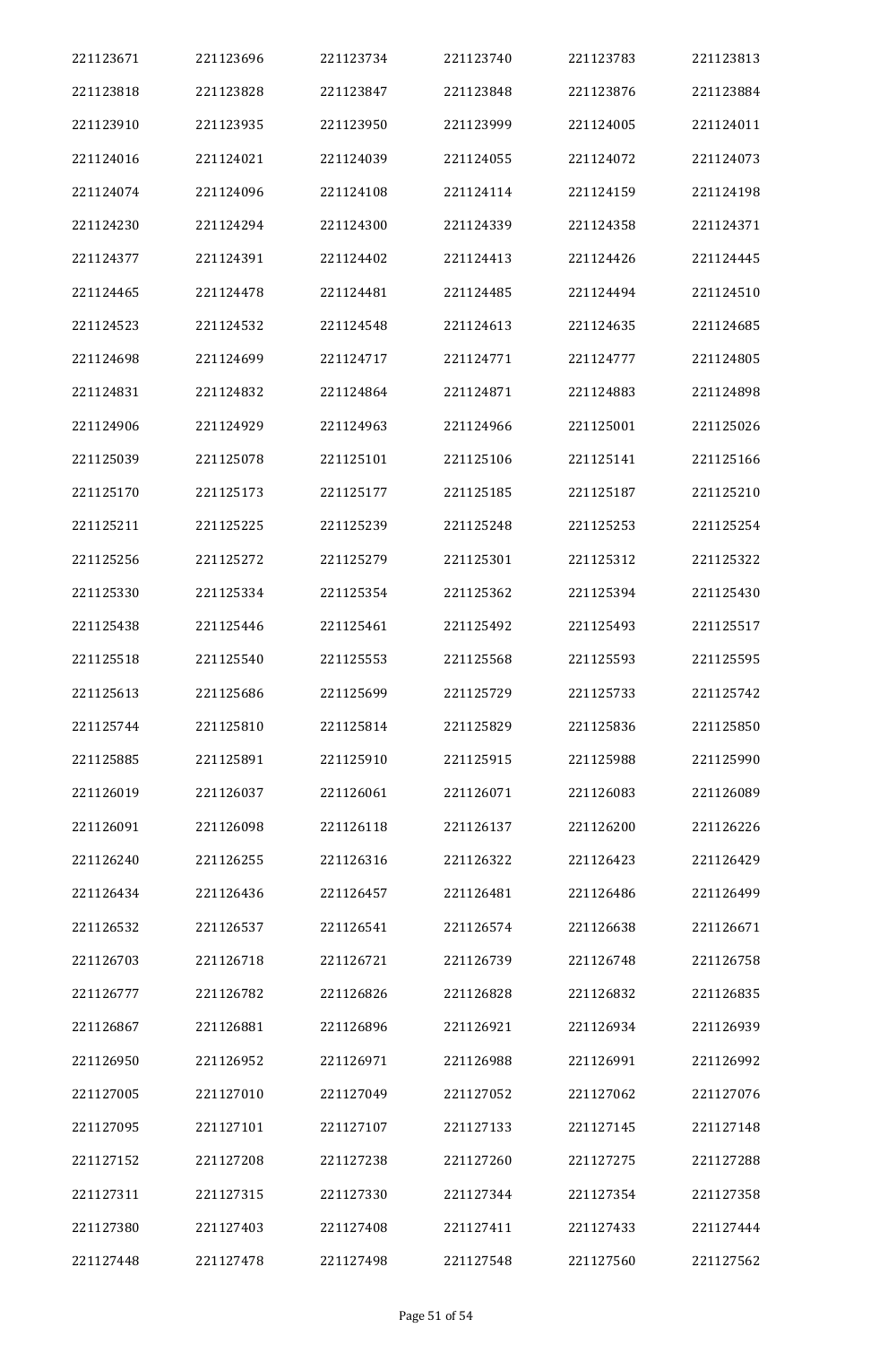| 221123671 | 221123696 | 221123734 | 221123740 | 221123783 | 221123813 |
|---|---|---|---|---|---|
| 221123818 | 221123828 | 221123847 | 221123848 | 221123876 | 221123884 |
| 221123910 | 221123935 | 221123950 | 221123999 | 221124005 | 221124011 |
| 221124016 | 221124021 | 221124039 | 221124055 | 221124072 | 221124073 |
| 221124074 | 221124096 | 221124108 | 221124114 | 221124159 | 221124198 |
| 221124230 | 221124294 | 221124300 | 221124339 | 221124358 | 221124371 |
| 221124377 | 221124391 | 221124402 | 221124413 | 221124426 | 221124445 |
| 221124465 | 221124478 | 221124481 | 221124485 | 221124494 | 221124510 |
| 221124523 | 221124532 | 221124548 | 221124613 | 221124635 | 221124685 |
| 221124698 | 221124699 | 221124717 | 221124771 | 221124777 | 221124805 |
| 221124831 | 221124832 | 221124864 | 221124871 | 221124883 | 221124898 |
| 221124906 | 221124929 | 221124963 | 221124966 | 221125001 | 221125026 |
| 221125039 | 221125078 | 221125101 | 221125106 | 221125141 | 221125166 |
| 221125170 | 221125173 | 221125177 | 221125185 | 221125187 | 221125210 |
| 221125211 | 221125225 | 221125239 | 221125248 | 221125253 | 221125254 |
| 221125256 | 221125272 | 221125279 | 221125301 | 221125312 | 221125322 |
| 221125330 | 221125334 | 221125354 | 221125362 | 221125394 | 221125430 |
| 221125438 | 221125446 | 221125461 | 221125492 | 221125493 | 221125517 |
| 221125518 | 221125540 | 221125553 | 221125568 | 221125593 | 221125595 |
| 221125613 | 221125686 | 221125699 | 221125729 | 221125733 | 221125742 |
| 221125744 | 221125810 | 221125814 | 221125829 | 221125836 | 221125850 |
| 221125885 | 221125891 | 221125910 | 221125915 | 221125988 | 221125990 |
| 221126019 | 221126037 | 221126061 | 221126071 | 221126083 | 221126089 |
| 221126091 | 221126098 | 221126118 | 221126137 | 221126200 | 221126226 |
| 221126240 | 221126255 | 221126316 | 221126322 | 221126423 | 221126429 |
| 221126434 | 221126436 | 221126457 | 221126481 | 221126486 | 221126499 |
| 221126532 | 221126537 | 221126541 | 221126574 | 221126638 | 221126671 |
| 221126703 | 221126718 | 221126721 | 221126739 | 221126748 | 221126758 |
| 221126777 | 221126782 | 221126826 | 221126828 | 221126832 | 221126835 |
| 221126867 | 221126881 | 221126896 | 221126921 | 221126934 | 221126939 |
| 221126950 | 221126952 | 221126971 | 221126988 | 221126991 | 221126992 |
| 221127005 | 221127010 | 221127049 | 221127052 | 221127062 | 221127076 |
| 221127095 | 221127101 | 221127107 | 221127133 | 221127145 | 221127148 |
| 221127152 | 221127208 | 221127238 | 221127260 | 221127275 | 221127288 |
| 221127311 | 221127315 | 221127330 | 221127344 | 221127354 | 221127358 |
| 221127380 | 221127403 | 221127408 | 221127411 | 221127433 | 221127444 |
| 221127448 | 221127478 | 221127498 | 221127548 | 221127560 | 221127562 |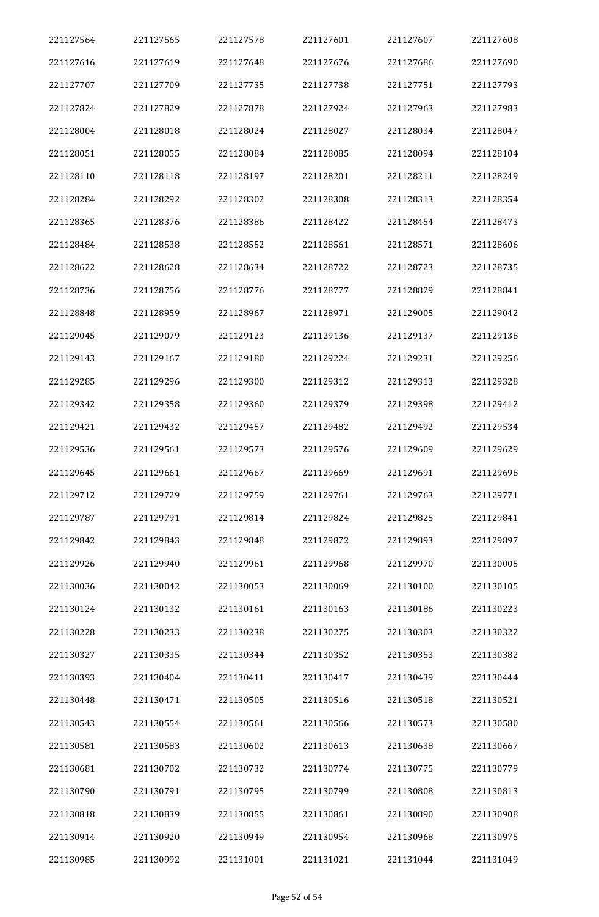| | | | | | |
|---|---|---|---|---|---|
| 221127564 | 221127565 | 221127578 | 221127601 | 221127607 | 221127608 |
| 221127616 | 221127619 | 221127648 | 221127676 | 221127686 | 221127690 |
| 221127707 | 221127709 | 221127735 | 221127738 | 221127751 | 221127793 |
| 221127824 | 221127829 | 221127878 | 221127924 | 221127963 | 221127983 |
| 221128004 | 221128018 | 221128024 | 221128027 | 221128034 | 221128047 |
| 221128051 | 221128055 | 221128084 | 221128085 | 221128094 | 221128104 |
| 221128110 | 221128118 | 221128197 | 221128201 | 221128211 | 221128249 |
| 221128284 | 221128292 | 221128302 | 221128308 | 221128313 | 221128354 |
| 221128365 | 221128376 | 221128386 | 221128422 | 221128454 | 221128473 |
| 221128484 | 221128538 | 221128552 | 221128561 | 221128571 | 221128606 |
| 221128622 | 221128628 | 221128634 | 221128722 | 221128723 | 221128735 |
| 221128736 | 221128756 | 221128776 | 221128777 | 221128829 | 221128841 |
| 221128848 | 221128959 | 221128967 | 221128971 | 221129005 | 221129042 |
| 221129045 | 221129079 | 221129123 | 221129136 | 221129137 | 221129138 |
| 221129143 | 221129167 | 221129180 | 221129224 | 221129231 | 221129256 |
| 221129285 | 221129296 | 221129300 | 221129312 | 221129313 | 221129328 |
| 221129342 | 221129358 | 221129360 | 221129379 | 221129398 | 221129412 |
| 221129421 | 221129432 | 221129457 | 221129482 | 221129492 | 221129534 |
| 221129536 | 221129561 | 221129573 | 221129576 | 221129609 | 221129629 |
| 221129645 | 221129661 | 221129667 | 221129669 | 221129691 | 221129698 |
| 221129712 | 221129729 | 221129759 | 221129761 | 221129763 | 221129771 |
| 221129787 | 221129791 | 221129814 | 221129824 | 221129825 | 221129841 |
| 221129842 | 221129843 | 221129848 | 221129872 | 221129893 | 221129897 |
| 221129926 | 221129940 | 221129961 | 221129968 | 221129970 | 221130005 |
| 221130036 | 221130042 | 221130053 | 221130069 | 221130100 | 221130105 |
| 221130124 | 221130132 | 221130161 | 221130163 | 221130186 | 221130223 |
| 221130228 | 221130233 | 221130238 | 221130275 | 221130303 | 221130322 |
| 221130327 | 221130335 | 221130344 | 221130352 | 221130353 | 221130382 |
| 221130393 | 221130404 | 221130411 | 221130417 | 221130439 | 221130444 |
| 221130448 | 221130471 | 221130505 | 221130516 | 221130518 | 221130521 |
| 221130543 | 221130554 | 221130561 | 221130566 | 221130573 | 221130580 |
| 221130581 | 221130583 | 221130602 | 221130613 | 221130638 | 221130667 |
| 221130681 | 221130702 | 221130732 | 221130774 | 221130775 | 221130779 |
| 221130790 | 221130791 | 221130795 | 221130799 | 221130808 | 221130813 |
| 221130818 | 221130839 | 221130855 | 221130861 | 221130890 | 221130908 |
| 221130914 | 221130920 | 221130949 | 221130954 | 221130968 | 221130975 |
| 221130985 | 221130992 | 221131001 | 221131021 | 221131044 | 221131049 |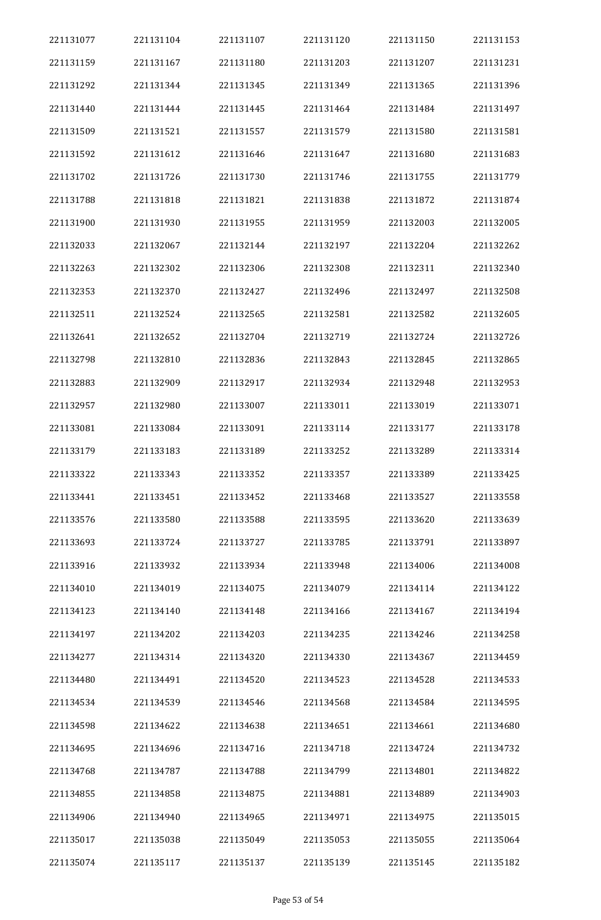| 221131077 | 221131104 | 221131107 | 221131120 | 221131150 | 221131153 |
|---|---|---|---|---|---|
| 221131159 | 221131167 | 221131180 | 221131203 | 221131207 | 221131231 |
| 221131292 | 221131344 | 221131345 | 221131349 | 221131365 | 221131396 |
| 221131440 | 221131444 | 221131445 | 221131464 | 221131484 | 221131497 |
| 221131509 | 221131521 | 221131557 | 221131579 | 221131580 | 221131581 |
| 221131592 | 221131612 | 221131646 | 221131647 | 221131680 | 221131683 |
| 221131702 | 221131726 | 221131730 | 221131746 | 221131755 | 221131779 |
| 221131788 | 221131818 | 221131821 | 221131838 | 221131872 | 221131874 |
| 221131900 | 221131930 | 221131955 | 221131959 | 221132003 | 221132005 |
| 221132033 | 221132067 | 221132144 | 221132197 | 221132204 | 221132262 |
| 221132263 | 221132302 | 221132306 | 221132308 | 221132311 | 221132340 |
| 221132353 | 221132370 | 221132427 | 221132496 | 221132497 | 221132508 |
| 221132511 | 221132524 | 221132565 | 221132581 | 221132582 | 221132605 |
| 221132641 | 221132652 | 221132704 | 221132719 | 221132724 | 221132726 |
| 221132798 | 221132810 | 221132836 | 221132843 | 221132845 | 221132865 |
| 221132883 | 221132909 | 221132917 | 221132934 | 221132948 | 221132953 |
| 221132957 | 221132980 | 221133007 | 221133011 | 221133019 | 221133071 |
| 221133081 | 221133084 | 221133091 | 221133114 | 221133177 | 221133178 |
| 221133179 | 221133183 | 221133189 | 221133252 | 221133289 | 221133314 |
| 221133322 | 221133343 | 221133352 | 221133357 | 221133389 | 221133425 |
| 221133441 | 221133451 | 221133452 | 221133468 | 221133527 | 221133558 |
| 221133576 | 221133580 | 221133588 | 221133595 | 221133620 | 221133639 |
| 221133693 | 221133724 | 221133727 | 221133785 | 221133791 | 221133897 |
| 221133916 | 221133932 | 221133934 | 221133948 | 221134006 | 221134008 |
| 221134010 | 221134019 | 221134075 | 221134079 | 221134114 | 221134122 |
| 221134123 | 221134140 | 221134148 | 221134166 | 221134167 | 221134194 |
| 221134197 | 221134202 | 221134203 | 221134235 | 221134246 | 221134258 |
| 221134277 | 221134314 | 221134320 | 221134330 | 221134367 | 221134459 |
| 221134480 | 221134491 | 221134520 | 221134523 | 221134528 | 221134533 |
| 221134534 | 221134539 | 221134546 | 221134568 | 221134584 | 221134595 |
| 221134598 | 221134622 | 221134638 | 221134651 | 221134661 | 221134680 |
| 221134695 | 221134696 | 221134716 | 221134718 | 221134724 | 221134732 |
| 221134768 | 221134787 | 221134788 | 221134799 | 221134801 | 221134822 |
| 221134855 | 221134858 | 221134875 | 221134881 | 221134889 | 221134903 |
| 221134906 | 221134940 | 221134965 | 221134971 | 221134975 | 221135015 |
| 221135017 | 221135038 | 221135049 | 221135053 | 221135055 | 221135064 |
| 221135074 | 221135117 | 221135137 | 221135139 | 221135145 | 221135182 |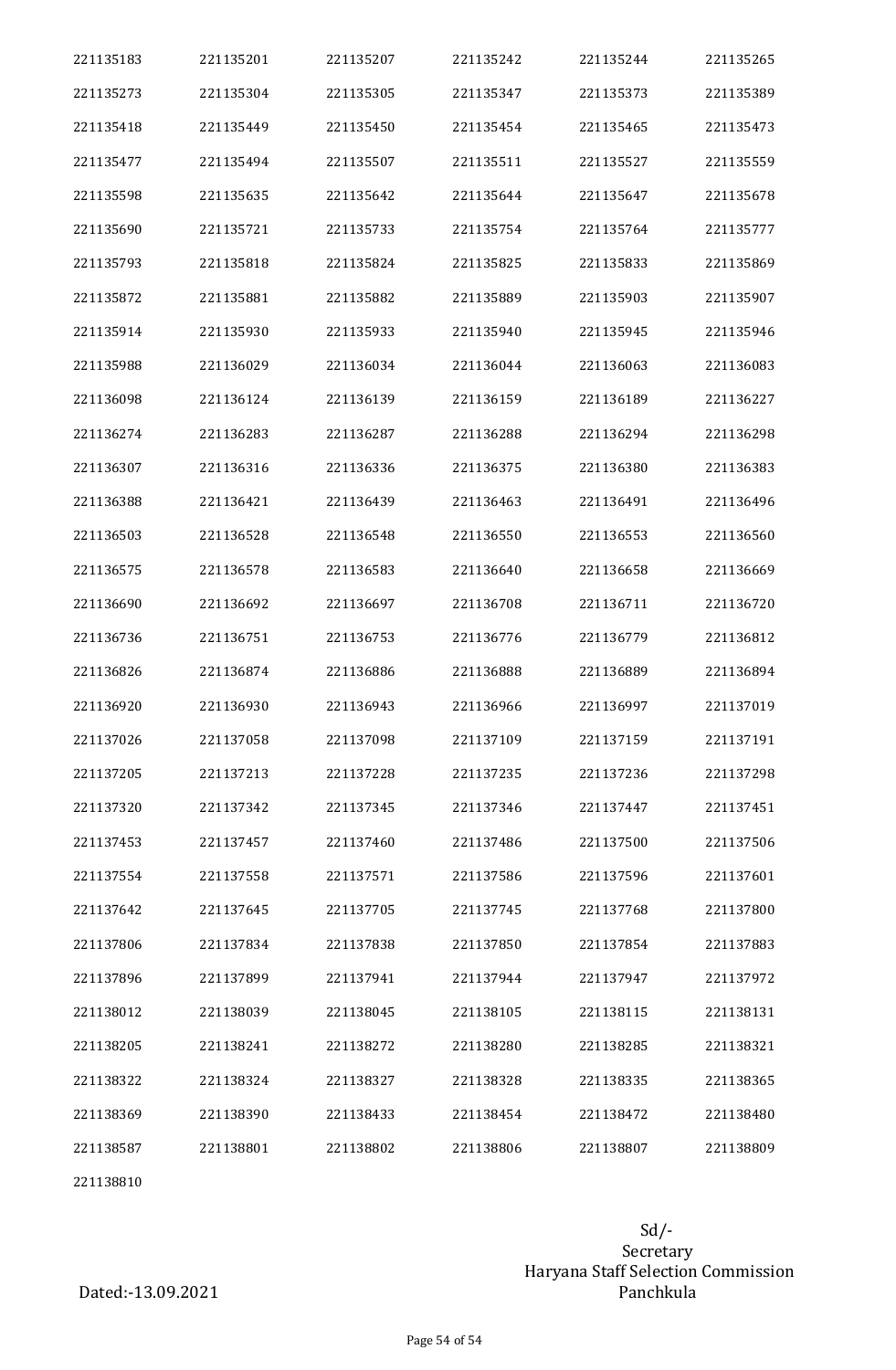| | | | | | |
|---|---|---|---|---|---|
| 221135183 | 221135201 | 221135207 | 221135242 | 221135244 | 221135265 |
| 221135273 | 221135304 | 221135305 | 221135347 | 221135373 | 221135389 |
| 221135418 | 221135449 | 221135450 | 221135454 | 221135465 | 221135473 |
| 221135477 | 221135494 | 221135507 | 221135511 | 221135527 | 221135559 |
| 221135598 | 221135635 | 221135642 | 221135644 | 221135647 | 221135678 |
| 221135690 | 221135721 | 221135733 | 221135754 | 221135764 | 221135777 |
| 221135793 | 221135818 | 221135824 | 221135825 | 221135833 | 221135869 |
| 221135872 | 221135881 | 221135882 | 221135889 | 221135903 | 221135907 |
| 221135914 | 221135930 | 221135933 | 221135940 | 221135945 | 221135946 |
| 221135988 | 221136029 | 221136034 | 221136044 | 221136063 | 221136083 |
| 221136098 | 221136124 | 221136139 | 221136159 | 221136189 | 221136227 |
| 221136274 | 221136283 | 221136287 | 221136288 | 221136294 | 221136298 |
| 221136307 | 221136316 | 221136336 | 221136375 | 221136380 | 221136383 |
| 221136388 | 221136421 | 221136439 | 221136463 | 221136491 | 221136496 |
| 221136503 | 221136528 | 221136548 | 221136550 | 221136553 | 221136560 |
| 221136575 | 221136578 | 221136583 | 221136640 | 221136658 | 221136669 |
| 221136690 | 221136692 | 221136697 | 221136708 | 221136711 | 221136720 |
| 221136736 | 221136751 | 221136753 | 221136776 | 221136779 | 221136812 |
| 221136826 | 221136874 | 221136886 | 221136888 | 221136889 | 221136894 |
| 221136920 | 221136930 | 221136943 | 221136966 | 221136997 | 221137019 |
| 221137026 | 221137058 | 221137098 | 221137109 | 221137159 | 221137191 |
| 221137205 | 221137213 | 221137228 | 221137235 | 221137236 | 221137298 |
| 221137320 | 221137342 | 221137345 | 221137346 | 221137447 | 221137451 |
| 221137453 | 221137457 | 221137460 | 221137486 | 221137500 | 221137506 |
| 221137554 | 221137558 | 221137571 | 221137586 | 221137596 | 221137601 |
| 221137642 | 221137645 | 221137705 | 221137745 | 221137768 | 221137800 |
| 221137806 | 221137834 | 221137838 | 221137850 | 221137854 | 221137883 |
| 221137896 | 221137899 | 221137941 | 221137944 | 221137947 | 221137972 |
| 221138012 | 221138039 | 221138045 | 221138105 | 221138115 | 221138131 |
| 221138205 | 221138241 | 221138272 | 221138280 | 221138285 | 221138321 |
| 221138322 | 221138324 | 221138327 | 221138328 | 221138335 | 221138365 |
| 221138369 | 221138390 | 221138433 | 221138454 | 221138472 | 221138480 |
| 221138587 | 221138801 | 221138802 | 221138806 | 221138807 | 221138809 |
| 221138810 | | | | | |

Sd/-
Secretary
Haryana Staff Selection Commission
Panchkula

Dated:-13.09.2021